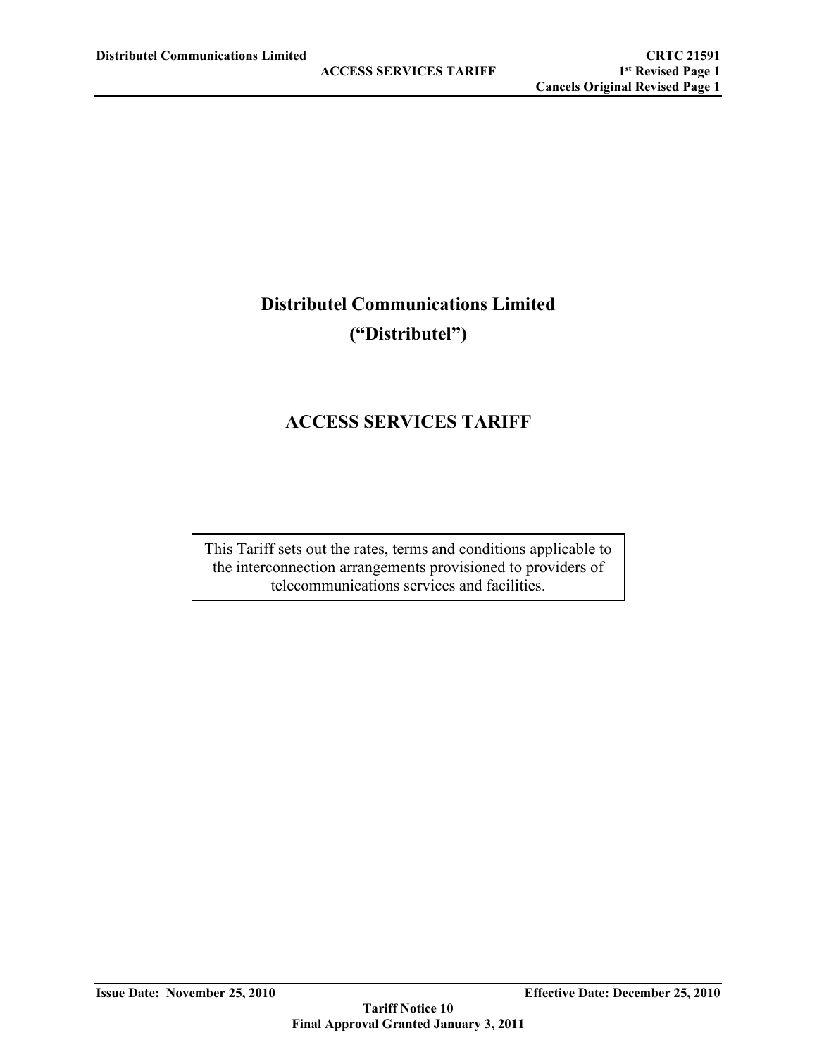# Distributel Communications Limited

# (“Distributel”)

## ACCESS SERVICES TARIFF

This Tariff sets out the rates, terms and conditions applicable to the interconnection arrangements provisioned to providers of telecommunications services and facilities.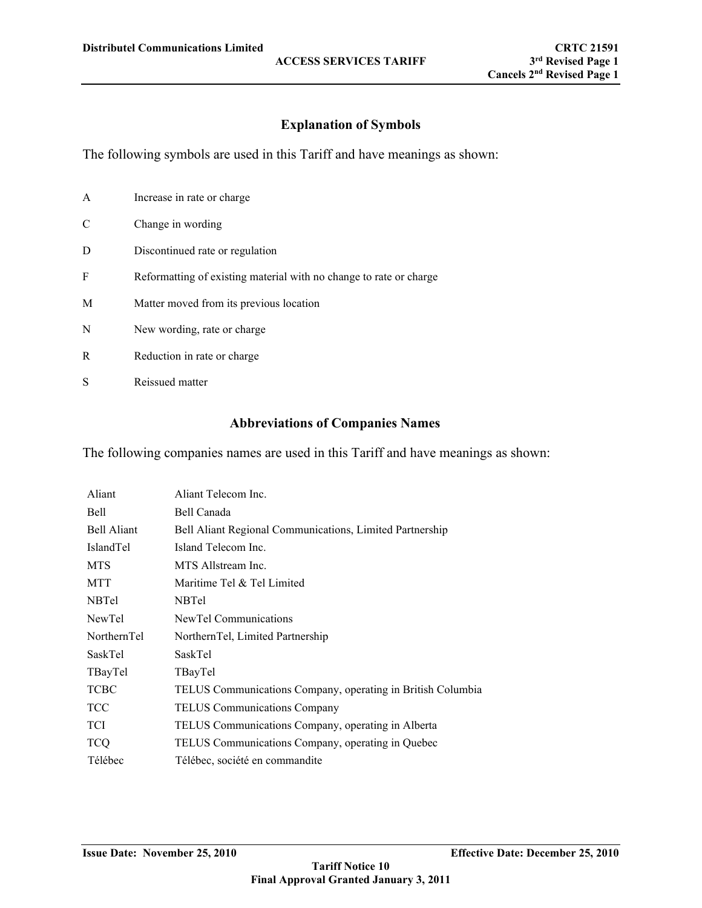## Explanation of Symbols

The following symbols are used in this Tariff and have meanings as shown:

| | |
|---|---|
| A | Increase in rate or charge |
| C | Change in wording |
| D | Discontinued rate or regulation |
| F | Reformatting of existing material with no change to rate or charge |
| M | Matter moved from its previous location |
| N | New wording, rate or charge |
| R | Reduction in rate or charge |
| S | Reissued matter |

## Abbreviations of Companies Names

The following companies names are used in this Tariff and have meanings as shown:

| | |
|---|---|
| Aliant | Aliant Telecom Inc. |
| Bell | Bell Canada |
| Bell Aliant | Bell Aliant Regional Communications, Limited Partnership |
| IslandTel | Island Telecom Inc. |
| MTS | MTS Allstream Inc. |
| MTT | Maritime Tel & Tel Limited |
| NBTel | NBTel |
| NewTel | NewTel Communications |
| NorthernTel | NorthernTel, Limited Partnership |
| SaskTel | SaskTel |
| TBayTel | TBayTel |
| TCBC | TELUS Communications Company, operating in British Columbia |
| TCC | TELUS Communications Company |
| TCI | TELUS Communications Company, operating in Alberta |
| TCQ | TELUS Communications Company, operating in Quebec |
| Télébec | Télébec, société en commandite |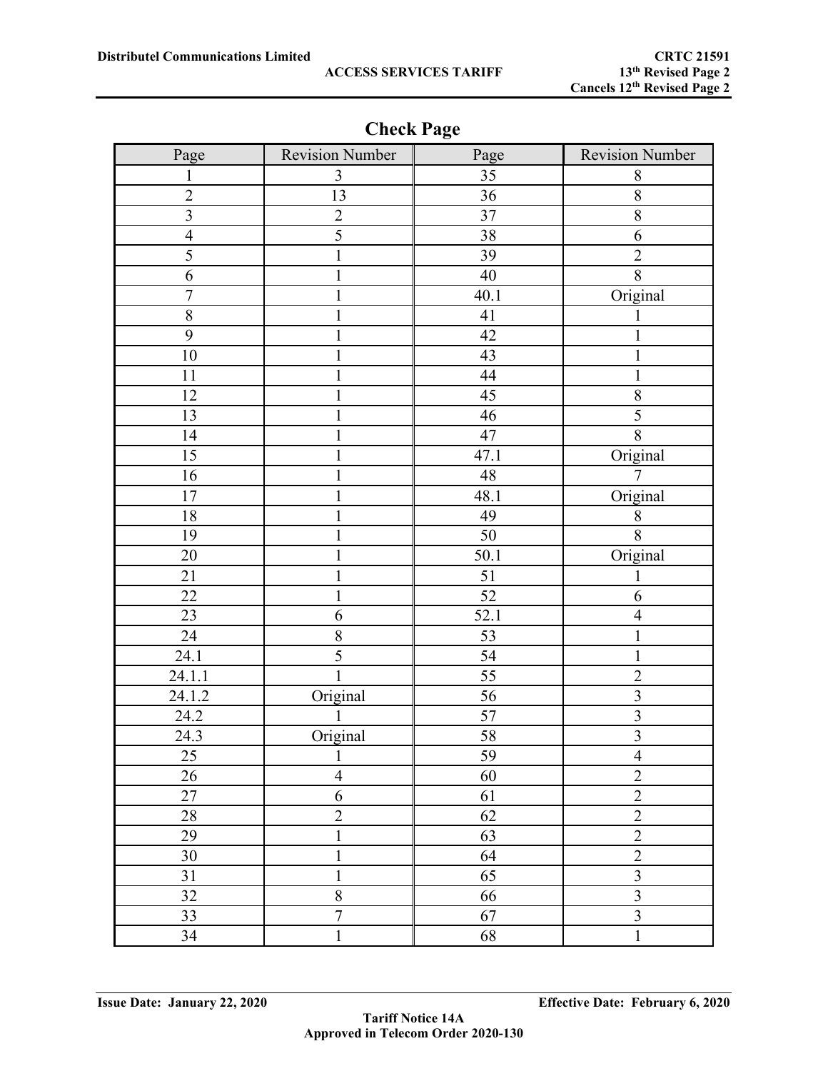## Check Page

| Page | Revision Number | Page | Revision Number |
|---|---|---|---|
| 1 | 3 | 35 | 8 |
| 2 | 13 | 36 | 8 |
| 3 | 2 | 37 | 8 |
| 4 | 5 | 38 | 6 |
| 5 | 1 | 39 | 2 |
| 6 | 1 | 40 | 8 |
| 7 | 1 | 40.1 | Original |
| 8 | 1 | 41 | 1 |
| 9 | 1 | 42 | 1 |
| 10 | 1 | 43 | 1 |
| 11 | 1 | 44 | 1 |
| 12 | 1 | 45 | 8 |
| 13 | 1 | 46 | 5 |
| 14 | 1 | 47 | 8 |
| 15 | 1 | 47.1 | Original |
| 16 | 1 | 48 | 7 |
| 17 | 1 | 48.1 | Original |
| 18 | 1 | 49 | 8 |
| 19 | 1 | 50 | 8 |
| 20 | 1 | 50.1 | Original |
| 21 | 1 | 51 | 1 |
| 22 | 1 | 52 | 6 |
| 23 | 6 | 52.1 | 4 |
| 24 | 8 | 53 | 1 |
| 24.1 | 5 | 54 | 1 |
| 24.1.1 | 1 | 55 | 2 |
| 24.1.2 | Original | 56 | 3 |
| 24.2 | 1 | 57 | 3 |
| 24.3 | Original | 58 | 3 |
| 25 | 1 | 59 | 4 |
| 26 | 4 | 60 | 2 |
| 27 | 6 | 61 | 2 |
| 28 | 2 | 62 | 2 |
| 29 | 1 | 63 | 2 |
| 30 | 1 | 64 | 2 |
| 31 | 1 | 65 | 3 |
| 32 | 8 | 66 | 3 |
| 33 | 7 | 67 | 3 |
| 34 | 1 | 68 | 1 |

**Issue Date: January 22, 2020** **Effective Date: February 6, 2020**

**Tariff Notice 14A**
**Approved in Telecom Order 2020-130**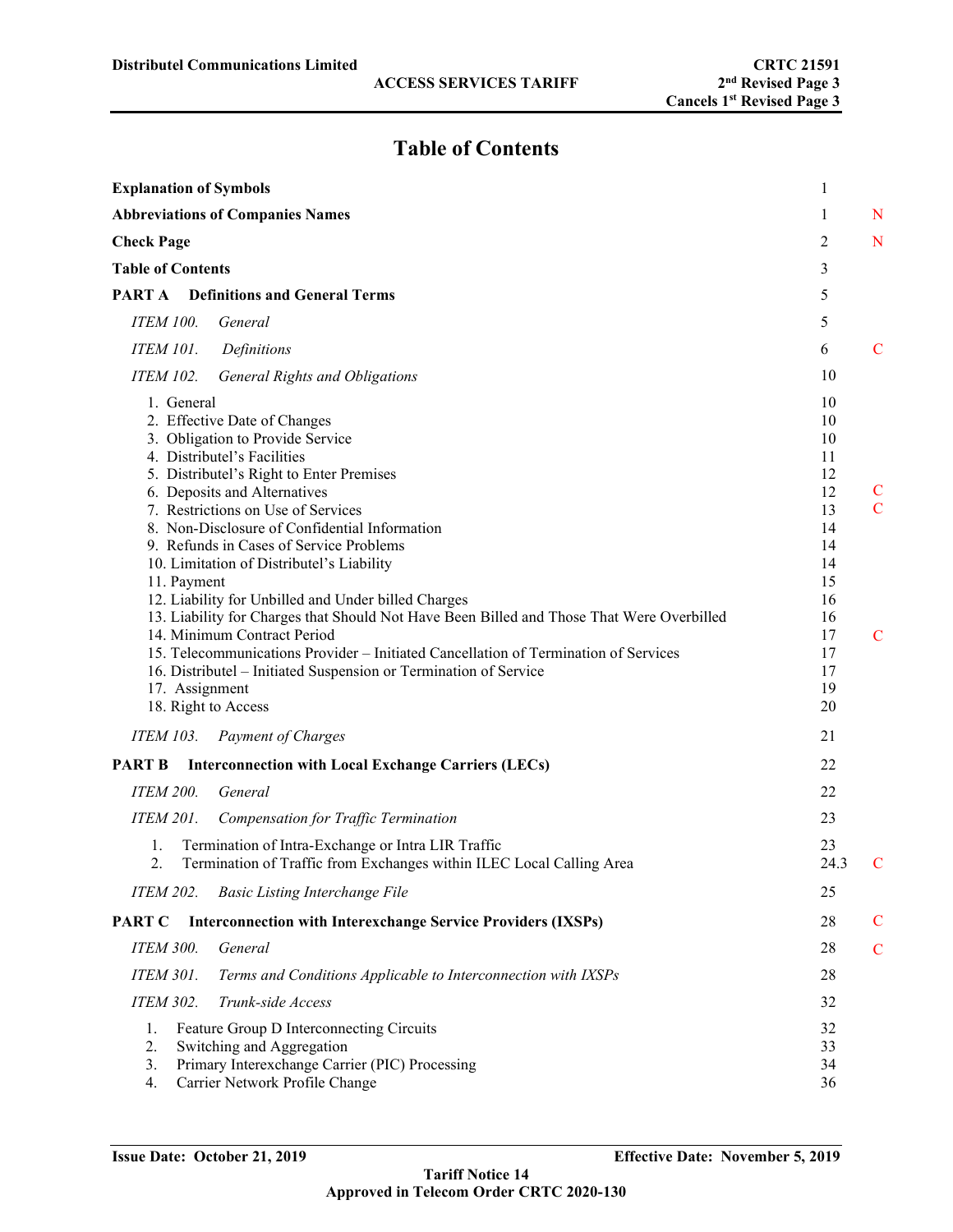# Table of Contents

| | Page | |
|---|---|---|
| **Explanation of Symbols** | 1 | |
| **Abbreviations of Companies Names** | 1 | N |
| **Check Page** | 2 | N |
| **Table of Contents** | 3 | |
| **PART A Definitions and General Terms** | 5 | |
| *ITEM 100. General* | 5 | |
| *ITEM 101. Definitions* | 6 | C |
| *ITEM 102. General Rights and Obligations* | 10 | |
| 1. General | 10 | |
| 2. Effective Date of Changes | 10 | |
| 3. Obligation to Provide Service | 10 | |
| 4. Distributel's Facilities | 11 | |
| 5. Distributel's Right to Enter Premises | 12 | |
| 6. Deposits and Alternatives | 12 | C |
| 7. Restrictions on Use of Services | 13 | C |
| 8. Non-Disclosure of Confidential Information | 14 | |
| 9. Refunds in Cases of Service Problems | 14 | |
| 10. Limitation of Distributel's Liability | 14 | |
| 11. Payment | 15 | |
| 12. Liability for Unbilled and Under billed Charges | 16 | |
| 13. Liability for Charges that Should Not Have Been Billed and Those That Were Overbilled | 16 | |
| 14. Minimum Contract Period | 17 | C |
| 15. Telecommunications Provider – Initiated Cancellation of Termination of Services | 17 | |
| 16. Distributel – Initiated Suspension or Termination of Service | 17 | |
| 17. Assignment | 19 | |
| 18. Right to Access | 20 | |
| *ITEM 103. Payment of Charges* | 21 | |
| **PART B Interconnection with Local Exchange Carriers (LECs)** | 22 | |
| *ITEM 200. General* | 22 | |
| *ITEM 201. Compensation for Traffic Termination* | 23 | |
| 1. Termination of Intra-Exchange or Intra LIR Traffic | 23 | |
| 2. Termination of Traffic from Exchanges within ILEC Local Calling Area | 24.3 | C |
| *ITEM 202. Basic Listing Interchange File* | 25 | |
| **PART C Interconnection with Interexchange Service Providers (IXSPs)** | 28 | C |
| *ITEM 300. General* | 28 | C |
| *ITEM 301. Terms and Conditions Applicable to Interconnection with IXSPs* | 28 | |
| *ITEM 302. Trunk-side Access* | 32 | |
| 1. Feature Group D Interconnecting Circuits | 32 | |
| 2. Switching and Aggregation | 33 | |
| 3. Primary Interexchange Carrier (PIC) Processing | 34 | |
| 4. Carrier Network Profile Change | 36 | |

Issue Date: October 21, 2019

Effective Date: November 5, 2019

Tariff Notice 14

Approved in Telecom Order CRTC 2020-130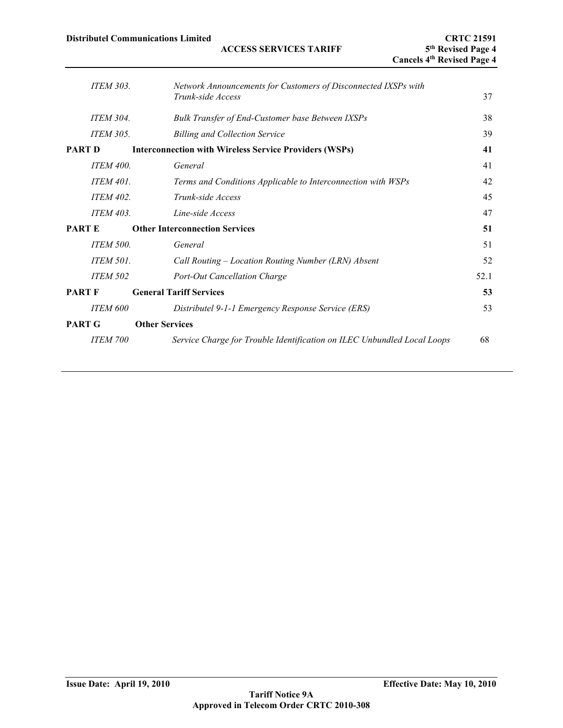| | | |
|---|---|---|
| *ITEM 303.* | *Network Announcements for Customers of Disconnected IXSPs with Trunk-side Access* | 37 |
| *ITEM 304.* | *Bulk Transfer of End-Customer base Between IXSPs* | 38 |
| *ITEM 305.* | *Billing and Collection Service* | 39 |
| **PART D** | **Interconnection with Wireless Service Providers (WSPs)** | **41** |
| *ITEM 400.* | *General* | 41 |
| *ITEM 401.* | *Terms and Conditions Applicable to Interconnection with WSPs* | 42 |
| *ITEM 402.* | *Trunk-side Access* | 45 |
| *ITEM 403.* | *Line-side Access* | 47 |
| **PART E** | **Other Interconnection Services** | **51** |
| *ITEM 500.* | *General* | 51 |
| *ITEM 501.* | *Call Routing – Location Routing Number (LRN) Absent* | 52 |
| *ITEM 502* | *Port-Out Cancellation Charge* | 52.1 |
| **PART F** | **General Tariff Services** | **53** |
| *ITEM 600* | *Distributel 9-1-1 Emergency Response Service (ERS)* | 53 |
| **PART G** | **Other Services** | |
| *ITEM 700* | *Service Charge for Trouble Identification on ILEC Unbundled Local Loops* | 68 |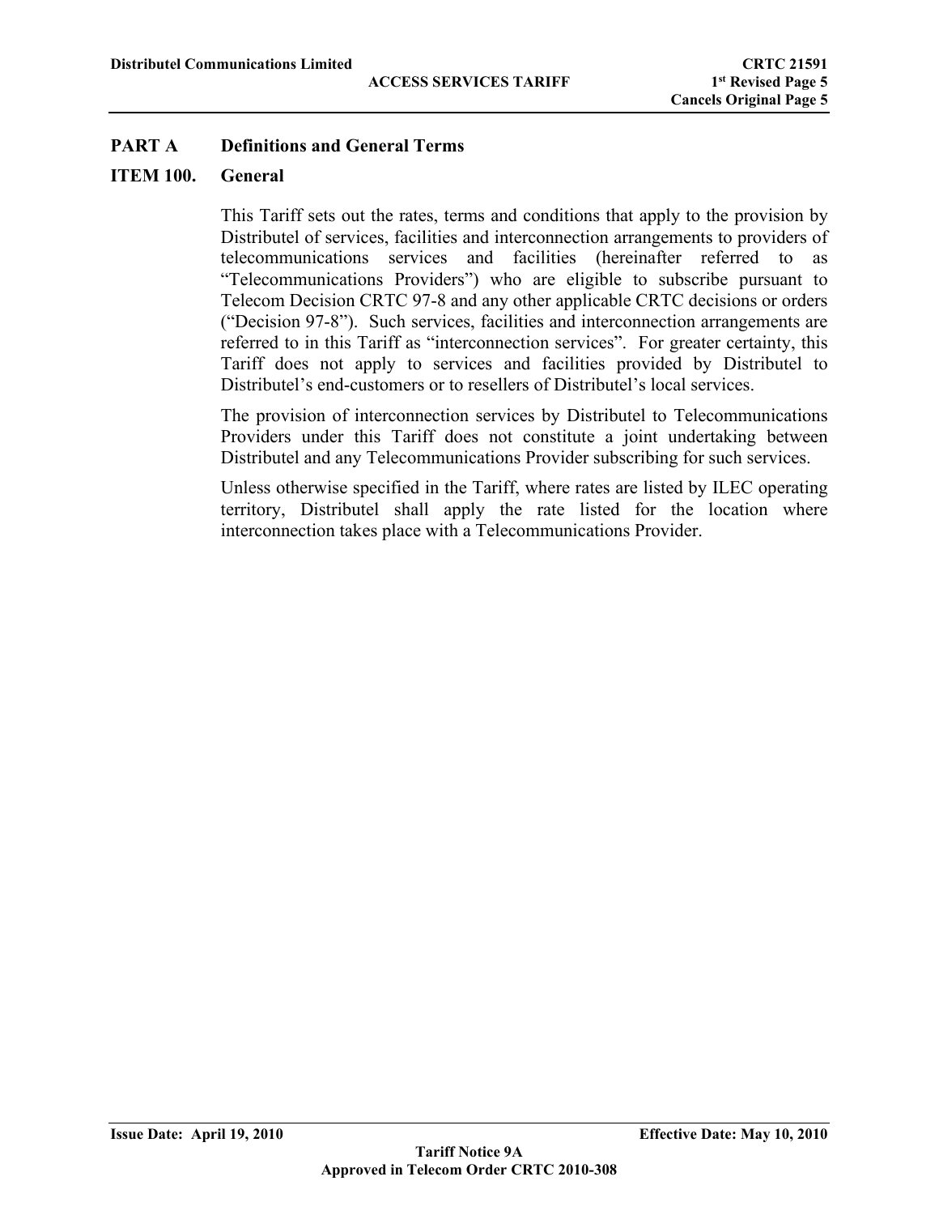## PART A Definitions and General Terms

### ITEM 100. General

This Tariff sets out the rates, terms and conditions that apply to the provision by Distributel of services, facilities and interconnection arrangements to providers of telecommunications services and facilities (hereinafter referred to as "Telecommunications Providers") who are eligible to subscribe pursuant to Telecom Decision CRTC 97-8 and any other applicable CRTC decisions or orders ("Decision 97-8"). Such services, facilities and interconnection arrangements are referred to in this Tariff as "interconnection services". For greater certainty, this Tariff does not apply to services and facilities provided by Distributel to Distributel's end-customers or to resellers of Distributel's local services.

The provision of interconnection services by Distributel to Telecommunications Providers under this Tariff does not constitute a joint undertaking between Distributel and any Telecommunications Provider subscribing for such services.

Unless otherwise specified in the Tariff, where rates are listed by ILEC operating territory, Distributel shall apply the rate listed for the location where interconnection takes place with a Telecommunications Provider.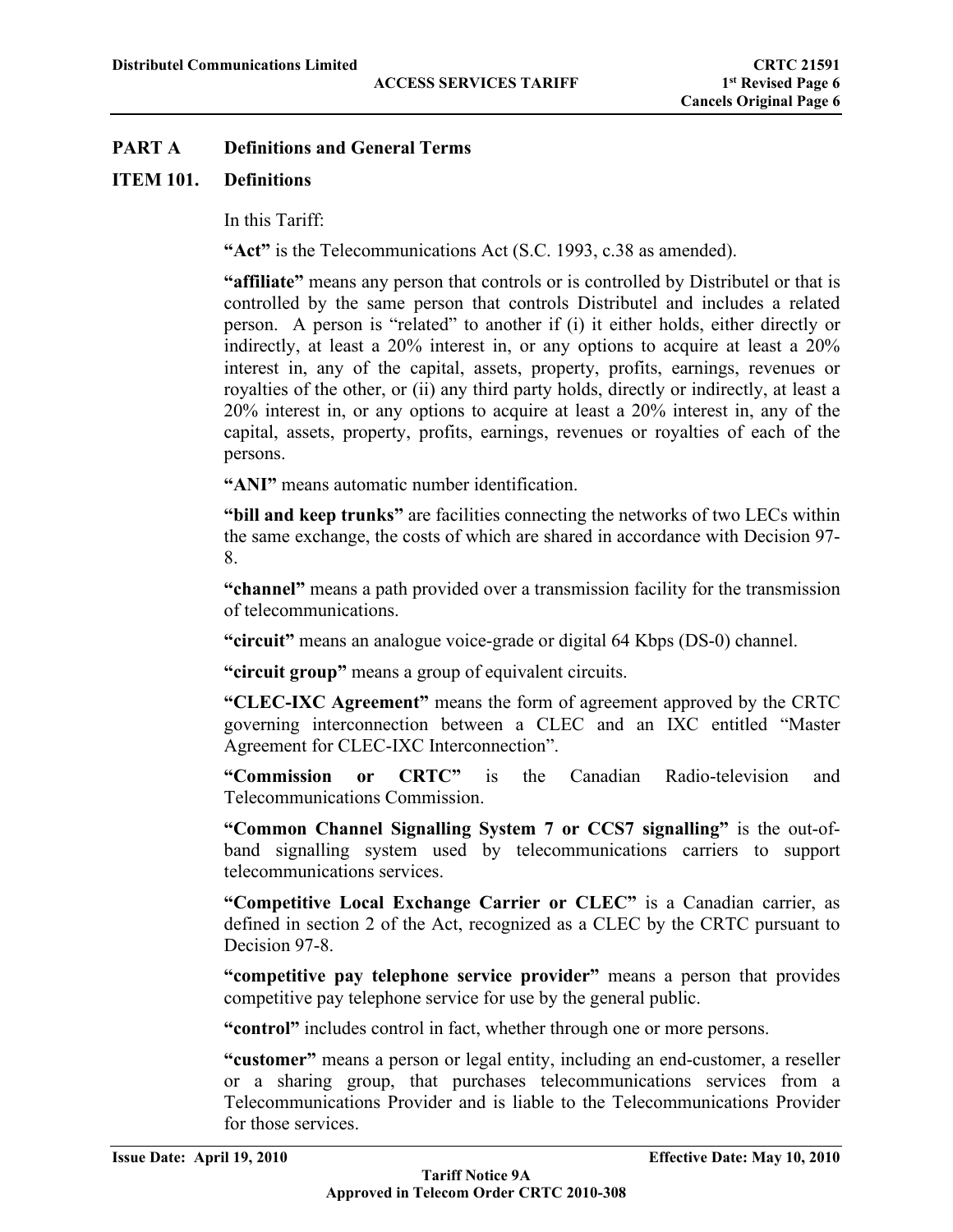## PART A Definitions and General Terms

### ITEM 101. Definitions

In this Tariff:

**"Act"** is the Telecommunications Act (S.C. 1993, c.38 as amended).

**"affiliate"** means any person that controls or is controlled by Distributel or that is controlled by the same person that controls Distributel and includes a related person. A person is "related" to another if (i) it either holds, either directly or indirectly, at least a 20% interest in, or any options to acquire at least a 20% interest in, any of the capital, assets, property, profits, earnings, revenues or royalties of the other, or (ii) any third party holds, directly or indirectly, at least a 20% interest in, or any options to acquire at least a 20% interest in, any of the capital, assets, property, profits, earnings, revenues or royalties of each of the persons.

**"ANI"** means automatic number identification.

**"bill and keep trunks"** are facilities connecting the networks of two LECs within the same exchange, the costs of which are shared in accordance with Decision 97-8.

**"channel"** means a path provided over a transmission facility for the transmission of telecommunications.

**"circuit"** means an analogue voice-grade or digital 64 Kbps (DS-0) channel.

**"circuit group"** means a group of equivalent circuits.

**"CLEC-IXC Agreement"** means the form of agreement approved by the CRTC governing interconnection between a CLEC and an IXC entitled "Master Agreement for CLEC-IXC Interconnection".

**"Commission or CRTC"** is the Canadian Radio-television and Telecommunications Commission.

**"Common Channel Signalling System 7 or CCS7 signalling"** is the out-of-band signalling system used by telecommunications carriers to support telecommunications services.

**"Competitive Local Exchange Carrier or CLEC"** is a Canadian carrier, as defined in section 2 of the Act, recognized as a CLEC by the CRTC pursuant to Decision 97-8.

**"competitive pay telephone service provider"** means a person that provides competitive pay telephone service for use by the general public.

**"control"** includes control in fact, whether through one or more persons.

**"customer"** means a person or legal entity, including an end-customer, a reseller or a sharing group, that purchases telecommunications services from a Telecommunications Provider and is liable to the Telecommunications Provider for those services.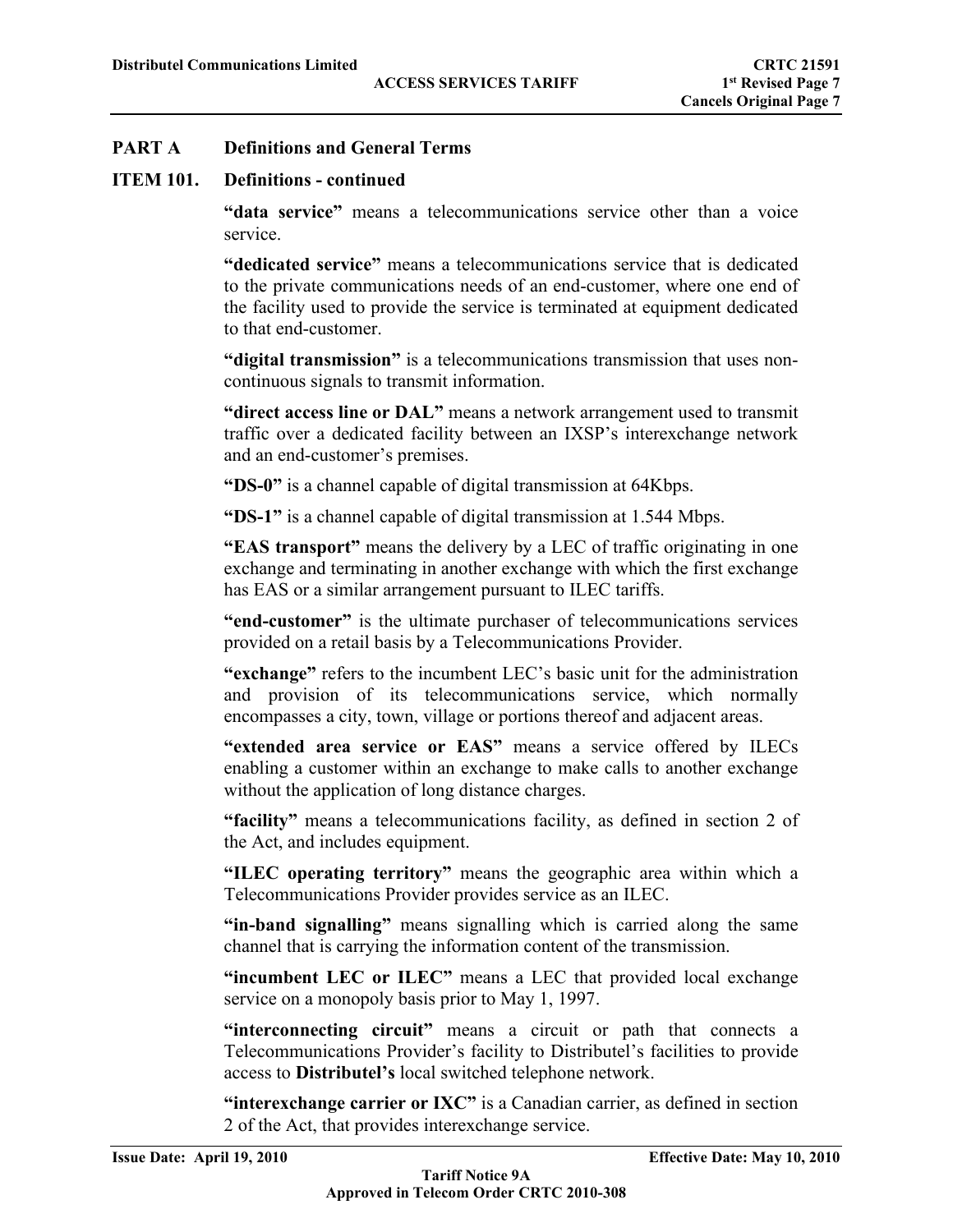## PART A Definitions and General Terms

### ITEM 101. Definitions - continued

**"data service"** means a telecommunications service other than a voice service.

**"dedicated service"** means a telecommunications service that is dedicated to the private communications needs of an end-customer, where one end of the facility used to provide the service is terminated at equipment dedicated to that end-customer.

**"digital transmission"** is a telecommunications transmission that uses non-continuous signals to transmit information.

**"direct access line or DAL"** means a network arrangement used to transmit traffic over a dedicated facility between an IXSP's interexchange network and an end-customer's premises.

**"DS-0"** is a channel capable of digital transmission at 64Kbps.

**"DS-1"** is a channel capable of digital transmission at 1.544 Mbps.

**"EAS transport"** means the delivery by a LEC of traffic originating in one exchange and terminating in another exchange with which the first exchange has EAS or a similar arrangement pursuant to ILEC tariffs.

**"end-customer"** is the ultimate purchaser of telecommunications services provided on a retail basis by a Telecommunications Provider.

**"exchange"** refers to the incumbent LEC's basic unit for the administration and provision of its telecommunications service, which normally encompasses a city, town, village or portions thereof and adjacent areas.

**"extended area service or EAS"** means a service offered by ILECs enabling a customer within an exchange to make calls to another exchange without the application of long distance charges.

**"facility"** means a telecommunications facility, as defined in section 2 of the Act, and includes equipment.

**"ILEC operating territory"** means the geographic area within which a Telecommunications Provider provides service as an ILEC.

**"in-band signalling"** means signalling which is carried along the same channel that is carrying the information content of the transmission.

**"incumbent LEC or ILEC"** means a LEC that provided local exchange service on a monopoly basis prior to May 1, 1997.

**"interconnecting circuit"** means a circuit or path that connects a Telecommunications Provider's facility to Distributel's facilities to provide access to **Distributel's** local switched telephone network.

**"interexchange carrier or IXC"** is a Canadian carrier, as defined in section 2 of the Act, that provides interexchange service.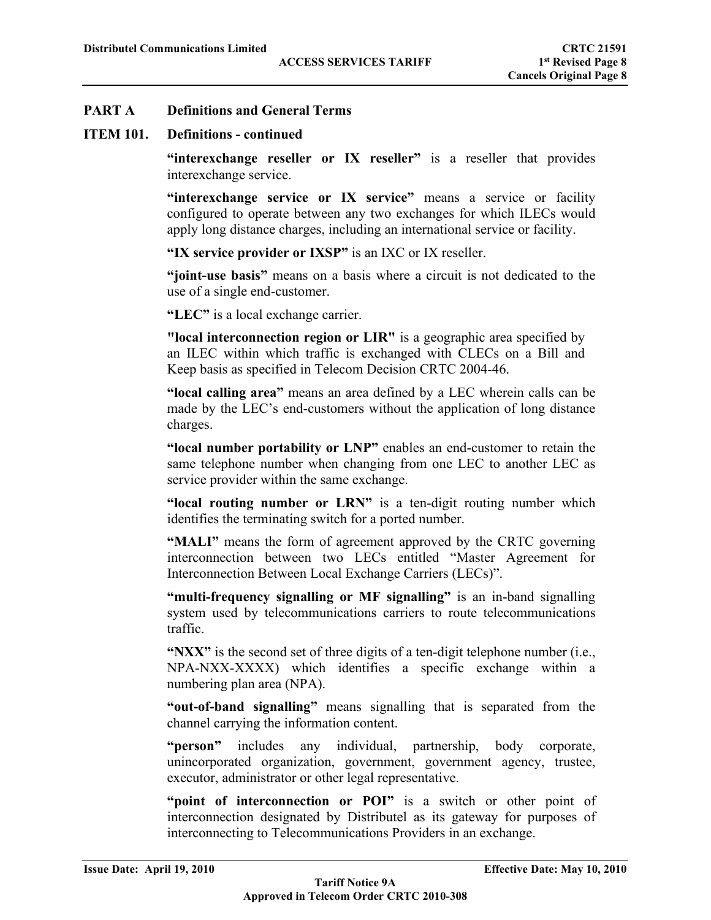## PART A Definitions and General Terms

### ITEM 101. Definitions - continued

**“interexchange reseller or IX reseller”** is a reseller that provides interexchange service.

**“interexchange service or IX service”** means a service or facility configured to operate between any two exchanges for which ILECs would apply long distance charges, including an international service or facility.

**“IX service provider or IXSP”** is an IXC or IX reseller.

**“joint-use basis”** means on a basis where a circuit is not dedicated to the use of a single end-customer.

**“LEC”** is a local exchange carrier.

**"local interconnection region or LIR"** is a geographic area specified by an ILEC within which traffic is exchanged with CLECs on a Bill and Keep basis as specified in Telecom Decision CRTC 2004-46.

**“local calling area”** means an area defined by a LEC wherein calls can be made by the LEC’s end-customers without the application of long distance charges.

**“local number portability or LNP”** enables an end-customer to retain the same telephone number when changing from one LEC to another LEC as service provider within the same exchange.

**“local routing number or LRN”** is a ten-digit routing number which identifies the terminating switch for a ported number.

**“MALI”** means the form of agreement approved by the CRTC governing interconnection between two LECs entitled “Master Agreement for Interconnection Between Local Exchange Carriers (LECs)”.

**“multi-frequency signalling or MF signalling”** is an in-band signalling system used by telecommunications carriers to route telecommunications traffic.

**“NXX”** is the second set of three digits of a ten-digit telephone number (i.e., NPA-NXX-XXXX) which identifies a specific exchange within a numbering plan area (NPA).

**“out-of-band signalling”** means signalling that is separated from the channel carrying the information content.

**“person”** includes any individual, partnership, body corporate, unincorporated organization, government, government agency, trustee, executor, administrator or other legal representative.

**“point of interconnection or POI”** is a switch or other point of interconnection designated by Distributel as its gateway for purposes of interconnecting to Telecommunications Providers in an exchange.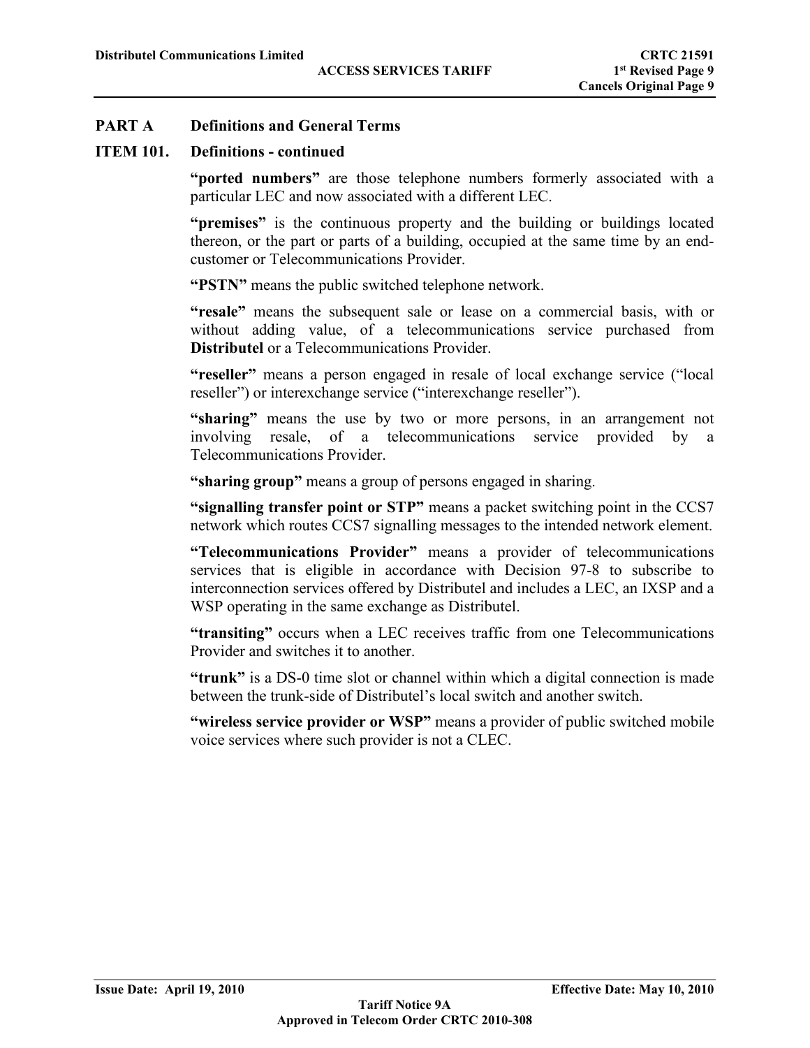## PART A Definitions and General Terms

### ITEM 101. Definitions - continued

**"ported numbers"** are those telephone numbers formerly associated with a particular LEC and now associated with a different LEC.

**"premises"** is the continuous property and the building or buildings located thereon, or the part or parts of a building, occupied at the same time by an end-customer or Telecommunications Provider.

**"PSTN"** means the public switched telephone network.

**"resale"** means the subsequent sale or lease on a commercial basis, with or without adding value, of a telecommunications service purchased from **Distributel** or a Telecommunications Provider.

**"reseller"** means a person engaged in resale of local exchange service ("local reseller") or interexchange service ("interexchange reseller").

**"sharing"** means the use by two or more persons, in an arrangement not involving resale, of a telecommunications service provided by a Telecommunications Provider.

**"sharing group"** means a group of persons engaged in sharing.

**"signalling transfer point or STP"** means a packet switching point in the CCS7 network which routes CCS7 signalling messages to the intended network element.

**"Telecommunications Provider"** means a provider of telecommunications services that is eligible in accordance with Decision 97-8 to subscribe to interconnection services offered by Distributel and includes a LEC, an IXSP and a WSP operating in the same exchange as Distributel.

**"transiting"** occurs when a LEC receives traffic from one Telecommunications Provider and switches it to another.

**"trunk"** is a DS-0 time slot or channel within which a digital connection is made between the trunk-side of Distributel's local switch and another switch.

**"wireless service provider or WSP"** means a provider of public switched mobile voice services where such provider is not a CLEC.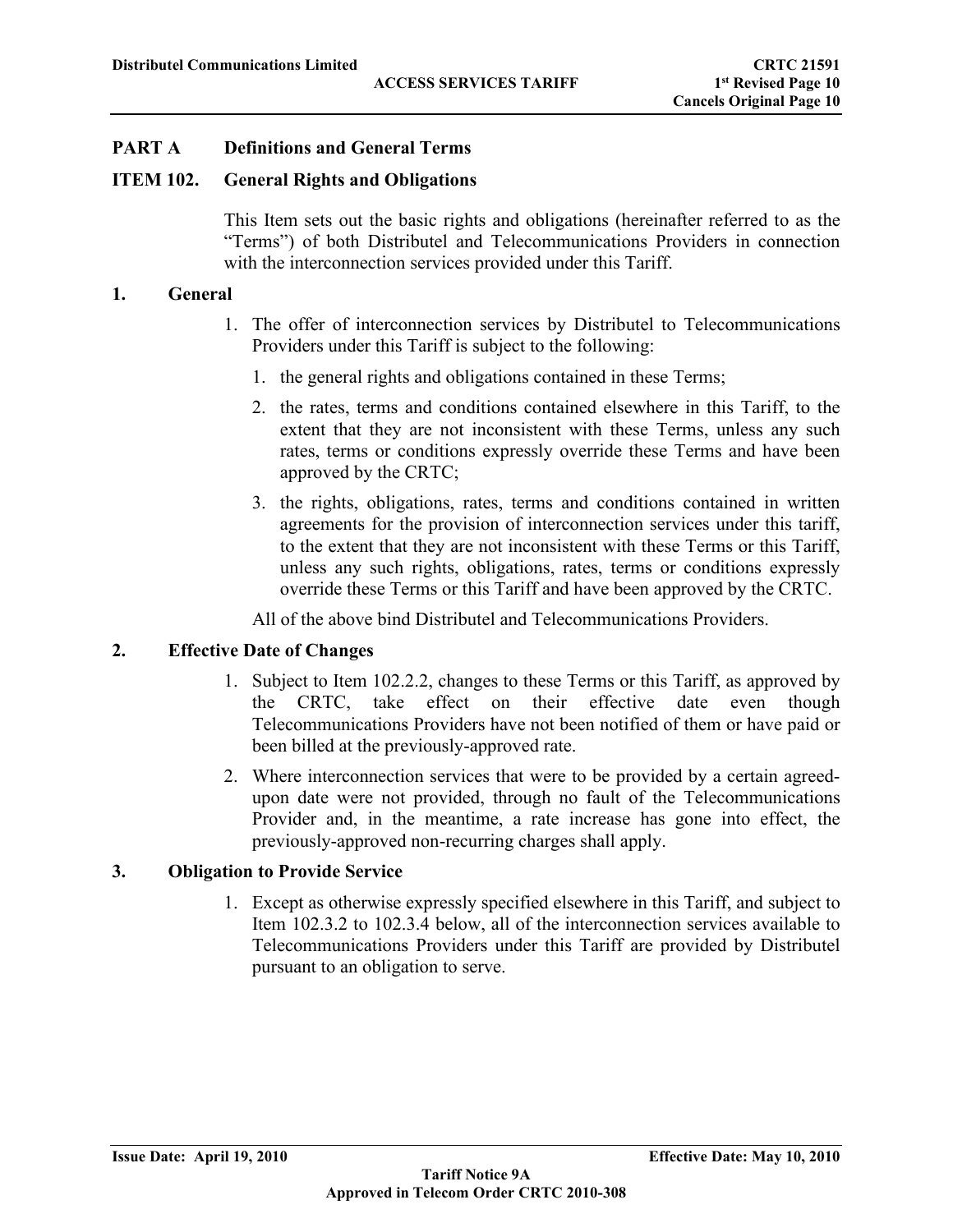## PART A Definitions and General Terms

### ITEM 102. General Rights and Obligations

This Item sets out the basic rights and obligations (hereinafter referred to as the "Terms") of both Distributel and Telecommunications Providers in connection with the interconnection services provided under this Tariff.

#### 1. General

1. The offer of interconnection services by Distributel to Telecommunications Providers under this Tariff is subject to the following:
   1. the general rights and obligations contained in these Terms;
   2. the rates, terms and conditions contained elsewhere in this Tariff, to the extent that they are not inconsistent with these Terms, unless any such rates, terms or conditions expressly override these Terms and have been approved by the CRTC;
   3. the rights, obligations, rates, terms and conditions contained in written agreements for the provision of interconnection services under this tariff, to the extent that they are not inconsistent with these Terms or this Tariff, unless any such rights, obligations, rates, terms or conditions expressly override these Terms or this Tariff and have been approved by the CRTC.

   All of the above bind Distributel and Telecommunications Providers.

#### 2. Effective Date of Changes

1. Subject to Item 102.2.2, changes to these Terms or this Tariff, as approved by the CRTC, take effect on their effective date even though Telecommunications Providers have not been notified of them or have paid or been billed at the previously-approved rate.
2. Where interconnection services that were to be provided by a certain agreed-upon date were not provided, through no fault of the Telecommunications Provider and, in the meantime, a rate increase has gone into effect, the previously-approved non-recurring charges shall apply.

#### 3. Obligation to Provide Service

1. Except as otherwise expressly specified elsewhere in this Tariff, and subject to Item 102.3.2 to 102.3.4 below, all of the interconnection services available to Telecommunications Providers under this Tariff are provided by Distributel pursuant to an obligation to serve.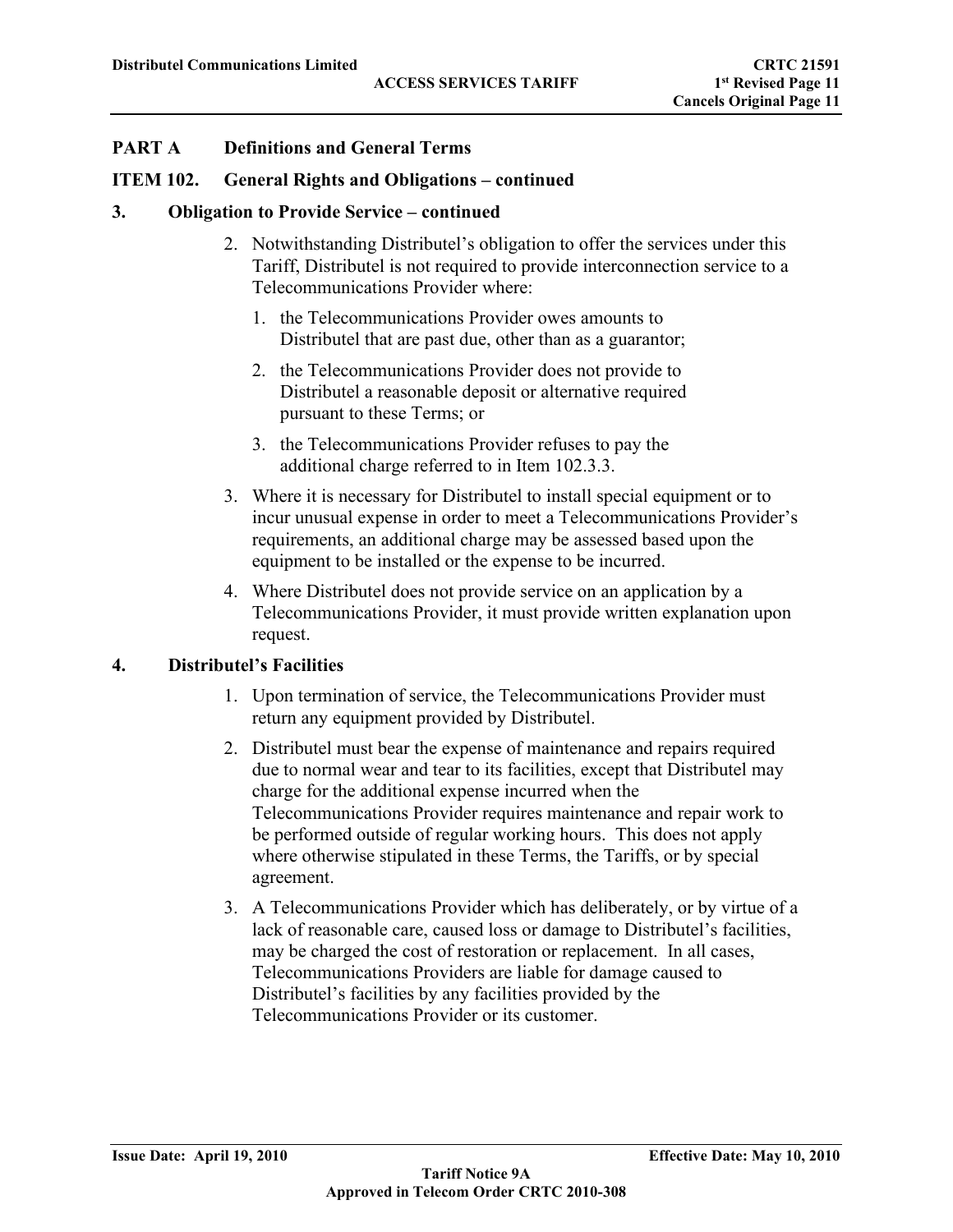## PART A Definitions and General Terms

### ITEM 102. General Rights and Obligations – continued

#### 3. Obligation to Provide Service – continued

2. Notwithstanding Distributel's obligation to offer the services under this Tariff, Distributel is not required to provide interconnection service to a Telecommunications Provider where:
   1. the Telecommunications Provider owes amounts to Distributel that are past due, other than as a guarantor;
   2. the Telecommunications Provider does not provide to Distributel a reasonable deposit or alternative required pursuant to these Terms; or
   3. the Telecommunications Provider refuses to pay the additional charge referred to in Item 102.3.3.
3. Where it is necessary for Distributel to install special equipment or to incur unusual expense in order to meet a Telecommunications Provider's requirements, an additional charge may be assessed based upon the equipment to be installed or the expense to be incurred.
4. Where Distributel does not provide service on an application by a Telecommunications Provider, it must provide written explanation upon request.

#### 4. Distributel's Facilities

1. Upon termination of service, the Telecommunications Provider must return any equipment provided by Distributel.
2. Distributel must bear the expense of maintenance and repairs required due to normal wear and tear to its facilities, except that Distributel may charge for the additional expense incurred when the Telecommunications Provider requires maintenance and repair work to be performed outside of regular working hours. This does not apply where otherwise stipulated in these Terms, the Tariffs, or by special agreement.
3. A Telecommunications Provider which has deliberately, or by virtue of a lack of reasonable care, caused loss or damage to Distributel's facilities, may be charged the cost of restoration or replacement. In all cases, Telecommunications Providers are liable for damage caused to Distributel's facilities by any facilities provided by the Telecommunications Provider or its customer.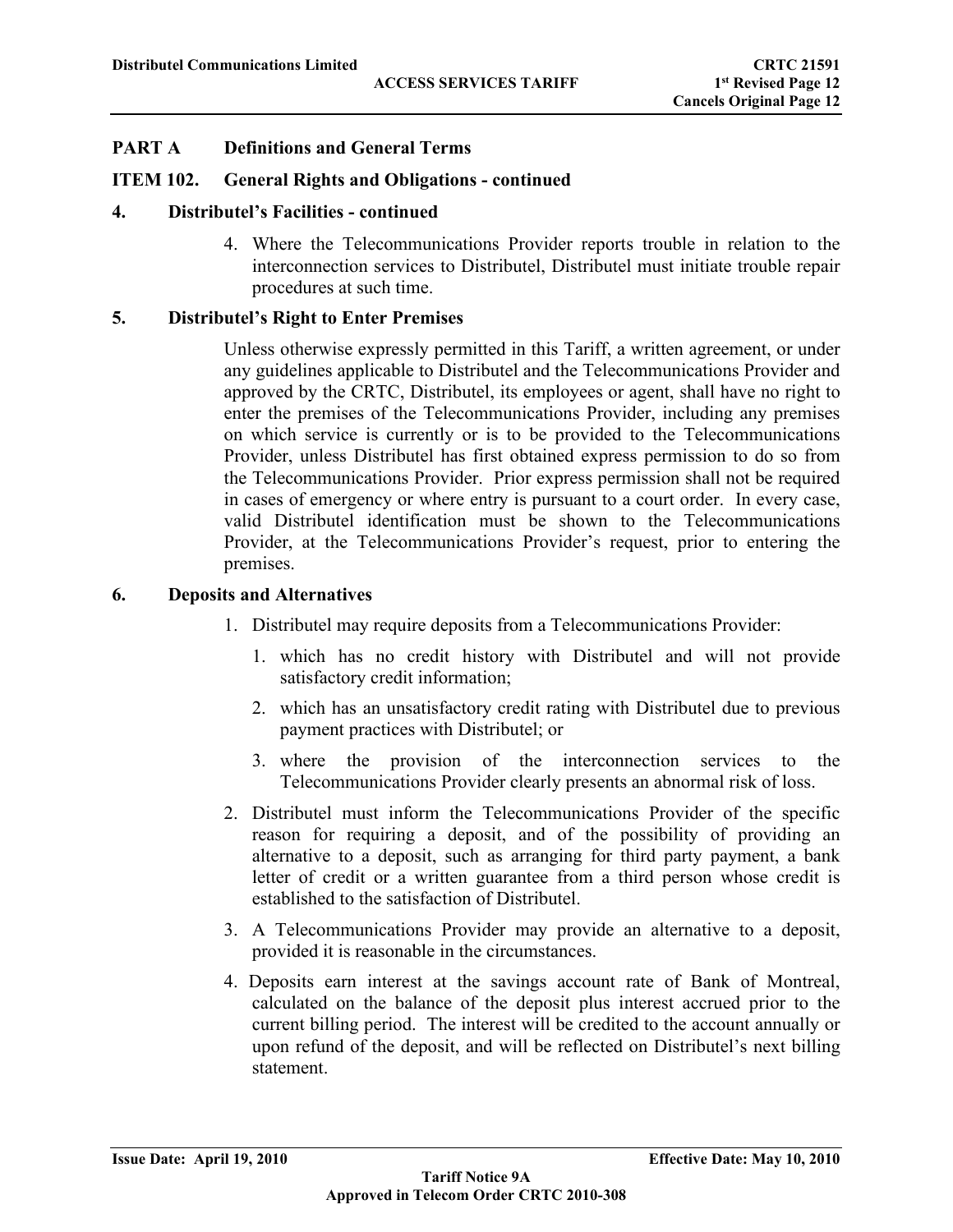## PART A Definitions and General Terms

### ITEM 102. General Rights and Obligations - continued

#### 4. Distributel's Facilities - continued

4. Where the Telecommunications Provider reports trouble in relation to the interconnection services to Distributel, Distributel must initiate trouble repair procedures at such time.

#### 5. Distributel's Right to Enter Premises

Unless otherwise expressly permitted in this Tariff, a written agreement, or under any guidelines applicable to Distributel and the Telecommunications Provider and approved by the CRTC, Distributel, its employees or agent, shall have no right to enter the premises of the Telecommunications Provider, including any premises on which service is currently or is to be provided to the Telecommunications Provider, unless Distributel has first obtained express permission to do so from the Telecommunications Provider. Prior express permission shall not be required in cases of emergency or where entry is pursuant to a court order. In every case, valid Distributel identification must be shown to the Telecommunications Provider, at the Telecommunications Provider's request, prior to entering the premises.

#### 6. Deposits and Alternatives

1. Distributel may require deposits from a Telecommunications Provider:
   1. which has no credit history with Distributel and will not provide satisfactory credit information;
   2. which has an unsatisfactory credit rating with Distributel due to previous payment practices with Distributel; or
   3. where the provision of the interconnection services to the Telecommunications Provider clearly presents an abnormal risk of loss.
2. Distributel must inform the Telecommunications Provider of the specific reason for requiring a deposit, and of the possibility of providing an alternative to a deposit, such as arranging for third party payment, a bank letter of credit or a written guarantee from a third person whose credit is established to the satisfaction of Distributel.
3. A Telecommunications Provider may provide an alternative to a deposit, provided it is reasonable in the circumstances.
4. Deposits earn interest at the savings account rate of Bank of Montreal, calculated on the balance of the deposit plus interest accrued prior to the current billing period. The interest will be credited to the account annually or upon refund of the deposit, and will be reflected on Distributel's next billing statement.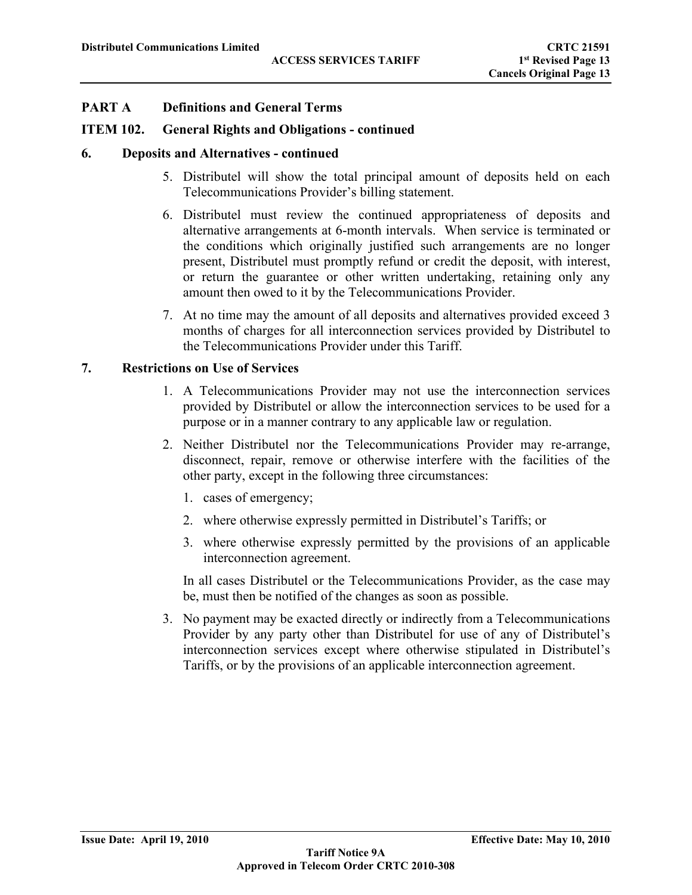## PART A Definitions and General Terms

## ITEM 102. General Rights and Obligations - continued

### 6. Deposits and Alternatives - continued

5. Distributel will show the total principal amount of deposits held on each Telecommunications Provider's billing statement.

6. Distributel must review the continued appropriateness of deposits and alternative arrangements at 6-month intervals. When service is terminated or the conditions which originally justified such arrangements are no longer present, Distributel must promptly refund or credit the deposit, with interest, or return the guarantee or other written undertaking, retaining only any amount then owed to it by the Telecommunications Provider.

7. At no time may the amount of all deposits and alternatives provided exceed 3 months of charges for all interconnection services provided by Distributel to the Telecommunications Provider under this Tariff.

### 7. Restrictions on Use of Services

1. A Telecommunications Provider may not use the interconnection services provided by Distributel or allow the interconnection services to be used for a purpose or in a manner contrary to any applicable law or regulation.

2. Neither Distributel nor the Telecommunications Provider may re-arrange, disconnect, repair, remove or otherwise interfere with the facilities of the other party, except in the following three circumstances:

   1. cases of emergency;
   2. where otherwise expressly permitted in Distributel's Tariffs; or
   3. where otherwise expressly permitted by the provisions of an applicable interconnection agreement.

   In all cases Distributel or the Telecommunications Provider, as the case may be, must then be notified of the changes as soon as possible.

3. No payment may be exacted directly or indirectly from a Telecommunications Provider by any party other than Distributel for use of any of Distributel's interconnection services except where otherwise stipulated in Distributel's Tariffs, or by the provisions of an applicable interconnection agreement.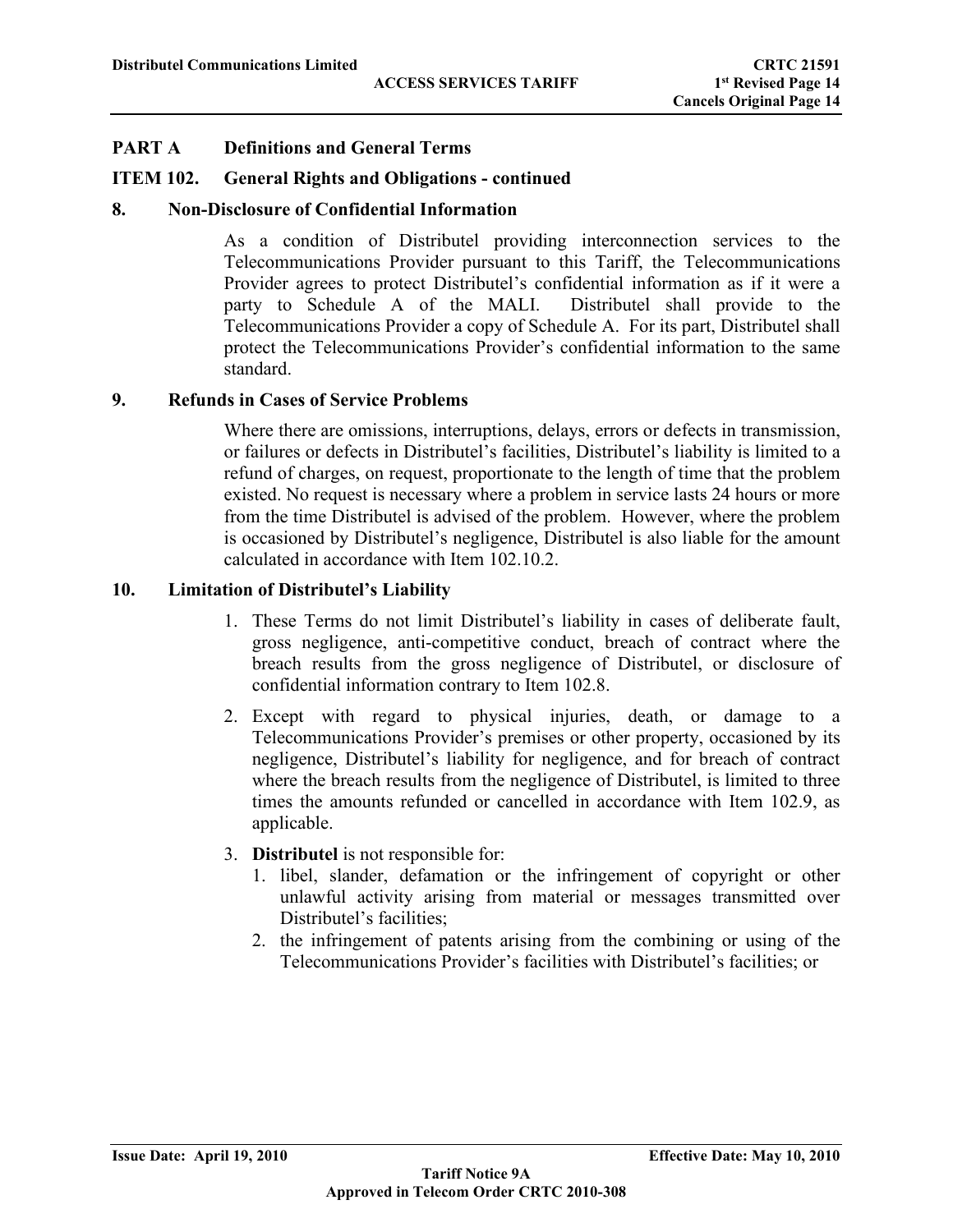## PART A Definitions and General Terms

## ITEM 102. General Rights and Obligations - continued

### 8. Non-Disclosure of Confidential Information

As a condition of Distributel providing interconnection services to the Telecommunications Provider pursuant to this Tariff, the Telecommunications Provider agrees to protect Distributel's confidential information as if it were a party to Schedule A of the MALI. Distributel shall provide to the Telecommunications Provider a copy of Schedule A. For its part, Distributel shall protect the Telecommunications Provider's confidential information to the same standard.

### 9. Refunds in Cases of Service Problems

Where there are omissions, interruptions, delays, errors or defects in transmission, or failures or defects in Distributel's facilities, Distributel's liability is limited to a refund of charges, on request, proportionate to the length of time that the problem existed. No request is necessary where a problem in service lasts 24 hours or more from the time Distributel is advised of the problem. However, where the problem is occasioned by Distributel's negligence, Distributel is also liable for the amount calculated in accordance with Item 102.10.2.

### 10. Limitation of Distributel's Liability

1. These Terms do not limit Distributel's liability in cases of deliberate fault, gross negligence, anti-competitive conduct, breach of contract where the breach results from the gross negligence of Distributel, or disclosure of confidential information contrary to Item 102.8.
2. Except with regard to physical injuries, death, or damage to a Telecommunications Provider's premises or other property, occasioned by its negligence, Distributel's liability for negligence, and for breach of contract where the breach results from the negligence of Distributel, is limited to three times the amounts refunded or cancelled in accordance with Item 102.9, as applicable.
3. **Distributel** is not responsible for:
   1. libel, slander, defamation or the infringement of copyright or other unlawful activity arising from material or messages transmitted over Distributel's facilities;
   2. the infringement of patents arising from the combining or using of the Telecommunications Provider's facilities with Distributel's facilities; or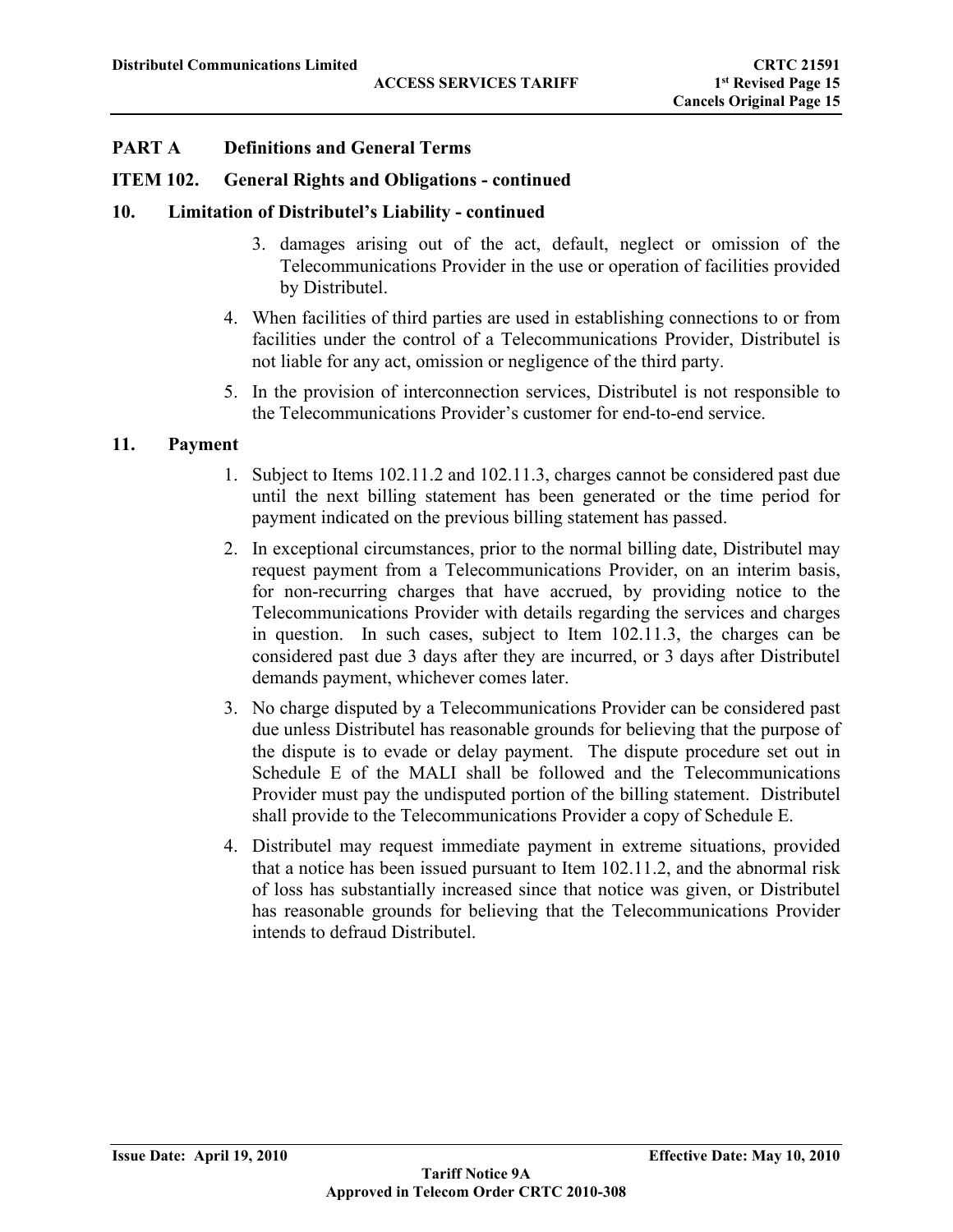## PART A Definitions and General Terms

### ITEM 102. General Rights and Obligations - continued

#### 10. Limitation of Distributel's Liability - continued

3. damages arising out of the act, default, neglect or omission of the Telecommunications Provider in the use or operation of facilities provided by Distributel.
4. When facilities of third parties are used in establishing connections to or from facilities under the control of a Telecommunications Provider, Distributel is not liable for any act, omission or negligence of the third party.
5. In the provision of interconnection services, Distributel is not responsible to the Telecommunications Provider's customer for end-to-end service.

#### 11. Payment

1. Subject to Items 102.11.2 and 102.11.3, charges cannot be considered past due until the next billing statement has been generated or the time period for payment indicated on the previous billing statement has passed.
2. In exceptional circumstances, prior to the normal billing date, Distributel may request payment from a Telecommunications Provider, on an interim basis, for non-recurring charges that have accrued, by providing notice to the Telecommunications Provider with details regarding the services and charges in question. In such cases, subject to Item 102.11.3, the charges can be considered past due 3 days after they are incurred, or 3 days after Distributel demands payment, whichever comes later.
3. No charge disputed by a Telecommunications Provider can be considered past due unless Distributel has reasonable grounds for believing that the purpose of the dispute is to evade or delay payment. The dispute procedure set out in Schedule E of the MALI shall be followed and the Telecommunications Provider must pay the undisputed portion of the billing statement. Distributel shall provide to the Telecommunications Provider a copy of Schedule E.
4. Distributel may request immediate payment in extreme situations, provided that a notice has been issued pursuant to Item 102.11.2, and the abnormal risk of loss has substantially increased since that notice was given, or Distributel has reasonable grounds for believing that the Telecommunications Provider intends to defraud Distributel.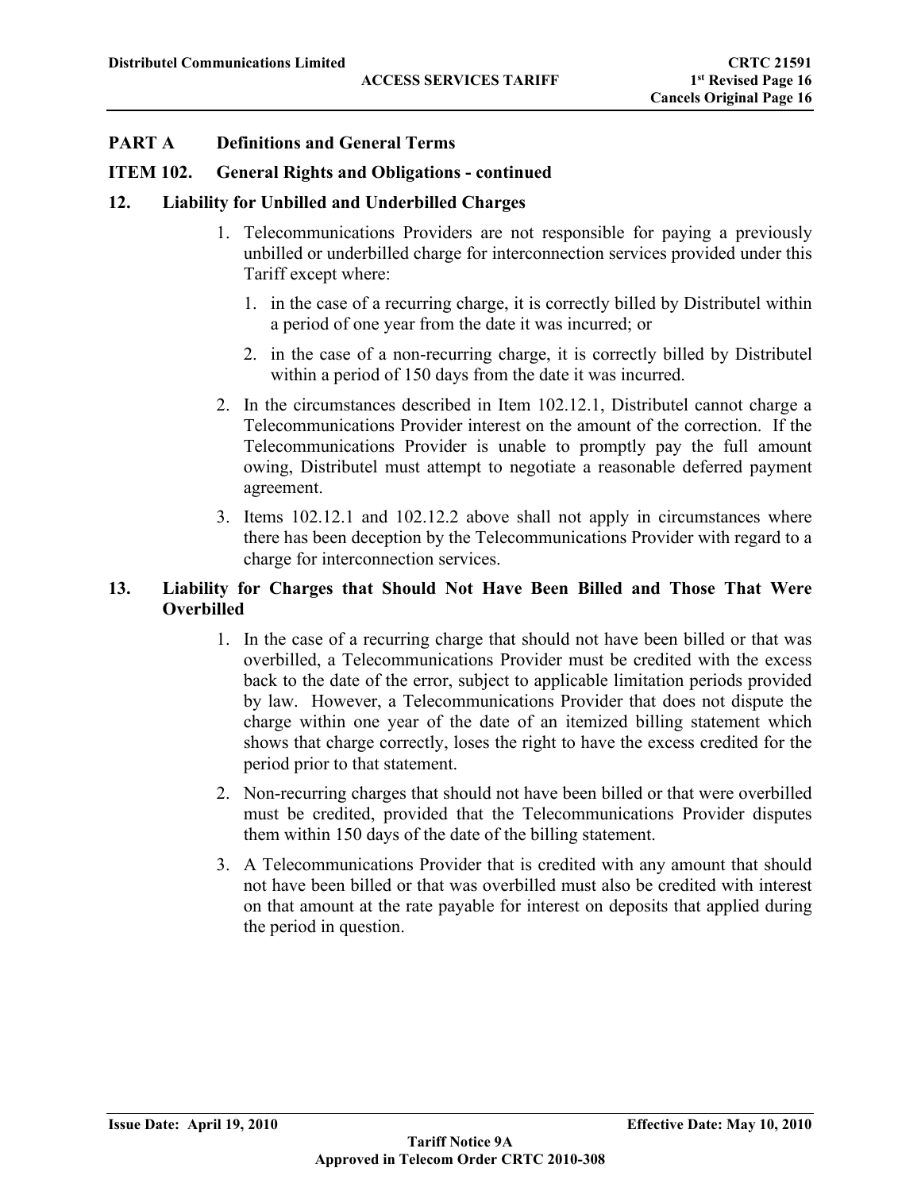## PART A Definitions and General Terms

## ITEM 102. General Rights and Obligations - continued

### 12. Liability for Unbilled and Underbilled Charges

1. Telecommunications Providers are not responsible for paying a previously unbilled or underbilled charge for interconnection services provided under this Tariff except where:
   1. in the case of a recurring charge, it is correctly billed by Distributel within a period of one year from the date it was incurred; or
   2. in the case of a non-recurring charge, it is correctly billed by Distributel within a period of 150 days from the date it was incurred.
2. In the circumstances described in Item 102.12.1, Distributel cannot charge a Telecommunications Provider interest on the amount of the correction. If the Telecommunications Provider is unable to promptly pay the full amount owing, Distributel must attempt to negotiate a reasonable deferred payment agreement.
3. Items 102.12.1 and 102.12.2 above shall not apply in circumstances where there has been deception by the Telecommunications Provider with regard to a charge for interconnection services.

### 13. Liability for Charges that Should Not Have Been Billed and Those That Were Overbilled

1. In the case of a recurring charge that should not have been billed or that was overbilled, a Telecommunications Provider must be credited with the excess back to the date of the error, subject to applicable limitation periods provided by law. However, a Telecommunications Provider that does not dispute the charge within one year of the date of an itemized billing statement which shows that charge correctly, loses the right to have the excess credited for the period prior to that statement.
2. Non-recurring charges that should not have been billed or that were overbilled must be credited, provided that the Telecommunications Provider disputes them within 150 days of the date of the billing statement.
3. A Telecommunications Provider that is credited with any amount that should not have been billed or that was overbilled must also be credited with interest on that amount at the rate payable for interest on deposits that applied during the period in question.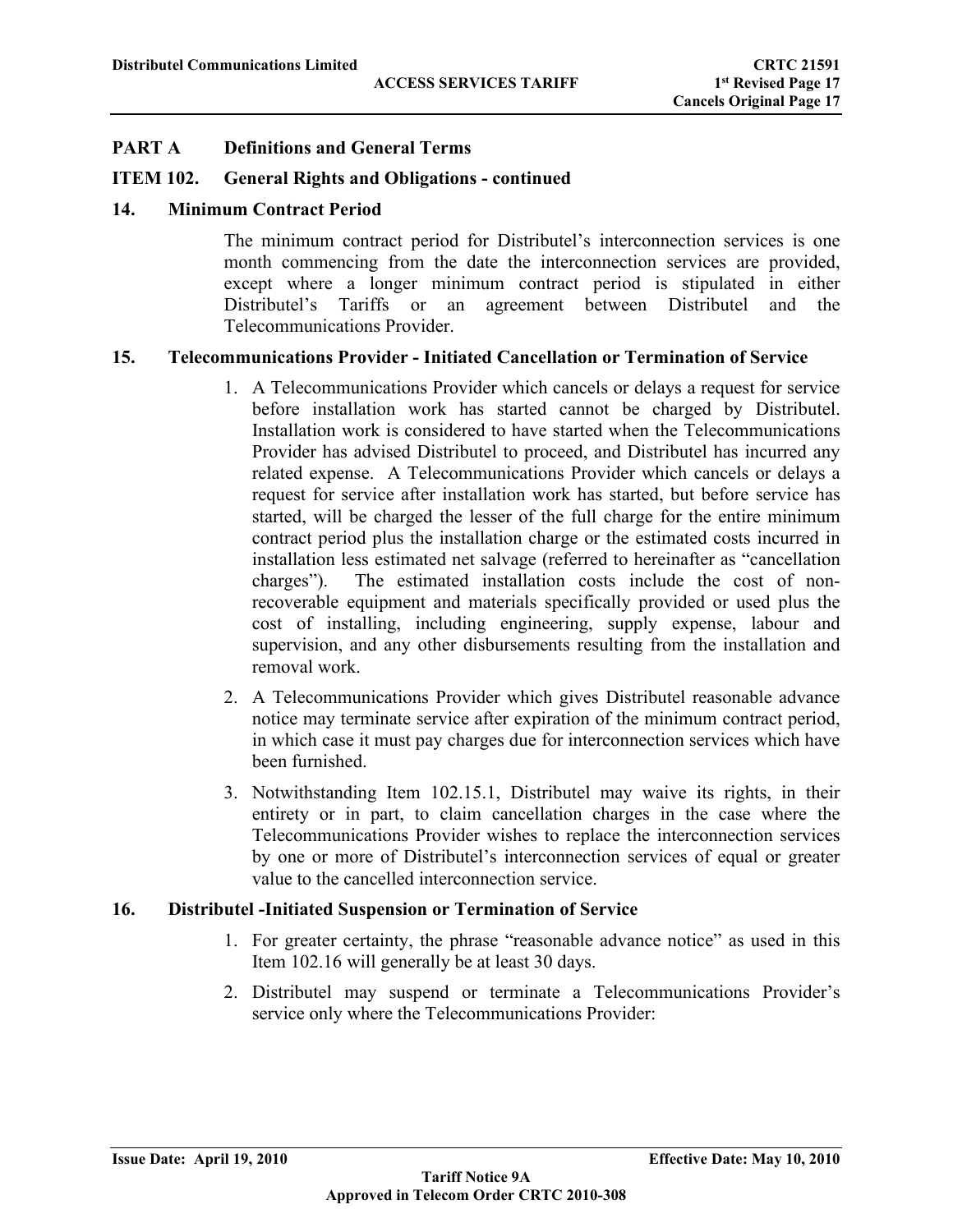## PART A Definitions and General Terms

### ITEM 102. General Rights and Obligations - continued

### 14. Minimum Contract Period

The minimum contract period for Distributel's interconnection services is one month commencing from the date the interconnection services are provided, except where a longer minimum contract period is stipulated in either Distributel's Tariffs or an agreement between Distributel and the Telecommunications Provider.

### 15. Telecommunications Provider - Initiated Cancellation or Termination of Service

1. A Telecommunications Provider which cancels or delays a request for service before installation work has started cannot be charged by Distributel. Installation work is considered to have started when the Telecommunications Provider has advised Distributel to proceed, and Distributel has incurred any related expense. A Telecommunications Provider which cancels or delays a request for service after installation work has started, but before service has started, will be charged the lesser of the full charge for the entire minimum contract period plus the installation charge or the estimated costs incurred in installation less estimated net salvage (referred to hereinafter as "cancellation charges"). The estimated installation costs include the cost of non-recoverable equipment and materials specifically provided or used plus the cost of installing, including engineering, supply expense, labour and supervision, and any other disbursements resulting from the installation and removal work.
2. A Telecommunications Provider which gives Distributel reasonable advance notice may terminate service after expiration of the minimum contract period, in which case it must pay charges due for interconnection services which have been furnished.
3. Notwithstanding Item 102.15.1, Distributel may waive its rights, in their entirety or in part, to claim cancellation charges in the case where the Telecommunications Provider wishes to replace the interconnection services by one or more of Distributel's interconnection services of equal or greater value to the cancelled interconnection service.

### 16. Distributel -Initiated Suspension or Termination of Service

1. For greater certainty, the phrase "reasonable advance notice" as used in this Item 102.16 will generally be at least 30 days.
2. Distributel may suspend or terminate a Telecommunications Provider's service only where the Telecommunications Provider: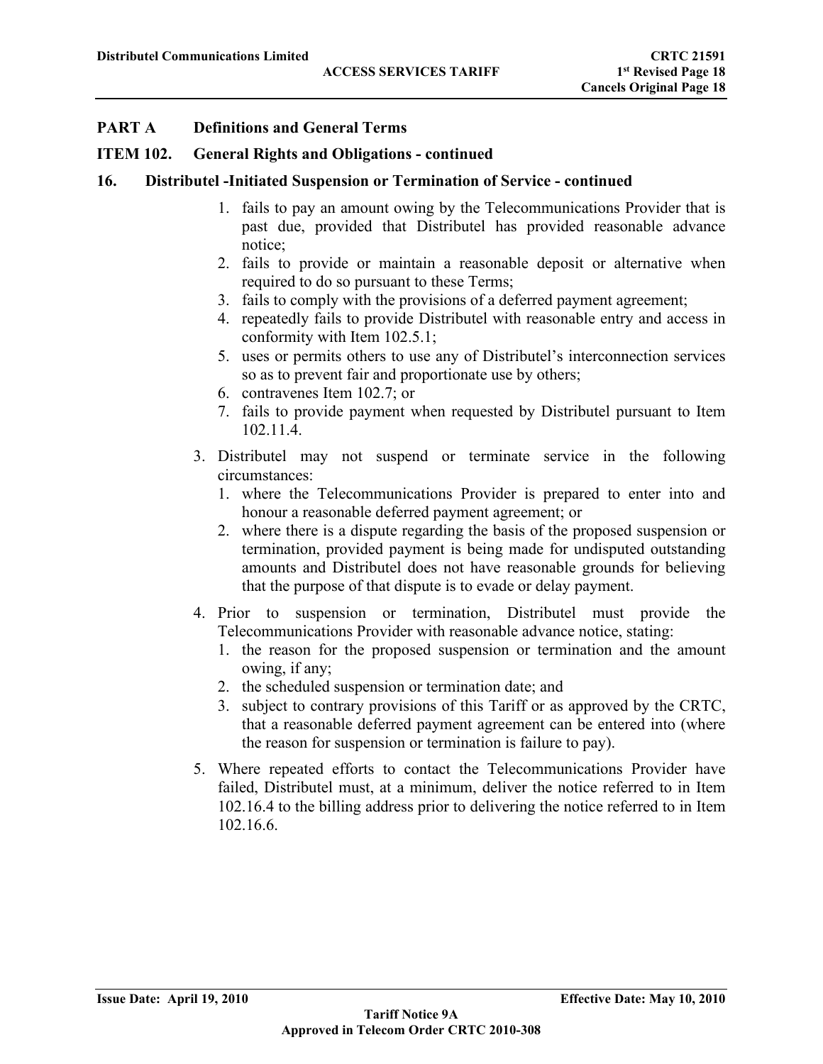## PART A Definitions and General Terms

## ITEM 102. General Rights and Obligations - continued

### 16. Distributel -Initiated Suspension or Termination of Service - continued

1. fails to pay an amount owing by the Telecommunications Provider that is past due, provided that Distributel has provided reasonable advance notice;
2. fails to provide or maintain a reasonable deposit or alternative when required to do so pursuant to these Terms;
3. fails to comply with the provisions of a deferred payment agreement;
4. repeatedly fails to provide Distributel with reasonable entry and access in conformity with Item 102.5.1;
5. uses or permits others to use any of Distributel's interconnection services so as to prevent fair and proportionate use by others;
6. contravenes Item 102.7; or
7. fails to provide payment when requested by Distributel pursuant to Item 102.11.4.

3. Distributel may not suspend or terminate service in the following circumstances:
   1. where the Telecommunications Provider is prepared to enter into and honour a reasonable deferred payment agreement; or
   2. where there is a dispute regarding the basis of the proposed suspension or termination, provided payment is being made for undisputed outstanding amounts and Distributel does not have reasonable grounds for believing that the purpose of that dispute is to evade or delay payment.

4. Prior to suspension or termination, Distributel must provide the Telecommunications Provider with reasonable advance notice, stating:
   1. the reason for the proposed suspension or termination and the amount owing, if any;
   2. the scheduled suspension or termination date; and
   3. subject to contrary provisions of this Tariff or as approved by the CRTC, that a reasonable deferred payment agreement can be entered into (where the reason for suspension or termination is failure to pay).

5. Where repeated efforts to contact the Telecommunications Provider have failed, Distributel must, at a minimum, deliver the notice referred to in Item 102.16.4 to the billing address prior to delivering the notice referred to in Item 102.16.6.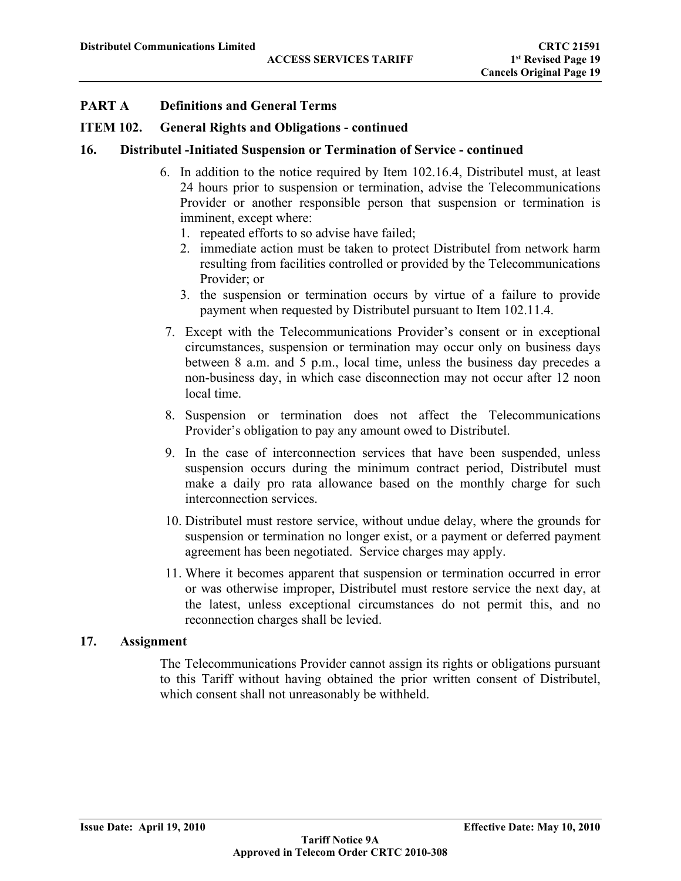## PART A Definitions and General Terms

### ITEM 102. General Rights and Obligations - continued

### 16. Distributel -Initiated Suspension or Termination of Service - continued

6. In addition to the notice required by Item 102.16.4, Distributel must, at least 24 hours prior to suspension or termination, advise the Telecommunications Provider or another responsible person that suspension or termination is imminent, except where:
   1. repeated efforts to so advise have failed;
   2. immediate action must be taken to protect Distributel from network harm resulting from facilities controlled or provided by the Telecommunications Provider; or
   3. the suspension or termination occurs by virtue of a failure to provide payment when requested by Distributel pursuant to Item 102.11.4.
7. Except with the Telecommunications Provider's consent or in exceptional circumstances, suspension or termination may occur only on business days between 8 a.m. and 5 p.m., local time, unless the business day precedes a non-business day, in which case disconnection may not occur after 12 noon local time.
8. Suspension or termination does not affect the Telecommunications Provider's obligation to pay any amount owed to Distributel.
9. In the case of interconnection services that have been suspended, unless suspension occurs during the minimum contract period, Distributel must make a daily pro rata allowance based on the monthly charge for such interconnection services.
10. Distributel must restore service, without undue delay, where the grounds for suspension or termination no longer exist, or a payment or deferred payment agreement has been negotiated. Service charges may apply.
11. Where it becomes apparent that suspension or termination occurred in error or was otherwise improper, Distributel must restore service the next day, at the latest, unless exceptional circumstances do not permit this, and no reconnection charges shall be levied.

### 17. Assignment

The Telecommunications Provider cannot assign its rights or obligations pursuant to this Tariff without having obtained the prior written consent of Distributel, which consent shall not unreasonably be withheld.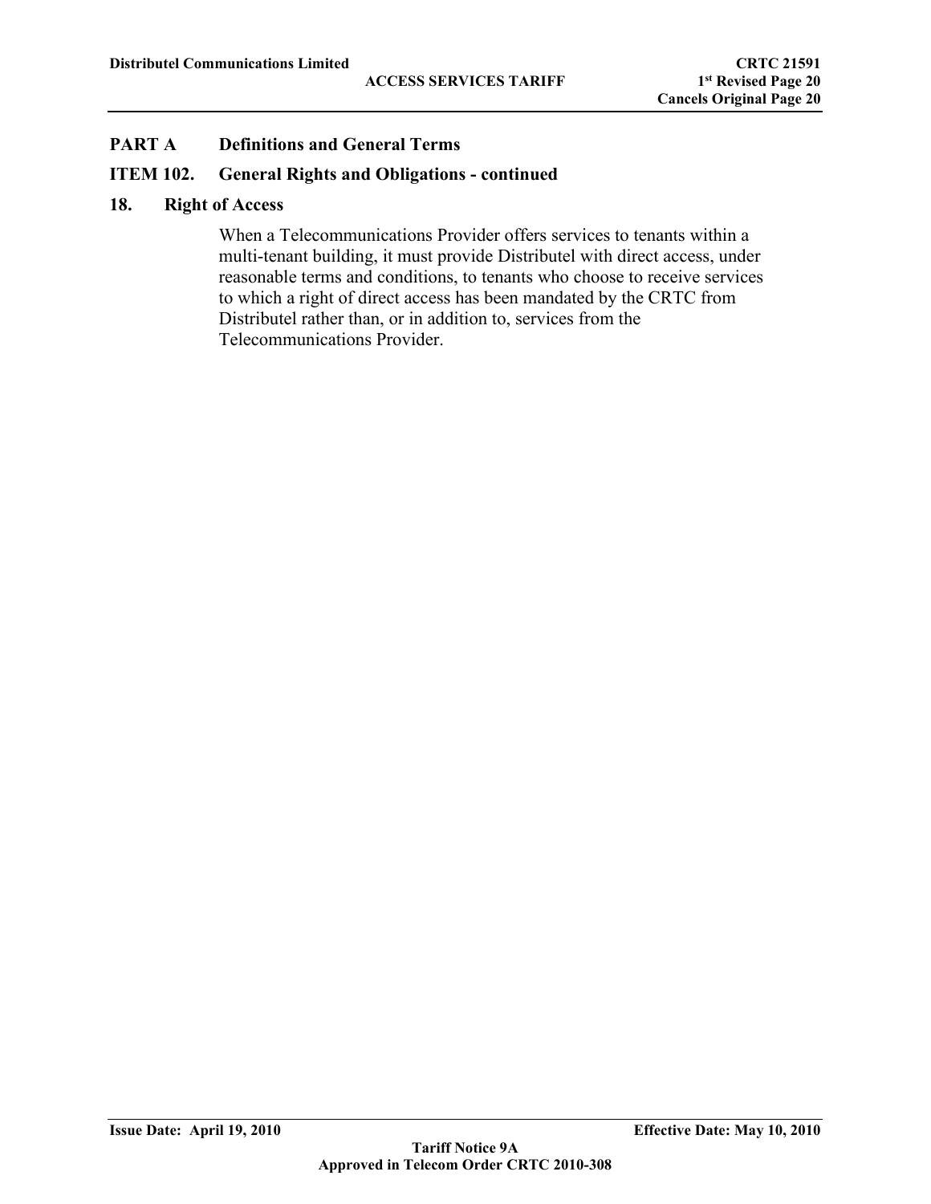## PART A Definitions and General Terms

## ITEM 102. General Rights and Obligations - continued

### 18. Right of Access

When a Telecommunications Provider offers services to tenants within a multi-tenant building, it must provide Distributel with direct access, under reasonable terms and conditions, to tenants who choose to receive services to which a right of direct access has been mandated by the CRTC from Distributel rather than, or in addition to, services from the Telecommunications Provider.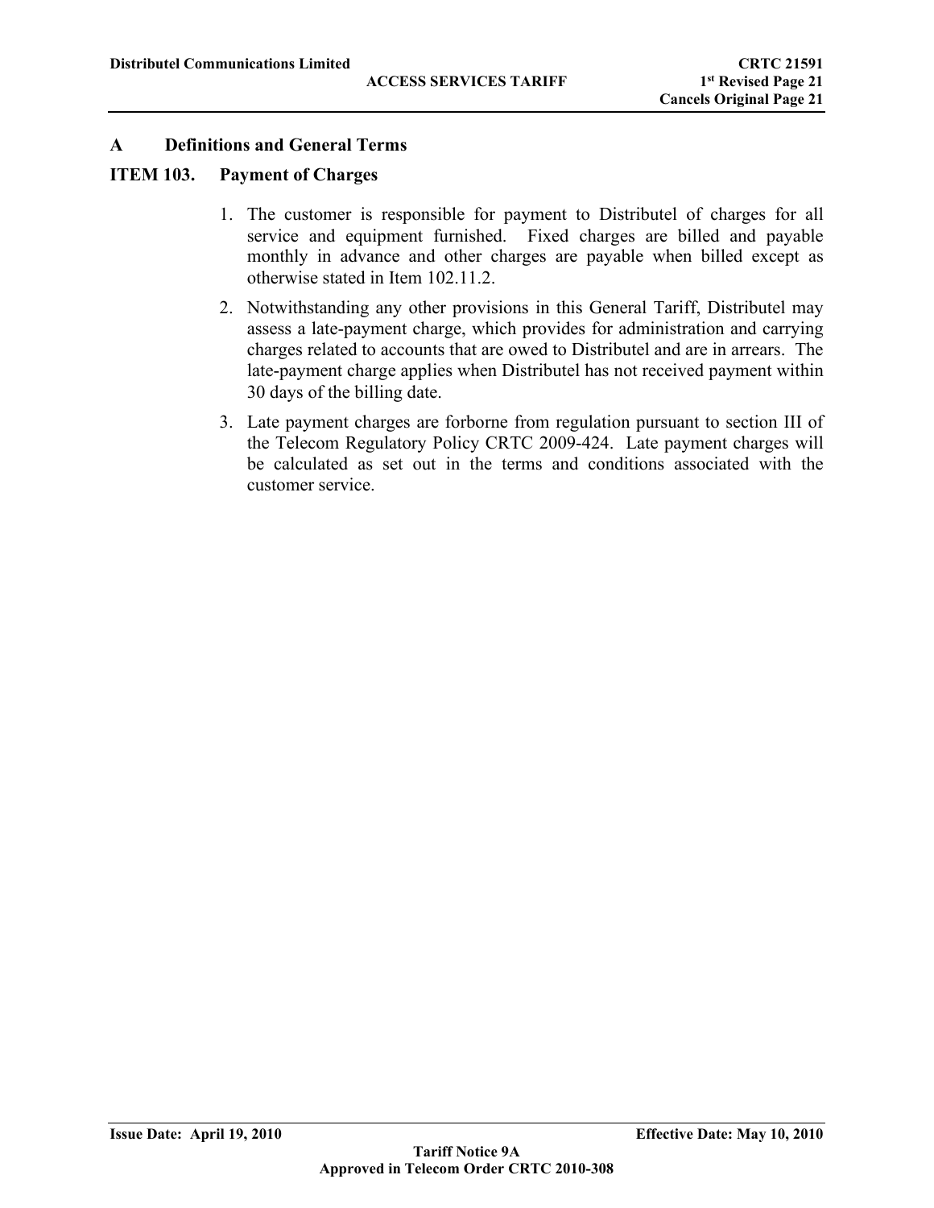## A Definitions and General Terms

### ITEM 103. Payment of Charges

1. The customer is responsible for payment to Distributel of charges for all service and equipment furnished. Fixed charges are billed and payable monthly in advance and other charges are payable when billed except as otherwise stated in Item 102.11.2.
2. Notwithstanding any other provisions in this General Tariff, Distributel may assess a late-payment charge, which provides for administration and carrying charges related to accounts that are owed to Distributel and are in arrears. The late-payment charge applies when Distributel has not received payment within 30 days of the billing date.
3. Late payment charges are forborne from regulation pursuant to section III of the Telecom Regulatory Policy CRTC 2009-424. Late payment charges will be calculated as set out in the terms and conditions associated with the customer service.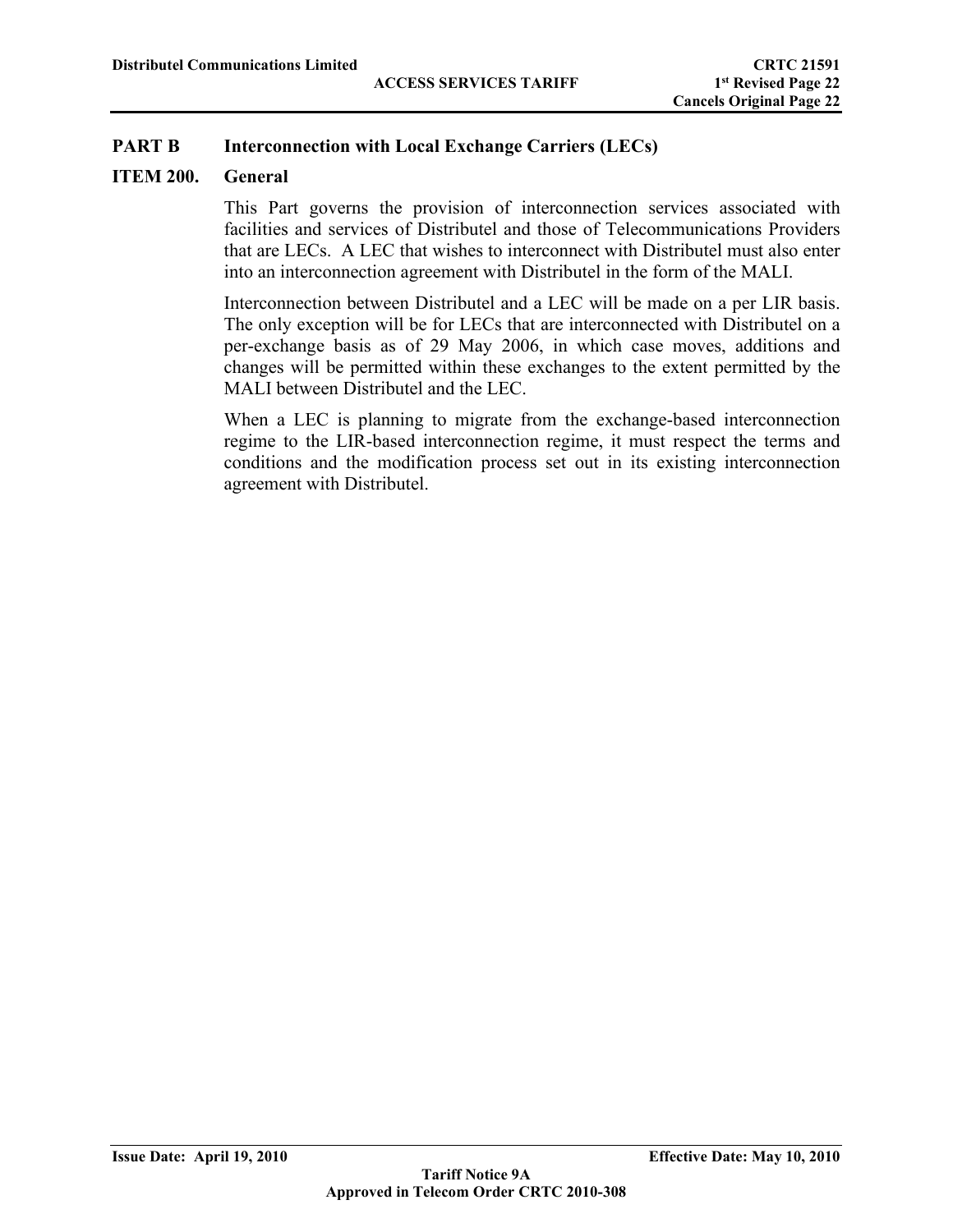# PART B Interconnection with Local Exchange Carriers (LECs)

## ITEM 200. General

This Part governs the provision of interconnection services associated with facilities and services of Distributel and those of Telecommunications Providers that are LECs. A LEC that wishes to interconnect with Distributel must also enter into an interconnection agreement with Distributel in the form of the MALI.

Interconnection between Distributel and a LEC will be made on a per LIR basis. The only exception will be for LECs that are interconnected with Distributel on a per-exchange basis as of 29 May 2006, in which case moves, additions and changes will be permitted within these exchanges to the extent permitted by the MALI between Distributel and the LEC.

When a LEC is planning to migrate from the exchange-based interconnection regime to the LIR-based interconnection regime, it must respect the terms and conditions and the modification process set out in its existing interconnection agreement with Distributel.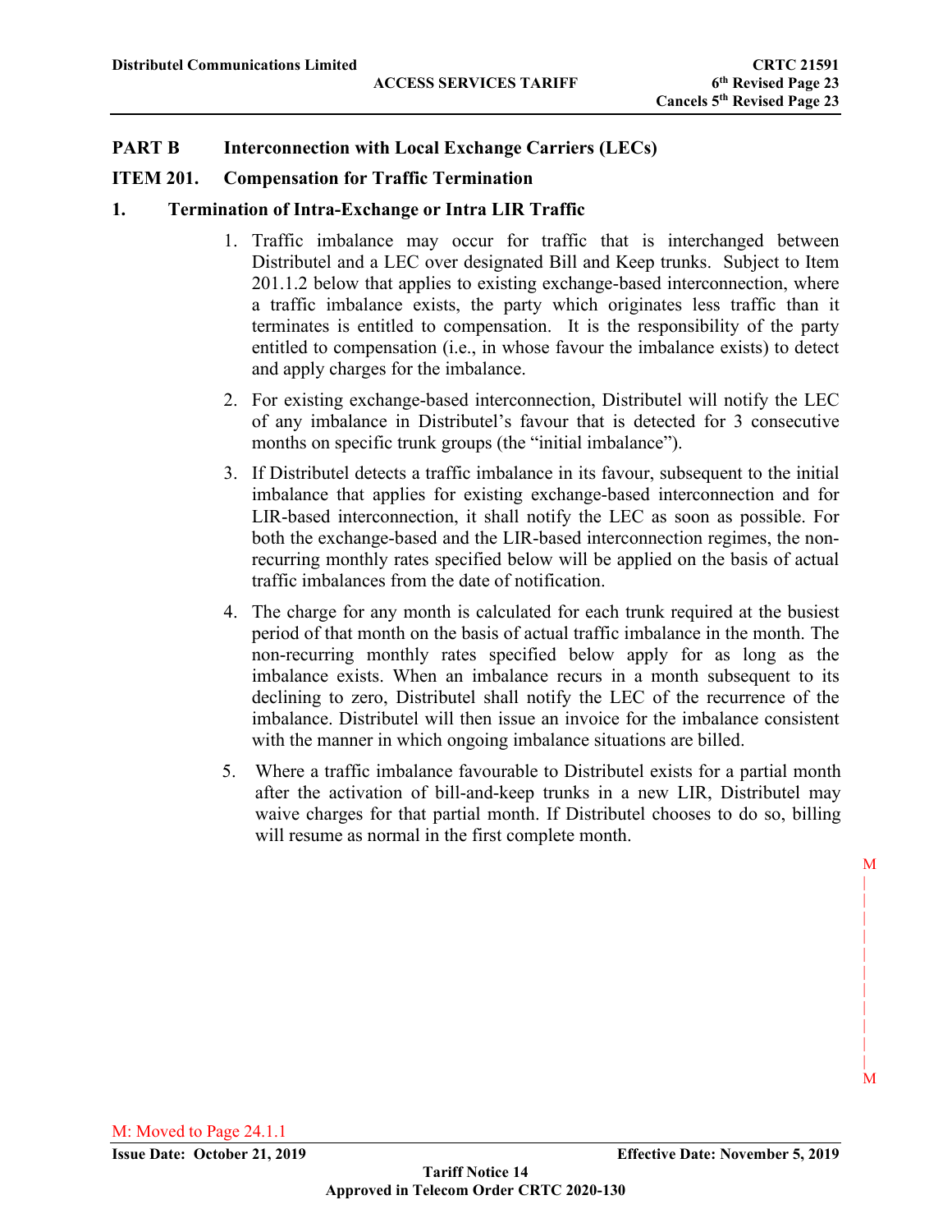## PART B Interconnection with Local Exchange Carriers (LECs)

### ITEM 201. Compensation for Traffic Termination

#### 1. Termination of Intra-Exchange or Intra LIR Traffic

1. Traffic imbalance may occur for traffic that is interchanged between Distributel and a LEC over designated Bill and Keep trunks. Subject to Item 201.1.2 below that applies to existing exchange-based interconnection, where a traffic imbalance exists, the party which originates less traffic than it terminates is entitled to compensation. It is the responsibility of the party entitled to compensation (i.e., in whose favour the imbalance exists) to detect and apply charges for the imbalance.

2. For existing exchange-based interconnection, Distributel will notify the LEC of any imbalance in Distributel's favour that is detected for 3 consecutive months on specific trunk groups (the "initial imbalance").

3. If Distributel detects a traffic imbalance in its favour, subsequent to the initial imbalance that applies for existing exchange-based interconnection and for LIR-based interconnection, it shall notify the LEC as soon as possible. For both the exchange-based and the LIR-based interconnection regimes, the non-recurring monthly rates specified below will be applied on the basis of actual traffic imbalances from the date of notification.

4. The charge for any month is calculated for each trunk required at the busiest period of that month on the basis of actual traffic imbalance in the month. The non-recurring monthly rates specified below apply for as long as the imbalance exists. When an imbalance recurs in a month subsequent to its declining to zero, Distributel shall notify the LEC of the recurrence of the imbalance. Distributel will then issue an invoice for the imbalance consistent with the manner in which ongoing imbalance situations are billed.

5. Where a traffic imbalance favourable to Distributel exists for a partial month after the activation of bill-and-keep trunks in a new LIR, Distributel may waive charges for that partial month. If Distributel chooses to do so, billing will resume as normal in the first complete month.

M: Moved to Page 24.1.1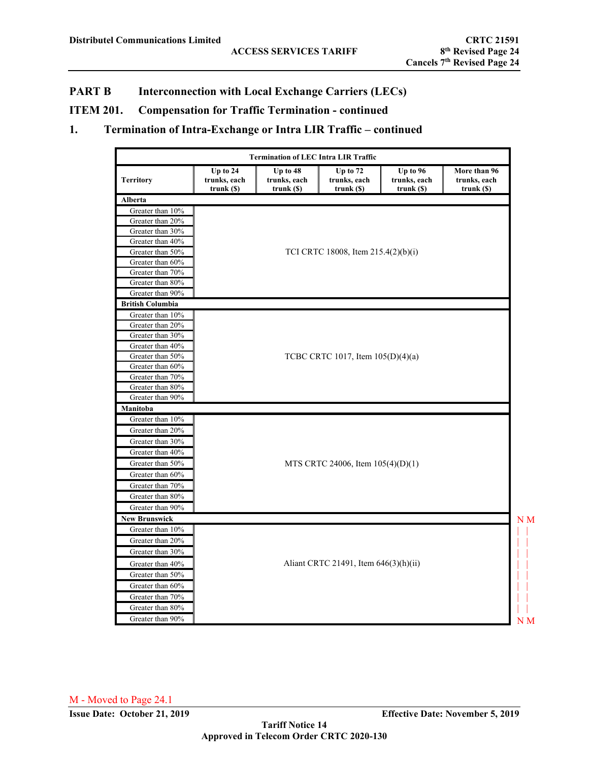## PART B Interconnection with Local Exchange Carriers (LECs)

## ITEM 201. Compensation for Traffic Termination - continued

## 1. Termination of Intra-Exchange or Intra LIR Traffic – continued

| Termination of LEC Intra LIR Traffic | | | | | |
|---|---|---|---|---|---|
| **Territory** | **Up to 24 trunks, each trunk ($)** | **Up to 48 trunks, each trunk ($)** | **Up to 72 trunks, each trunk ($)** | **Up to 96 trunks, each trunk ($)** | **More than 96 trunks, each trunk ($)** |
| **Alberta** | | | | | |
| Greater than 10% | TCI CRTC 18008, Item 215.4(2)(b)(i) | | | | |
| Greater than 20% | | | | | |
| Greater than 30% | | | | | |
| Greater than 40% | | | | | |
| Greater than 50% | | | | | |
| Greater than 60% | | | | | |
| Greater than 70% | | | | | |
| Greater than 80% | | | | | |
| Greater than 90% | | | | | |
| **British Columbia** | | | | | |
| Greater than 10% | TCBC CRTC 1017, Item 105(D)(4)(a) | | | | |
| Greater than 20% | | | | | |
| Greater than 30% | | | | | |
| Greater than 40% | | | | | |
| Greater than 50% | | | | | |
| Greater than 60% | | | | | |
| Greater than 70% | | | | | |
| Greater than 80% | | | | | |
| Greater than 90% | | | | | |
| **Manitoba** | | | | | |
| Greater than 10% | MTS CRTC 24006, Item 105(4)(D)(1) | | | | |
| Greater than 20% | | | | | |
| Greater than 30% | | | | | |
| Greater than 40% | | | | | |
| Greater than 50% | | | | | |
| Greater than 60% | | | | | |
| Greater than 70% | | | | | |
| Greater than 80% | | | | | |
| Greater than 90% | | | | | |
| **New Brunswick** | | | | | |
| Greater than 10% | Aliant CRTC 21491, Item 646(3)(h)(ii) | | | | |
| Greater than 20% | | | | | |
| Greater than 30% | | | | | |
| Greater than 40% | | | | | |
| Greater than 50% | | | | | |
| Greater than 60% | | | | | |
| Greater than 70% | | | | | |
| Greater than 80% | | | | | |
| Greater than 90% | | | | | |

N M (New Brunswick section)

M - Moved to Page 24.1

Issue Date: October 21, 2019 Effective Date: November 5, 2019

Tariff Notice 14

Approved in Telecom Order CRTC 2020-130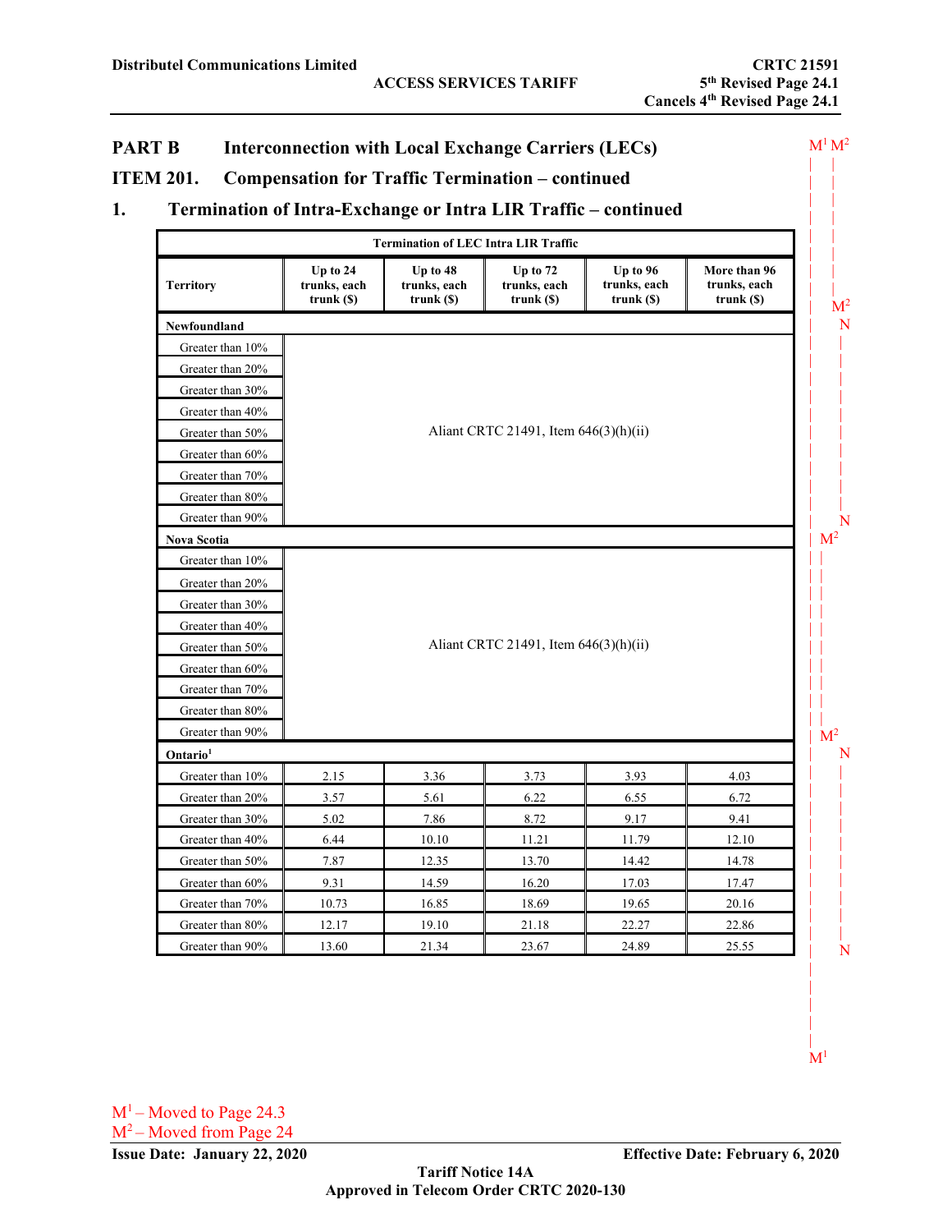Distributel Communications Limited | ACCESS SERVICES TARIFF | CRTC 21591 | 5th Revised Page 24.1 | Cancels 4th Revised Page 24.1

## PART B Interconnection with Local Exchange Carriers (LECs)

## ITEM 201. Compensation for Traffic Termination – continued

### 1. Termination of Intra-Exchange or Intra LIR Traffic – continued

| Termination of LEC Intra LIR Traffic | | | | | |
|---|---|---|---|---|---|
| Territory | Up to 24 trunks, each trunk ($) | Up to 48 trunks, each trunk ($) | Up to 72 trunks, each trunk ($) | Up to 96 trunks, each trunk ($) | More than 96 trunks, each trunk ($) |
| **Newfoundland** | | | | | |
| Greater than 10% | Aliant CRTC 21491, Item 646(3)(h)(ii) | | | | |
| Greater than 20% | | | | | |
| Greater than 30% | | | | | |
| Greater than 40% | | | | | |
| Greater than 50% | | | | | |
| Greater than 60% | | | | | |
| Greater than 70% | | | | | |
| Greater than 80% | | | | | |
| Greater than 90% | | | | | |
| **Nova Scotia** | | | | | |
| Greater than 10% | Aliant CRTC 21491, Item 646(3)(h)(ii) | | | | |
| Greater than 20% | | | | | |
| Greater than 30% | | | | | |
| Greater than 40% | | | | | |
| Greater than 50% | | | | | |
| Greater than 60% | | | | | |
| Greater than 70% | | | | | |
| Greater than 80% | | | | | |
| Greater than 90% | | | | | |
| **Ontario**[1] | | | | | |
| Greater than 10% | 2.15 | 3.36 | 3.73 | 3.93 | 4.03 |
| Greater than 20% | 3.57 | 5.61 | 6.22 | 6.55 | 6.72 |
| Greater than 30% | 5.02 | 7.86 | 8.72 | 9.17 | 9.41 |
| Greater than 40% | 6.44 | 10.10 | 11.21 | 11.79 | 12.10 |
| Greater than 50% | 7.87 | 12.35 | 13.70 | 14.42 | 14.78 |
| Greater than 60% | 9.31 | 14.59 | 16.20 | 17.03 | 17.47 |
| Greater than 70% | 10.73 | 16.85 | 18.69 | 19.65 | 20.16 |
| Greater than 80% | 12.17 | 19.10 | 21.18 | 22.27 | 22.86 |
| Greater than 90% | 13.60 | 21.34 | 23.67 | 24.89 | 25.55 |

M[1] – Moved to Page 24.3
M[2] – Moved from Page 24

Issue Date: January 22, 2020 | Effective Date: February 6, 2020

Tariff Notice 14A
Approved in Telecom Order CRTC 2020-130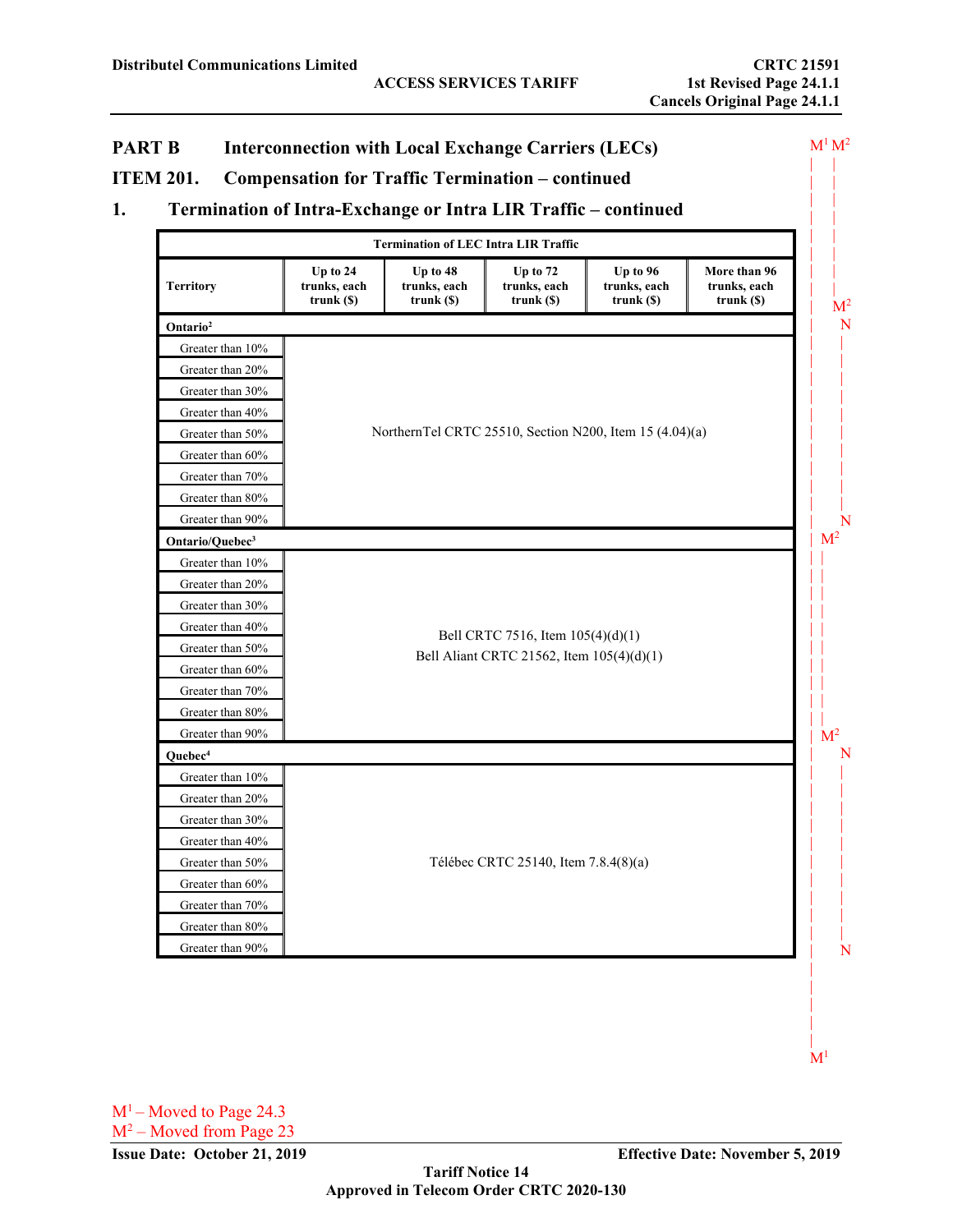## PART B Interconnection with Local Exchange Carriers (LECs)

## ITEM 201. Compensation for Traffic Termination – continued

### 1. Termination of Intra-Exchange or Intra LIR Traffic – continued

| Termination of LEC Intra LIR Traffic | | | | | |
|---|---|---|---|---|---|
| Territory | Up to 24 trunks, each trunk ($) | Up to 48 trunks, each trunk ($) | Up to 72 trunks, each trunk ($) | Up to 96 trunks, each trunk ($) | More than 96 trunks, each trunk ($) |
| **Ontario[2]** | | | | | |
| Greater than 10% | NorthernTel CRTC 25510, Section N200, Item 15 (4.04)(a) | | | | |
| Greater than 20% | | | | | |
| Greater than 30% | | | | | |
| Greater than 40% | | | | | |
| Greater than 50% | | | | | |
| Greater than 60% | | | | | |
| Greater than 70% | | | | | |
| Greater than 80% | | | | | |
| Greater than 90% | | | | | |
| **Ontario/Quebec[3]** | | | | | |
| Greater than 10% | Bell CRTC 7516, Item 105(4)(d)(1) Bell Aliant CRTC 21562, Item 105(4)(d)(1) | | | | |
| Greater than 20% | | | | | |
| Greater than 30% | | | | | |
| Greater than 40% | | | | | |
| Greater than 50% | | | | | |
| Greater than 60% | | | | | |
| Greater than 70% | | | | | |
| Greater than 80% | | | | | |
| Greater than 90% | | | | | |
| **Quebec[4]** | | | | | |
| Greater than 10% | Télébec CRTC 25140, Item 7.8.4(8)(a) | | | | |
| Greater than 20% | | | | | |
| Greater than 30% | | | | | |
| Greater than 40% | | | | | |
| Greater than 50% | | | | | |
| Greater than 60% | | | | | |
| Greater than 70% | | | | | |
| Greater than 80% | | | | | |
| Greater than 90% | | | | | |

M[1] – Moved to Page 24.3
M[2] – Moved from Page 23

Issue Date: October 21, 2019 Effective Date: November 5, 2019

Tariff Notice 14

Approved in Telecom Order CRTC 2020-130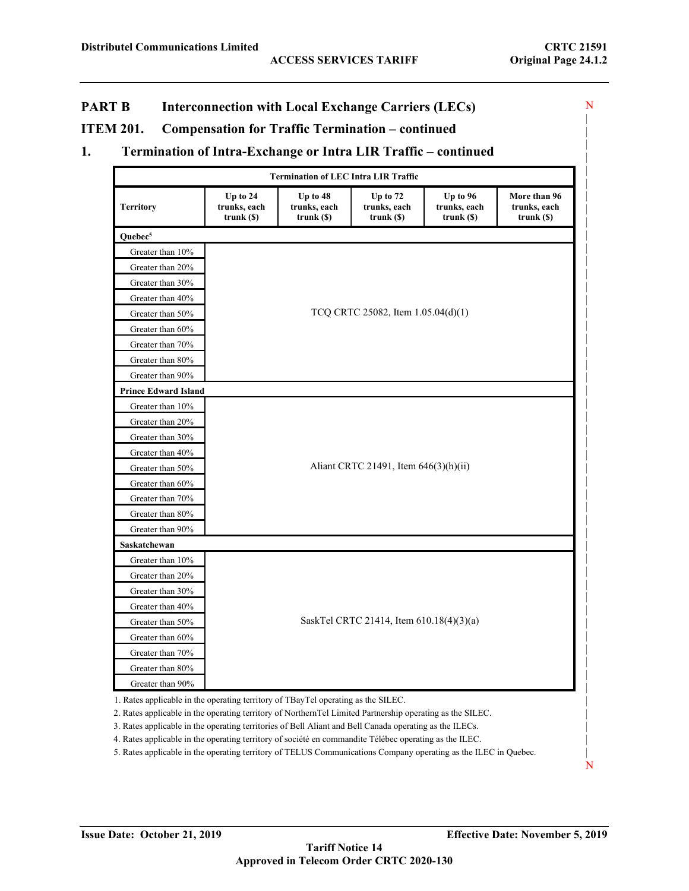## PART B Interconnection with Local Exchange Carriers (LECs)

## ITEM 201. Compensation for Traffic Termination – continued

## 1. Termination of Intra-Exchange or Intra LIR Traffic – continued

| Termination of LEC Intra LIR Traffic | | | | | |
|---|---|---|---|---|---|
| **Territory** | **Up to 24 trunks, each trunk ($)** | **Up to 48 trunks, each trunk ($)** | **Up to 72 trunks, each trunk ($)** | **Up to 96 trunks, each trunk ($)** | **More than 96 trunks, each trunk ($)** |
| **Quebec[5]** | | | | | |
| Greater than 10% | TCQ CRTC 25082, Item 1.05.04(d)(1) | | | | |
| Greater than 20% | | | | | |
| Greater than 30% | | | | | |
| Greater than 40% | | | | | |
| Greater than 50% | | | | | |
| Greater than 60% | | | | | |
| Greater than 70% | | | | | |
| Greater than 80% | | | | | |
| Greater than 90% | | | | | |
| **Prince Edward Island** | | | | | |
| Greater than 10% | Aliant CRTC 21491, Item 646(3)(h)(ii) | | | | |
| Greater than 20% | | | | | |
| Greater than 30% | | | | | |
| Greater than 40% | | | | | |
| Greater than 50% | | | | | |
| Greater than 60% | | | | | |
| Greater than 70% | | | | | |
| Greater than 80% | | | | | |
| Greater than 90% | | | | | |
| **Saskatchewan** | | | | | |
| Greater than 10% | SaskTel CRTC 21414, Item 610.18(4)(3)(a) | | | | |
| Greater than 20% | | | | | |
| Greater than 30% | | | | | |
| Greater than 40% | | | | | |
| Greater than 50% | | | | | |
| Greater than 60% | | | | | |
| Greater than 70% | | | | | |
| Greater than 80% | | | | | |
| Greater than 90% | | | | | |

1. Rates applicable in the operating territory of TBayTel operating as the SILEC.
2. Rates applicable in the operating territory of NorthernTel Limited Partnership operating as the SILEC.
3. Rates applicable in the operating territories of Bell Aliant and Bell Canada operating as the ILECs.
4. Rates applicable in the operating territory of société en commandite Télébec operating as the ILEC.
5. Rates applicable in the operating territory of TELUS Communications Company operating as the ILEC in Quebec.

**Issue Date: October 21, 2019** **Effective Date: November 5, 2019**

**Tariff Notice 14**
**Approved in Telecom Order CRTC 2020-130**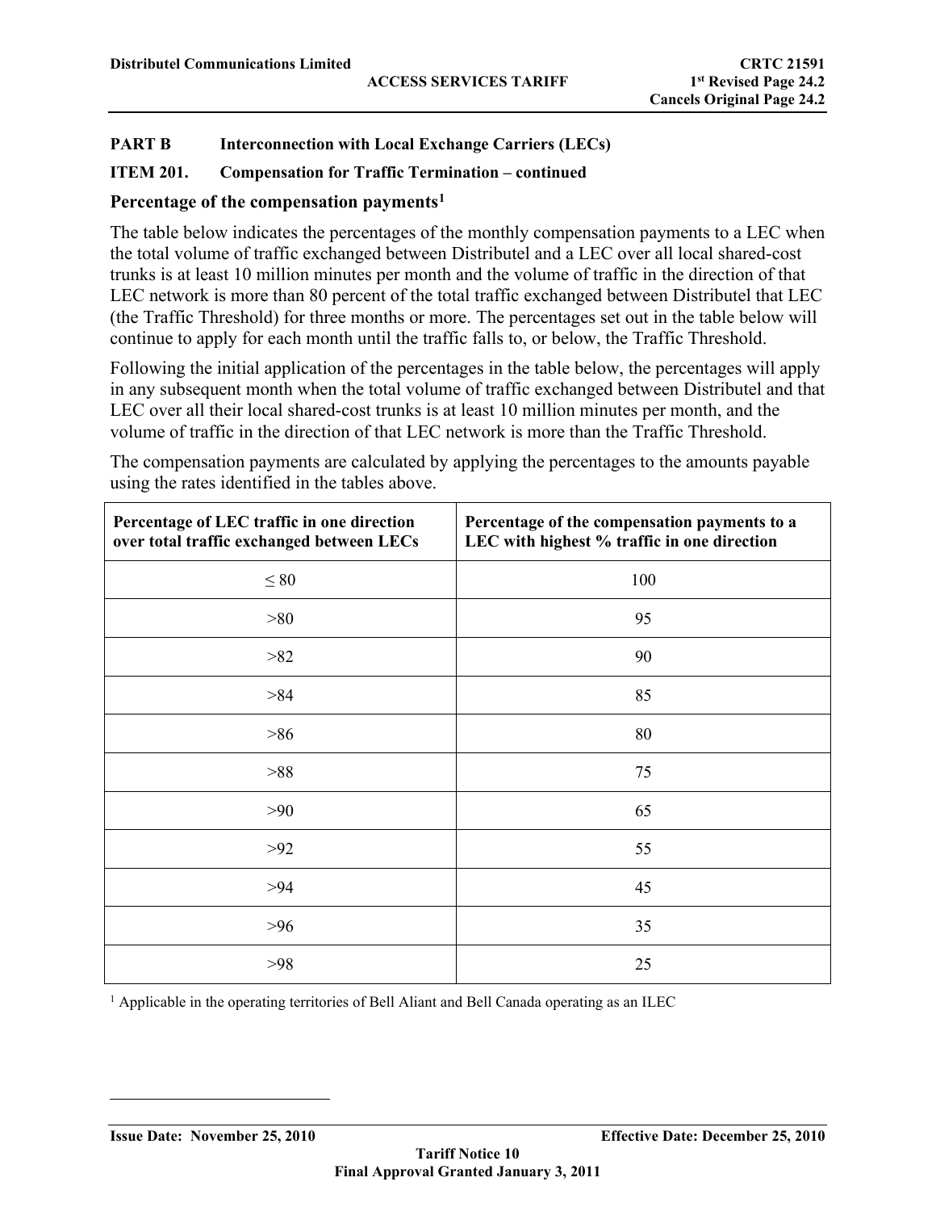**PART B Interconnection with Local Exchange Carriers (LECs)**

**ITEM 201. Compensation for Traffic Termination – continued**

### Percentage of the compensation payments[1]

The table below indicates the percentages of the monthly compensation payments to a LEC when the total volume of traffic exchanged between Distributel and a LEC over all local shared-cost trunks is at least 10 million minutes per month and the volume of traffic in the direction of that LEC network is more than 80 percent of the total traffic exchanged between Distributel that LEC (the Traffic Threshold) for three months or more. The percentages set out in the table below will continue to apply for each month until the traffic falls to, or below, the Traffic Threshold.

Following the initial application of the percentages in the table below, the percentages will apply in any subsequent month when the total volume of traffic exchanged between Distributel and that LEC over all their local shared-cost trunks is at least 10 million minutes per month, and the volume of traffic in the direction of that LEC network is more than the Traffic Threshold.

The compensation payments are calculated by applying the percentages to the amounts payable using the rates identified in the tables above.

| Percentage of LEC traffic in one direction over total traffic exchanged between LECs | Percentage of the compensation payments to a LEC with highest % traffic in one direction |
|---|---|
| ≤ 80 | 100 |
| >80 | 95 |
| >82 | 90 |
| >84 | 85 |
| >86 | 80 |
| >88 | 75 |
| >90 | 65 |
| >92 | 55 |
| >94 | 45 |
| >96 | 35 |
| >98 | 25 |

[1] Applicable in the operating territories of Bell Aliant and Bell Canada operating as an ILEC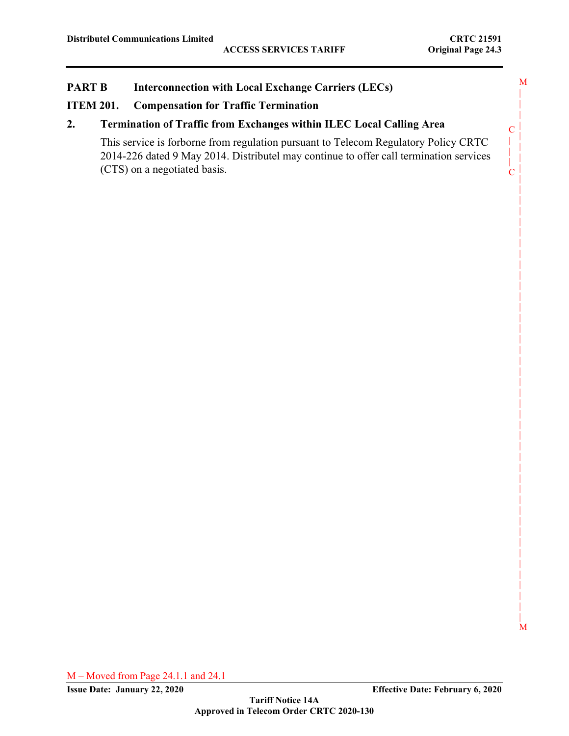## PART B Interconnection with Local Exchange Carriers (LECs)

### ITEM 201. Compensation for Traffic Termination

### 2. Termination of Traffic from Exchanges within ILEC Local Calling Area

This service is forborne from regulation pursuant to Telecom Regulatory Policy CRTC 2014-226 dated 9 May 2014. Distributel may continue to offer call termination services (CTS) on a negotiated basis.

M – Moved from Page 24.1.1 and 24.1

**Issue Date: January 22, 2020** **Effective Date: February 6, 2020**

**Tariff Notice 14A**
**Approved in Telecom Order CRTC 2020-130**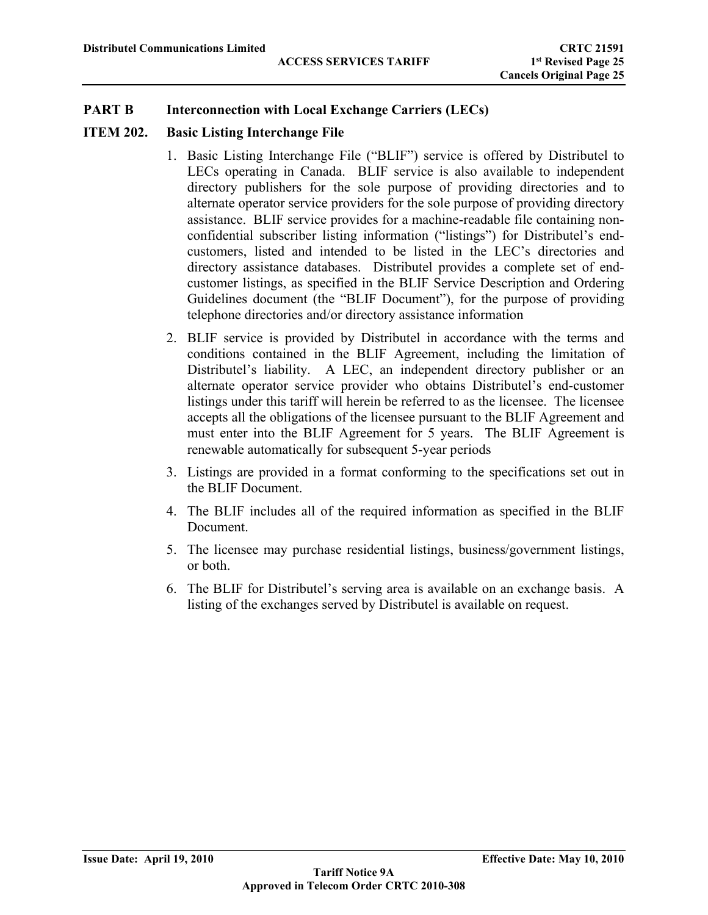## PART B Interconnection with Local Exchange Carriers (LECs)

### ITEM 202. Basic Listing Interchange File

1. Basic Listing Interchange File ("BLIF") service is offered by Distributel to LECs operating in Canada. BLIF service is also available to independent directory publishers for the sole purpose of providing directories and to alternate operator service providers for the sole purpose of providing directory assistance. BLIF service provides for a machine-readable file containing non-confidential subscriber listing information ("listings") for Distributel's end-customers, listed and intended to be listed in the LEC's directories and directory assistance databases. Distributel provides a complete set of end-customer listings, as specified in the BLIF Service Description and Ordering Guidelines document (the "BLIF Document"), for the purpose of providing telephone directories and/or directory assistance information
2. BLIF service is provided by Distributel in accordance with the terms and conditions contained in the BLIF Agreement, including the limitation of Distributel's liability. A LEC, an independent directory publisher or an alternate operator service provider who obtains Distributel's end-customer listings under this tariff will herein be referred to as the licensee. The licensee accepts all the obligations of the licensee pursuant to the BLIF Agreement and must enter into the BLIF Agreement for 5 years. The BLIF Agreement is renewable automatically for subsequent 5-year periods
3. Listings are provided in a format conforming to the specifications set out in the BLIF Document.
4. The BLIF includes all of the required information as specified in the BLIF Document.
5. The licensee may purchase residential listings, business/government listings, or both.
6. The BLIF for Distributel's serving area is available on an exchange basis. A listing of the exchanges served by Distributel is available on request.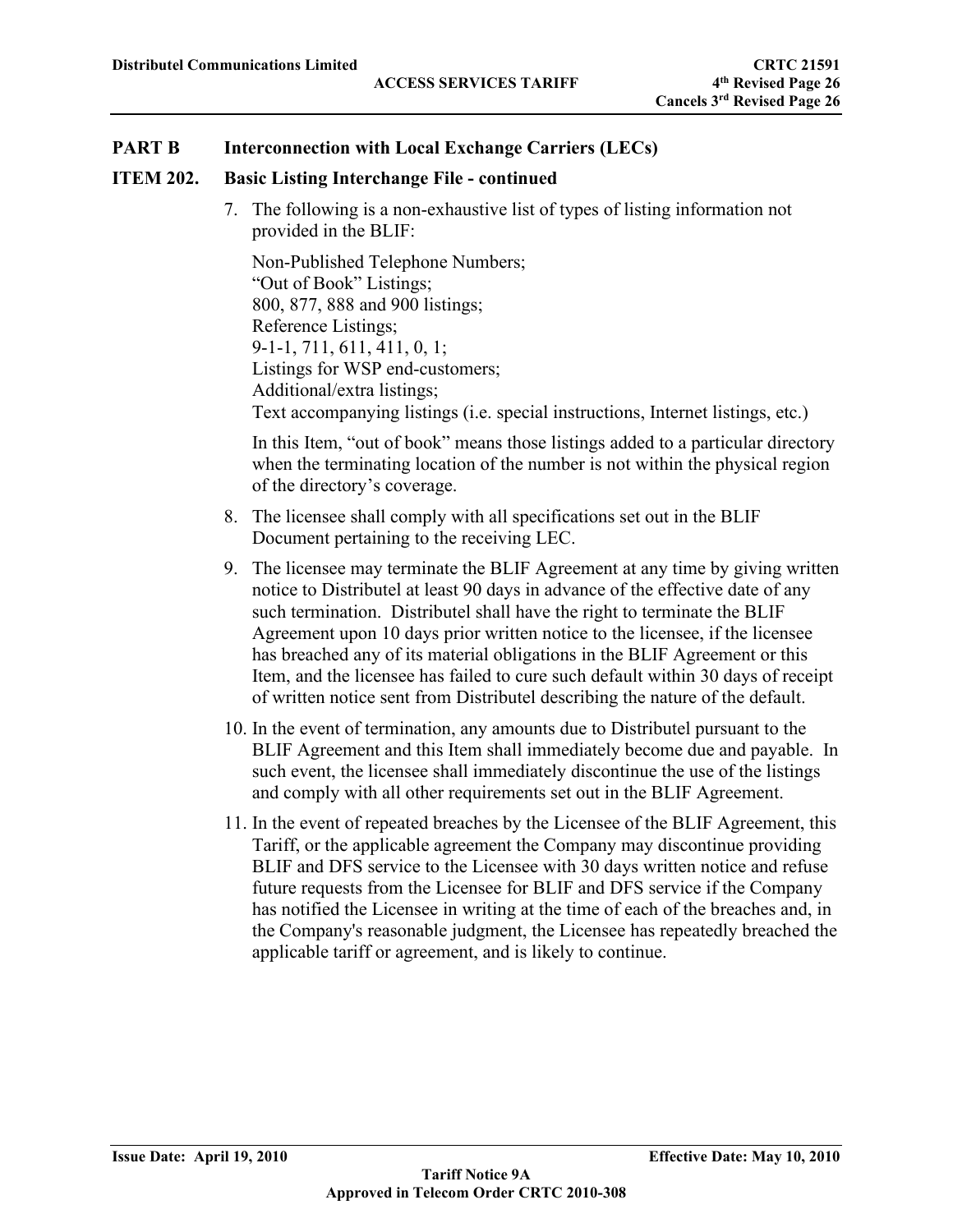## PART B Interconnection with Local Exchange Carriers (LECs)

### ITEM 202. Basic Listing Interchange File - continued

7. The following is a non-exhaustive list of types of listing information not provided in the BLIF:

   Non-Published Telephone Numbers;
   "Out of Book" Listings;
   800, 877, 888 and 900 listings;
   Reference Listings;
   9-1-1, 711, 611, 411, 0, 1;
   Listings for WSP end-customers;
   Additional/extra listings;
   Text accompanying listings (i.e. special instructions, Internet listings, etc.)

   In this Item, "out of book" means those listings added to a particular directory when the terminating location of the number is not within the physical region of the directory's coverage.

8. The licensee shall comply with all specifications set out in the BLIF Document pertaining to the receiving LEC.

9. The licensee may terminate the BLIF Agreement at any time by giving written notice to Distributel at least 90 days in advance of the effective date of any such termination. Distributel shall have the right to terminate the BLIF Agreement upon 10 days prior written notice to the licensee, if the licensee has breached any of its material obligations in the BLIF Agreement or this Item, and the licensee has failed to cure such default within 30 days of receipt of written notice sent from Distributel describing the nature of the default.

10. In the event of termination, any amounts due to Distributel pursuant to the BLIF Agreement and this Item shall immediately become due and payable. In such event, the licensee shall immediately discontinue the use of the listings and comply with all other requirements set out in the BLIF Agreement.

11. In the event of repeated breaches by the Licensee of the BLIF Agreement, this Tariff, or the applicable agreement the Company may discontinue providing BLIF and DFS service to the Licensee with 30 days written notice and refuse future requests from the Licensee for BLIF and DFS service if the Company has notified the Licensee in writing at the time of each of the breaches and, in the Company's reasonable judgment, the Licensee has repeatedly breached the applicable tariff or agreement, and is likely to continue.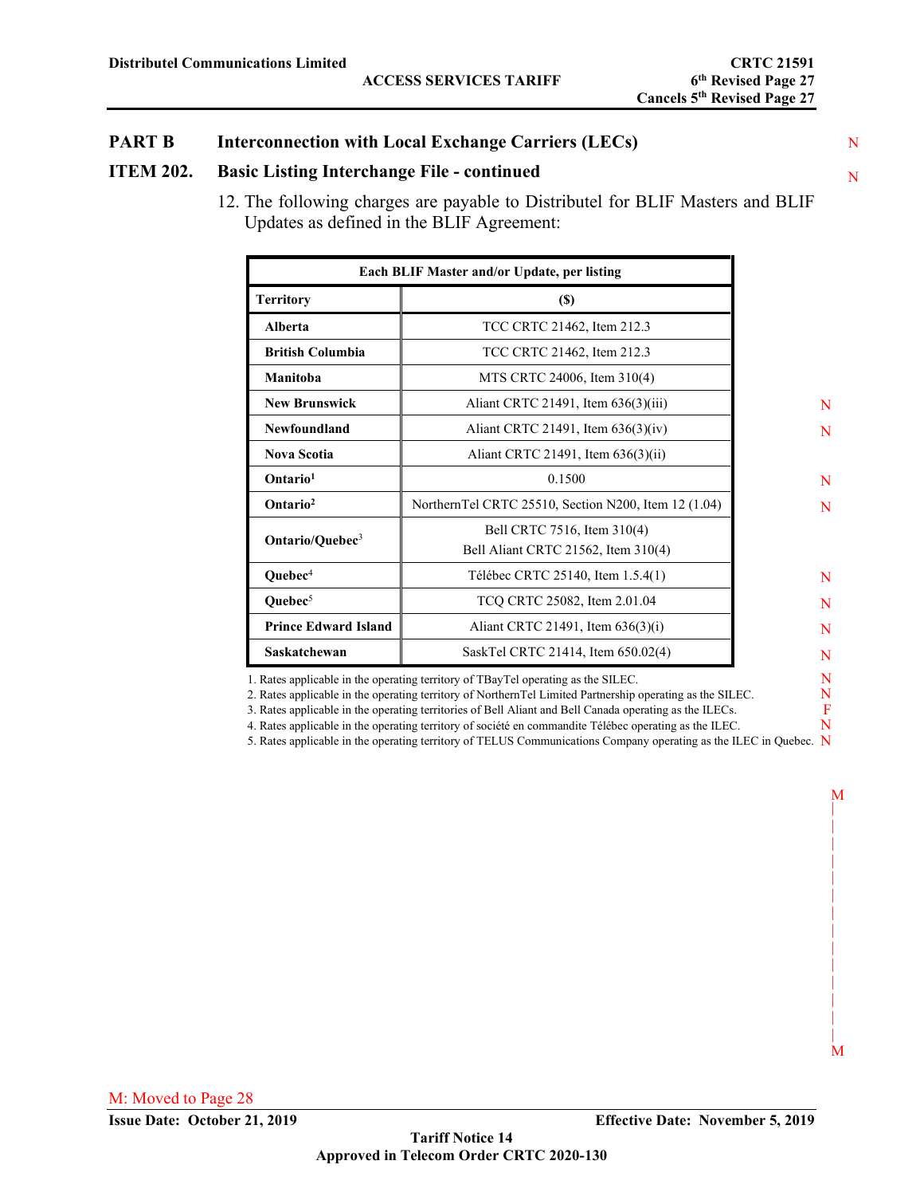## PART B Interconnection with Local Exchange Carriers (LECs)

### ITEM 202. Basic Listing Interchange File - continued

12. The following charges are payable to Distributel for BLIF Masters and BLIF Updates as defined in the BLIF Agreement:

| Each BLIF Master and/or Update, per listing | |
|---|---|
| **Territory** | **($)** |
| **Alberta** | TCC CRTC 21462, Item 212.3 |
| **British Columbia** | TCC CRTC 21462, Item 212.3 |
| **Manitoba** | MTS CRTC 24006, Item 310(4) |
| **New Brunswick** | Aliant CRTC 21491, Item 636(3)(iii) |
| **Newfoundland** | Aliant CRTC 21491, Item 636(3)(iv) |
| **Nova Scotia** | Aliant CRTC 21491, Item 636(3)(ii) |
| **Ontario**[1] | 0.1500 |
| **Ontario**[2] | NorthernTel CRTC 25510, Section N200, Item 12 (1.04) |
| **Ontario/Quebec**[3] | Bell CRTC 7516, Item 310(4)<br>Bell Aliant CRTC 21562, Item 310(4) |
| **Quebec**[4] | Télébec CRTC 25140, Item 1.5.4(1) |
| **Quebec**[5] | TCQ CRTC 25082, Item 2.01.04 |
| **Prince Edward Island** | Aliant CRTC 21491, Item 636(3)(i) |
| **Saskatchewan** | SaskTel CRTC 21414, Item 650.02(4) |

1. Rates applicable in the operating territory of TBayTel operating as the SILEC.
2. Rates applicable in the operating territory of NorthernTel Limited Partnership operating as the SILEC.
3. Rates applicable in the operating territories of Bell Aliant and Bell Canada operating as the ILECs.
4. Rates applicable in the operating territory of société en commandite Télébec operating as the ILEC.
5. Rates applicable in the operating territory of TELUS Communications Company operating as the ILEC in Quebec.

M: Moved to Page 28

Issue Date: October 21, 2019 Effective Date: November 5, 2019

Tariff Notice 14

Approved in Telecom Order CRTC 2020-130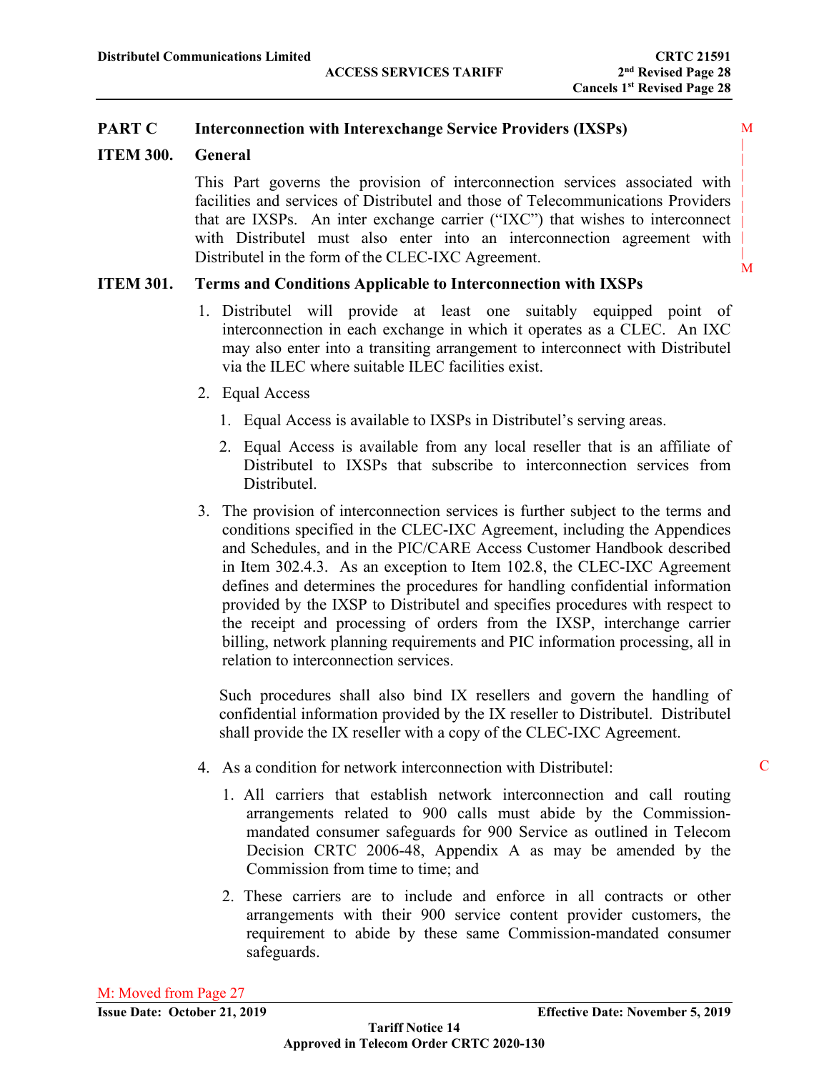## PART C Interconnection with Interexchange Service Providers (IXSPs)

### ITEM 300. General

This Part governs the provision of interconnection services associated with facilities and services of Distributel and those of Telecommunications Providers that are IXSPs. An inter exchange carrier ("IXC") that wishes to interconnect with Distributel must also enter into an interconnection agreement with Distributel in the form of the CLEC-IXC Agreement.

### ITEM 301. Terms and Conditions Applicable to Interconnection with IXSPs

1. Distributel will provide at least one suitably equipped point of interconnection in each exchange in which it operates as a CLEC. An IXC may also enter into a transiting arrangement to interconnect with Distributel via the ILEC where suitable ILEC facilities exist.
2. Equal Access
   1. Equal Access is available to IXSPs in Distributel's serving areas.
   2. Equal Access is available from any local reseller that is an affiliate of Distributel to IXSPs that subscribe to interconnection services from Distributel.
3. The provision of interconnection services is further subject to the terms and conditions specified in the CLEC-IXC Agreement, including the Appendices and Schedules, and in the PIC/CARE Access Customer Handbook described in Item 302.4.3. As an exception to Item 102.8, the CLEC-IXC Agreement defines and determines the procedures for handling confidential information provided by the IXSP to Distributel and specifies procedures with respect to the receipt and processing of orders from the IXSP, interchange carrier billing, network planning requirements and PIC information processing, all in relation to interconnection services.

   Such procedures shall also bind IX resellers and govern the handling of confidential information provided by the IX reseller to Distributel. Distributel shall provide the IX reseller with a copy of the CLEC-IXC Agreement.
4. As a condition for network interconnection with Distributel:
   1. All carriers that establish network interconnection and call routing arrangements related to 900 calls must abide by the Commission-mandated consumer safeguards for 900 Service as outlined in Telecom Decision CRTC 2006-48, Appendix A as may be amended by the Commission from time to time; and
   2. These carriers are to include and enforce in all contracts or other arrangements with their 900 service content provider customers, the requirement to abide by these same Commission-mandated consumer safeguards.

M: Moved from Page 27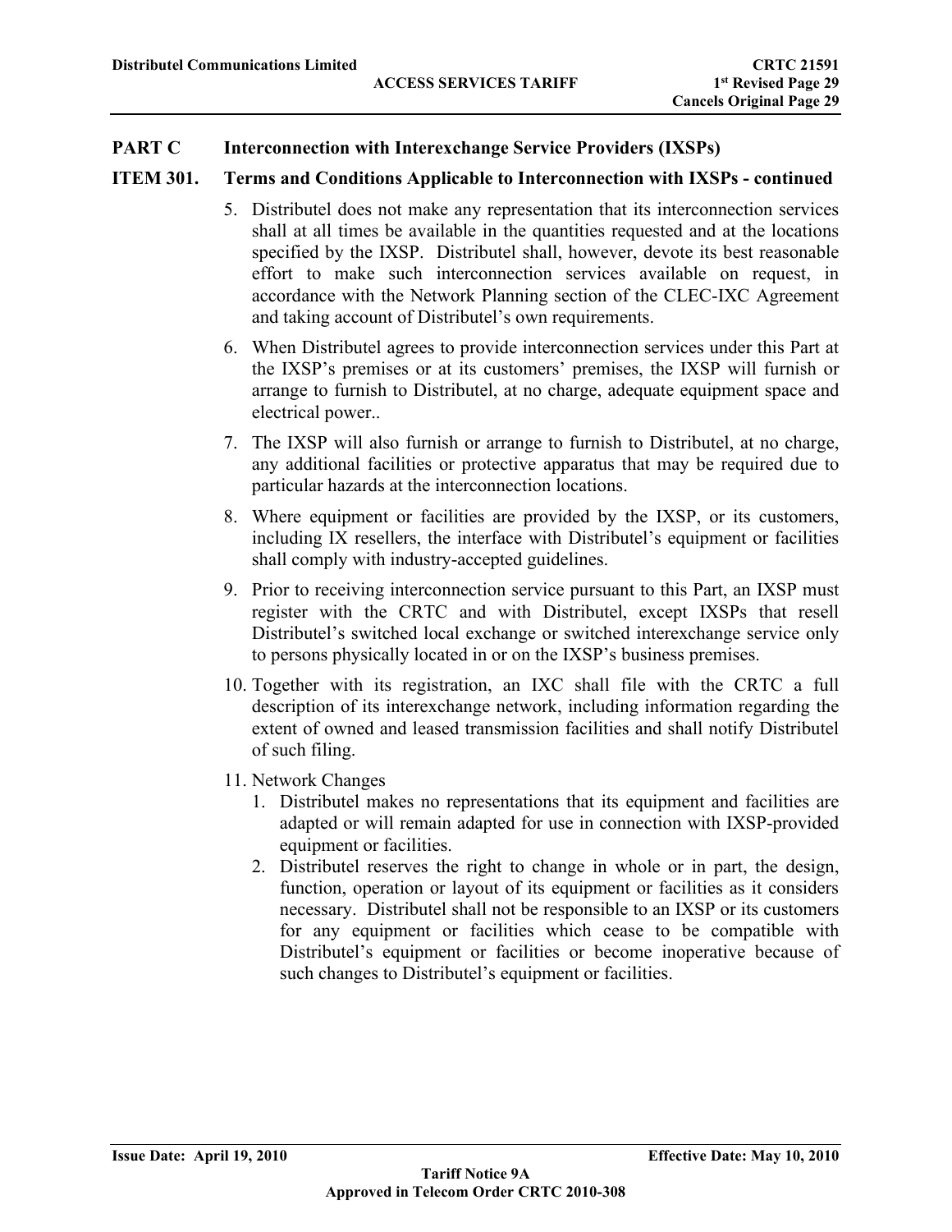## PART C Interconnection with Interexchange Service Providers (IXSPs)

### ITEM 301. Terms and Conditions Applicable to Interconnection with IXSPs - continued

5. Distributel does not make any representation that its interconnection services shall at all times be available in the quantities requested and at the locations specified by the IXSP. Distributel shall, however, devote its best reasonable effort to make such interconnection services available on request, in accordance with the Network Planning section of the CLEC-IXC Agreement and taking account of Distributel's own requirements.
6. When Distributel agrees to provide interconnection services under this Part at the IXSP's premises or at its customers' premises, the IXSP will furnish or arrange to furnish to Distributel, at no charge, adequate equipment space and electrical power..
7. The IXSP will also furnish or arrange to furnish to Distributel, at no charge, any additional facilities or protective apparatus that may be required due to particular hazards at the interconnection locations.
8. Where equipment or facilities are provided by the IXSP, or its customers, including IX resellers, the interface with Distributel's equipment or facilities shall comply with industry-accepted guidelines.
9. Prior to receiving interconnection service pursuant to this Part, an IXSP must register with the CRTC and with Distributel, except IXSPs that resell Distributel's switched local exchange or switched interexchange service only to persons physically located in or on the IXSP's business premises.
10. Together with its registration, an IXC shall file with the CRTC a full description of its interexchange network, including information regarding the extent of owned and leased transmission facilities and shall notify Distributel of such filing.
11. Network Changes
    1. Distributel makes no representations that its equipment and facilities are adapted or will remain adapted for use in connection with IXSP-provided equipment or facilities.
    2. Distributel reserves the right to change in whole or in part, the design, function, operation or layout of its equipment or facilities as it considers necessary. Distributel shall not be responsible to an IXSP or its customers for any equipment or facilities which cease to be compatible with Distributel's equipment or facilities or become inoperative because of such changes to Distributel's equipment or facilities.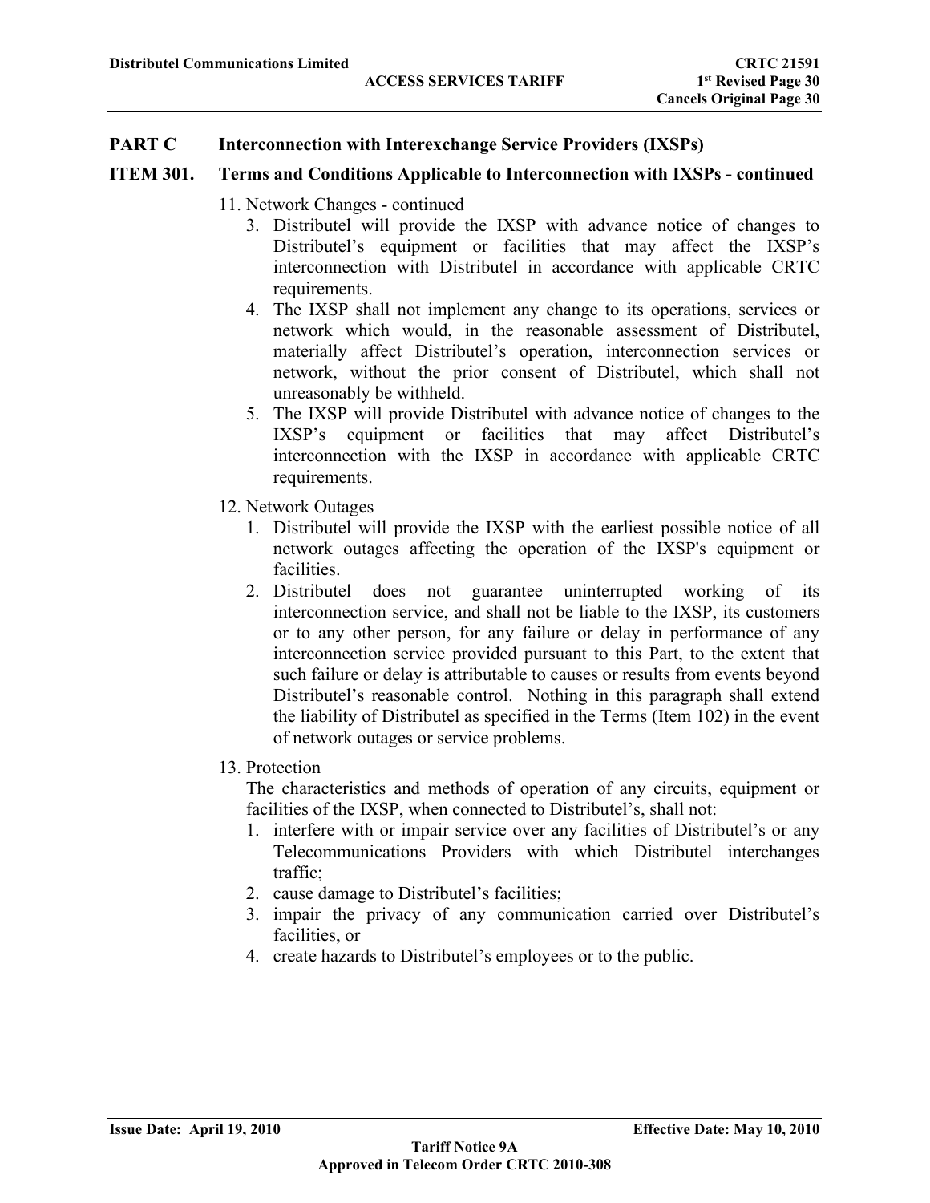## PART C Interconnection with Interexchange Service Providers (IXSPs)

### ITEM 301. Terms and Conditions Applicable to Interconnection with IXSPs - continued

11. Network Changes - continued
    3. Distributel will provide the IXSP with advance notice of changes to Distributel's equipment or facilities that may affect the IXSP's interconnection with Distributel in accordance with applicable CRTC requirements.
    4. The IXSP shall not implement any change to its operations, services or network which would, in the reasonable assessment of Distributel, materially affect Distributel's operation, interconnection services or network, without the prior consent of Distributel, which shall not unreasonably be withheld.
    5. The IXSP will provide Distributel with advance notice of changes to the IXSP's equipment or facilities that may affect Distributel's interconnection with the IXSP in accordance with applicable CRTC requirements.

12. Network Outages
    1. Distributel will provide the IXSP with the earliest possible notice of all network outages affecting the operation of the IXSP's equipment or facilities.
    2. Distributel does not guarantee uninterrupted working of its interconnection service, and shall not be liable to the IXSP, its customers or to any other person, for any failure or delay in performance of any interconnection service provided pursuant to this Part, to the extent that such failure or delay is attributable to causes or results from events beyond Distributel's reasonable control. Nothing in this paragraph shall extend the liability of Distributel as specified in the Terms (Item 102) in the event of network outages or service problems.

13. Protection

    The characteristics and methods of operation of any circuits, equipment or facilities of the IXSP, when connected to Distributel's, shall not:
    1. interfere with or impair service over any facilities of Distributel's or any Telecommunications Providers with which Distributel interchanges traffic;
    2. cause damage to Distributel's facilities;
    3. impair the privacy of any communication carried over Distributel's facilities, or
    4. create hazards to Distributel's employees or to the public.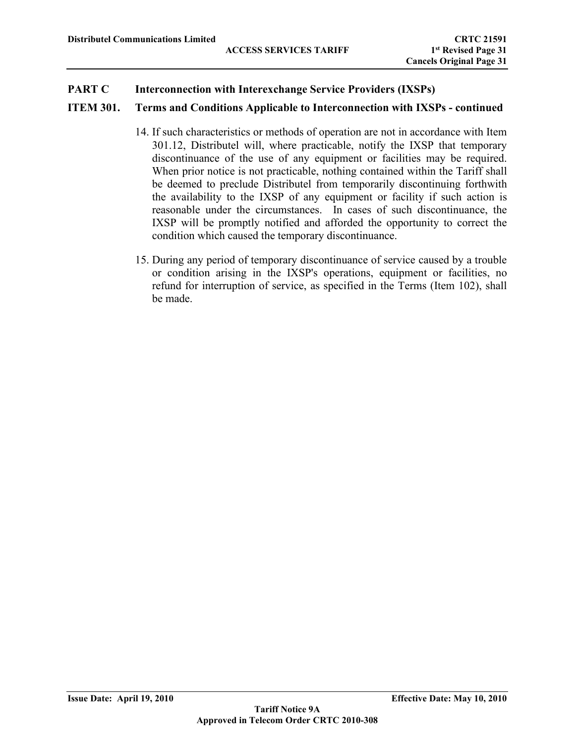## PART C Interconnection with Interexchange Service Providers (IXSPs)

### ITEM 301. Terms and Conditions Applicable to Interconnection with IXSPs - continued

14. If such characteristics or methods of operation are not in accordance with Item 301.12, Distributel will, where practicable, notify the IXSP that temporary discontinuance of the use of any equipment or facilities may be required. When prior notice is not practicable, nothing contained within the Tariff shall be deemed to preclude Distributel from temporarily discontinuing forthwith the availability to the IXSP of any equipment or facility if such action is reasonable under the circumstances. In cases of such discontinuance, the IXSP will be promptly notified and afforded the opportunity to correct the condition which caused the temporary discontinuance.

15. During any period of temporary discontinuance of service caused by a trouble or condition arising in the IXSP's operations, equipment or facilities, no refund for interruption of service, as specified in the Terms (Item 102), shall be made.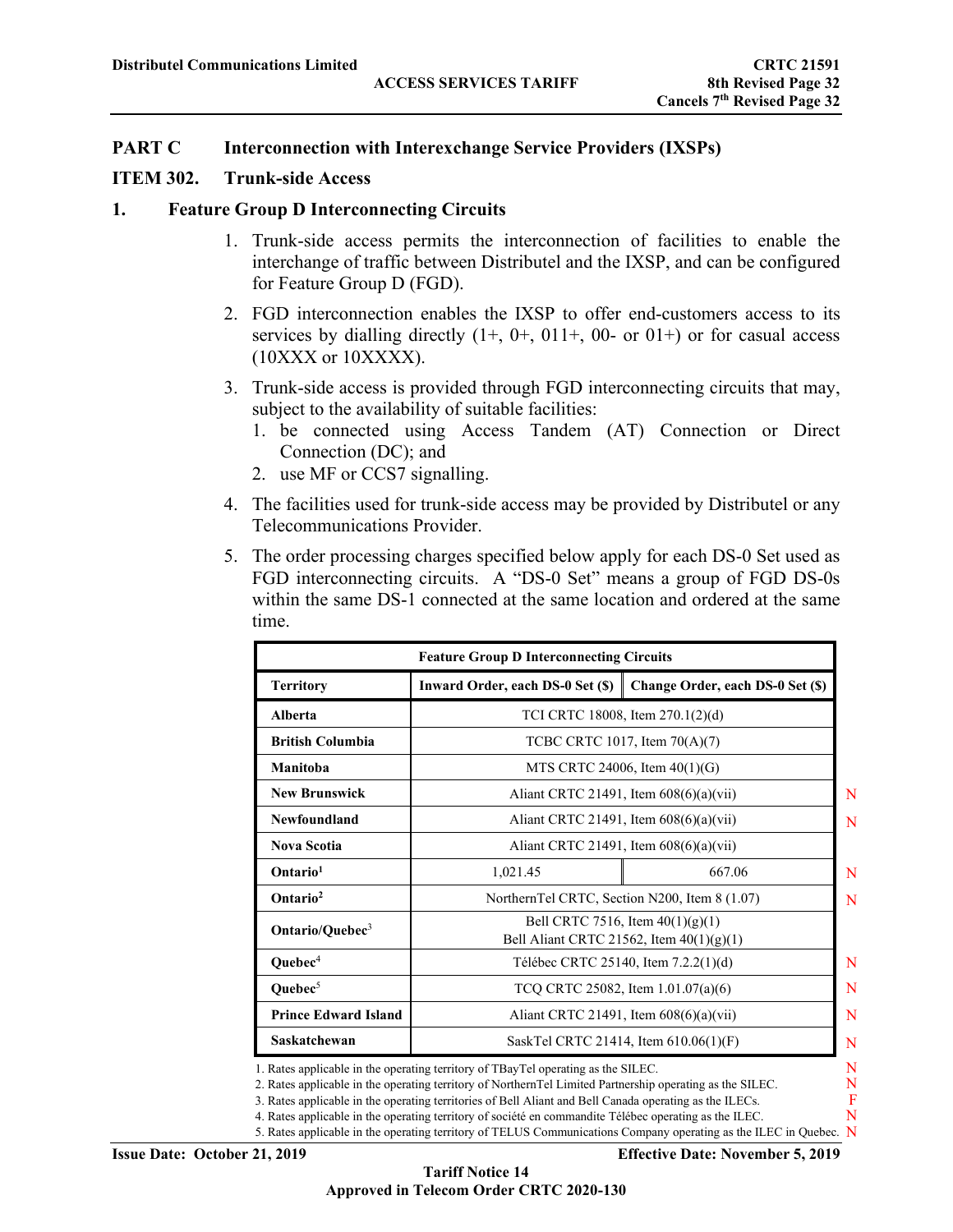# PART C Interconnection with Interexchange Service Providers (IXSPs)

## ITEM 302. Trunk-side Access

### 1. Feature Group D Interconnecting Circuits

1. Trunk-side access permits the interconnection of facilities to enable the interchange of traffic between Distributel and the IXSP, and can be configured for Feature Group D (FGD).
2. FGD interconnection enables the IXSP to offer end-customers access to its services by dialling directly (1+, 0+, 011+, 00- or 01+) or for casual access (10XXX or 10XXXX).
3. Trunk-side access is provided through FGD interconnecting circuits that may, subject to the availability of suitable facilities:
   1. be connected using Access Tandem (AT) Connection or Direct Connection (DC); and
   2. use MF or CCS7 signalling.
4. The facilities used for trunk-side access may be provided by Distributel or any Telecommunications Provider.
5. The order processing charges specified below apply for each DS-0 Set used as FGD interconnecting circuits. A "DS-0 Set" means a group of FGD DS-0s within the same DS-1 connected at the same location and ordered at the same time.

| Feature Group D Interconnecting Circuits | | | |
|---|---|---|---|
| **Territory** | **Inward Order, each DS-0 Set ($)** | **Change Order, each DS-0 Set ($)** | |
| **Alberta** | TCI CRTC 18008, Item 270.1(2)(d) | | |
| **British Columbia** | TCBC CRTC 1017, Item 70(A)(7) | | |
| **Manitoba** | MTS CRTC 24006, Item 40(1)(G) | | |
| **New Brunswick** | Aliant CRTC 21491, Item 608(6)(a)(vii) | | N |
| **Newfoundland** | Aliant CRTC 21491, Item 608(6)(a)(vii) | | N |
| **Nova Scotia** | Aliant CRTC 21491, Item 608(6)(a)(vii) | | |
| **Ontario[1]** | 1,021.45 | 667.06 | N |
| **Ontario[2]** | NorthernTel CRTC, Section N200, Item 8 (1.07) | | N |
| **Ontario/Quebec[3]** | Bell CRTC 7516, Item 40(1)(g)(1)<br>Bell Aliant CRTC 21562, Item 40(1)(g)(1) | | |
| **Quebec[4]** | Télébec CRTC 25140, Item 7.2.2(1)(d) | | N |
| **Quebec[5]** | TCQ CRTC 25082, Item 1.01.07(a)(6) | | N |
| **Prince Edward Island** | Aliant CRTC 21491, Item 608(6)(a)(vii) | | N |
| **Saskatchewan** | SaskTel CRTC 21414, Item 610.06(1)(F) | | N |

1. Rates applicable in the operating territory of TBayTel operating as the SILEC. N
2. Rates applicable in the operating territory of NorthernTel Limited Partnership operating as the SILEC. N
3. Rates applicable in the operating territories of Bell Aliant and Bell Canada operating as the ILECs. F
4. Rates applicable in the operating territory of société en commandite Télébec operating as the ILEC. N
5. Rates applicable in the operating territory of TELUS Communications Company operating as the ILEC in Quebec. N

Issue Date: October 21, 2019 Effective Date: November 5, 2019

Tariff Notice 14
Approved in Telecom Order CRTC 2020-130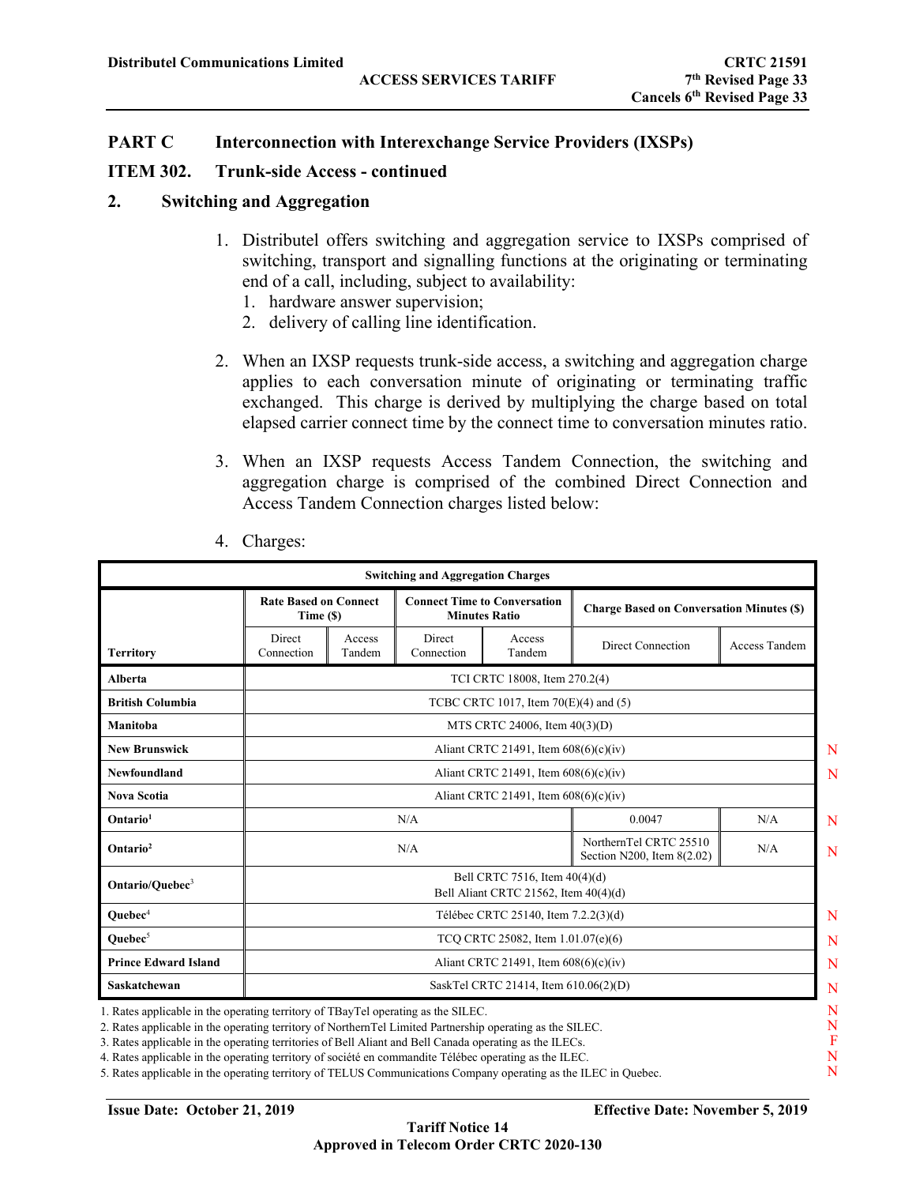**Distributel Communications Limited** — **ACCESS SERVICES TARIFF** — **CRTC 21591**, 7th Revised Page 33, Cancels 6th Revised Page 33

## PART C Interconnection with Interexchange Service Providers (IXSPs)

## ITEM 302. Trunk-side Access - continued

### 2. Switching and Aggregation

1. Distributel offers switching and aggregation service to IXSPs comprised of switching, transport and signalling functions at the originating or terminating end of a call, including, subject to availability:
   1. hardware answer supervision;
   2. delivery of calling line identification.

2. When an IXSP requests trunk-side access, a switching and aggregation charge applies to each conversation minute of originating or terminating traffic exchanged. This charge is derived by multiplying the charge based on total elapsed carrier connect time by the connect time to conversation minutes ratio.

3. When an IXSP requests Access Tandem Connection, the switching and aggregation charge is comprised of the combined Direct Connection and Access Tandem Connection charges listed below:

4. Charges:

**Switching and Aggregation Charges**

| Territory | Rate Based on Connect Time ($) | | Connect Time to Conversation Minutes Ratio | | Charge Based on Conversation Minutes ($) | | |
|---|---|---|---|---|---|---|---|
| | Direct Connection | Access Tandem | Direct Connection | Access Tandem | Direct Connection | Access Tandem | |
| **Alberta** | TCI CRTC 18008, Item 270.2(4) | | | | | | |
| **British Columbia** | TCBC CRTC 1017, Item 70(E)(4) and (5) | | | | | | |
| **Manitoba** | MTS CRTC 24006, Item 40(3)(D) | | | | | | |
| **New Brunswick** | Aliant CRTC 21491, Item 608(6)(c)(iv) | | | | | | N |
| **Newfoundland** | Aliant CRTC 21491, Item 608(6)(c)(iv) | | | | | | N |
| **Nova Scotia** | Aliant CRTC 21491, Item 608(6)(c)(iv) | | | | | | |
| **Ontario**[1] | N/A | | | | 0.0047 | N/A | N |
| **Ontario**[2] | N/A | | | | NorthernTel CRTC 25510 Section N200, Item 8(2.02) | N/A | N |
| **Ontario/Quebec**[3] | Bell CRTC 7516, Item 40(4)(d) Bell Aliant CRTC 21562, Item 40(4)(d) | | | | | | |
| **Quebec**[4] | Télébec CRTC 25140, Item 7.2.2(3)(d) | | | | | | N |
| **Quebec**[5] | TCQ CRTC 25082, Item 1.01.07(e)(6) | | | | | | N |
| **Prince Edward Island** | Aliant CRTC 21491, Item 608(6)(c)(iv) | | | | | | N |
| **Saskatchewan** | SaskTel CRTC 21414, Item 610.06(2)(D) | | | | | | N |

1. Rates applicable in the operating territory of TBayTel operating as the SILEC. N
2. Rates applicable in the operating territory of NorthernTel Limited Partnership operating as the SILEC. N
3. Rates applicable in the operating territories of Bell Aliant and Bell Canada operating as the ILECs. F
4. Rates applicable in the operating territory of société en commandite Télébec operating as the ILEC. N
5. Rates applicable in the operating territory of TELUS Communications Company operating as the ILEC in Quebec. N

**Issue Date: October 21, 2019** — **Effective Date: November 5, 2019**

**Tariff Notice 14**

**Approved in Telecom Order CRTC 2020-130**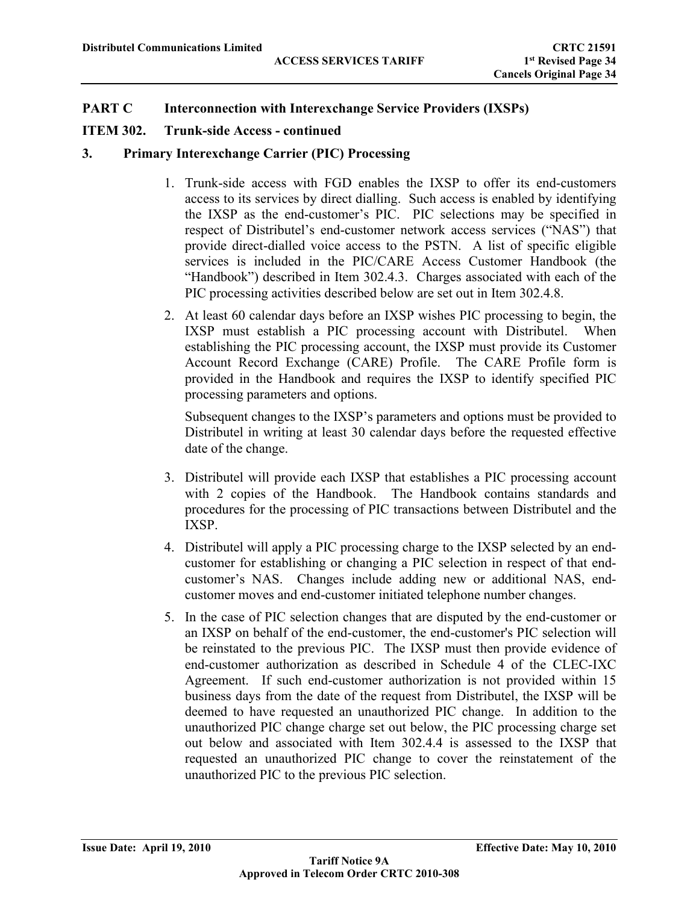## PART C Interconnection with Interexchange Service Providers (IXSPs)

## ITEM 302. Trunk-side Access - continued

### 3. Primary Interexchange Carrier (PIC) Processing

1. Trunk-side access with FGD enables the IXSP to offer its end-customers access to its services by direct dialling. Such access is enabled by identifying the IXSP as the end-customer's PIC. PIC selections may be specified in respect of Distributel's end-customer network access services ("NAS") that provide direct-dialled voice access to the PSTN. A list of specific eligible services is included in the PIC/CARE Access Customer Handbook (the "Handbook") described in Item 302.4.3. Charges associated with each of the PIC processing activities described below are set out in Item 302.4.8.

2. At least 60 calendar days before an IXSP wishes PIC processing to begin, the IXSP must establish a PIC processing account with Distributel. When establishing the PIC processing account, the IXSP must provide its Customer Account Record Exchange (CARE) Profile. The CARE Profile form is provided in the Handbook and requires the IXSP to identify specified PIC processing parameters and options.

   Subsequent changes to the IXSP's parameters and options must be provided to Distributel in writing at least 30 calendar days before the requested effective date of the change.

3. Distributel will provide each IXSP that establishes a PIC processing account with 2 copies of the Handbook. The Handbook contains standards and procedures for the processing of PIC transactions between Distributel and the IXSP.

4. Distributel will apply a PIC processing charge to the IXSP selected by an end-customer for establishing or changing a PIC selection in respect of that end-customer's NAS. Changes include adding new or additional NAS, end-customer moves and end-customer initiated telephone number changes.

5. In the case of PIC selection changes that are disputed by the end-customer or an IXSP on behalf of the end-customer, the end-customer's PIC selection will be reinstated to the previous PIC. The IXSP must then provide evidence of end-customer authorization as described in Schedule 4 of the CLEC-IXC Agreement. If such end-customer authorization is not provided within 15 business days from the date of the request from Distributel, the IXSP will be deemed to have requested an unauthorized PIC change. In addition to the unauthorized PIC change charge set out below, the PIC processing charge set out below and associated with Item 302.4.4 is assessed to the IXSP that requested an unauthorized PIC change to cover the reinstatement of the unauthorized PIC to the previous PIC selection.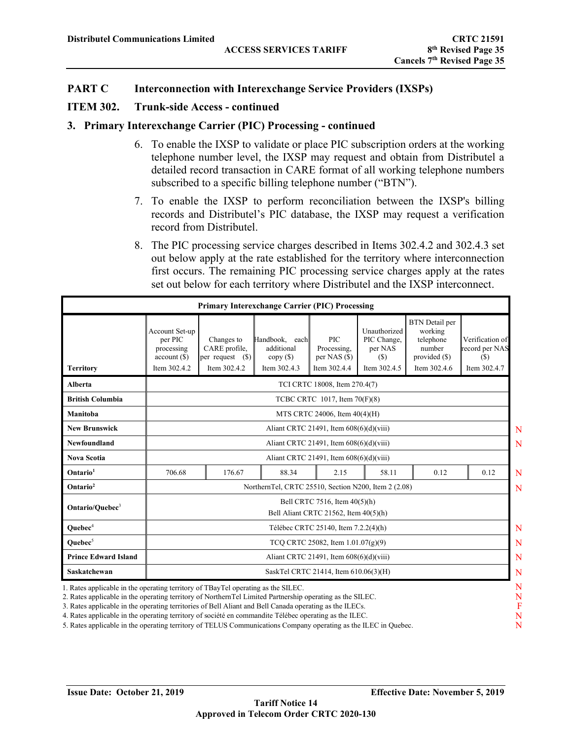## PART C Interconnection with Interexchange Service Providers (IXSPs)

## ITEM 302. Trunk-side Access - continued

### 3. Primary Interexchange Carrier (PIC) Processing - continued

6. To enable the IXSP to validate or place PIC subscription orders at the working telephone number level, the IXSP may request and obtain from Distributel a detailed record transaction in CARE format of all working telephone numbers subscribed to a specific billing telephone number ("BTN").

7. To enable the IXSP to perform reconciliation between the IXSP's billing records and Distributel's PIC database, the IXSP may request a verification record from Distributel.

8. The PIC processing service charges described in Items 302.4.2 and 302.4.3 set out below apply at the rate established for the territory where interconnection first occurs. The remaining PIC processing service charges apply at the rates set out below for each territory where Distributel and the IXSP interconnect.

**Primary Interexchange Carrier (PIC) Processing**

| Territory | Account Set-up per PIC processing account ($) Item 302.4.2 | Changes to CARE profile, per request ($) Item 302.4.2 | Handbook, each additional copy ($) Item 302.4.3 | PIC Processing, per NAS ($) Item 302.4.4 | Unauthorized PIC Change, per NAS ($) Item 302.4.5 | BTN Detail per working telephone number provided ($) Item 302.4.6 | Verification of record per NAS ($) Item 302.4.7 | |
|---|---|---|---|---|---|---|---|---|
| **Alberta** | TCI CRTC 18008, Item 270.4(7) | | | | | | | |
| **British Columbia** | TCBC CRTC 1017, Item 70(F)(8) | | | | | | | |
| **Manitoba** | MTS CRTC 24006, Item 40(4)(H) | | | | | | | |
| **New Brunswick** | Aliant CRTC 21491, Item 608(6)(d)(viii) | | | | | | | N |
| **Newfoundland** | Aliant CRTC 21491, Item 608(6)(d)(viii) | | | | | | | N |
| **Nova Scotia** | Aliant CRTC 21491, Item 608(6)(d)(viii) | | | | | | | |
| **Ontario**[1] | 706.68 | 176.67 | 88.34 | 2.15 | 58.11 | 0.12 | 0.12 | N |
| **Ontario**[2] | NorthernTel, CRTC 25510, Section N200, Item 2 (2.08) | | | | | | | N |
| **Ontario/Quebec**[3] | Bell CRTC 7516, Item 40(5)(h) Bell Aliant CRTC 21562, Item 40(5)(h) | | | | | | | |
| **Quebec**[4] | Télébec CRTC 25140, Item 7.2.2(4)(h) | | | | | | | N |
| **Quebec**[5] | TCQ CRTC 25082, Item 1.01.07(g)(9) | | | | | | | N |
| **Prince Edward Island** | Aliant CRTC 21491, Item 608(6)(d)(viii) | | | | | | | N |
| **Saskatchewan** | SaskTel CRTC 21414, Item 610.06(3)(H) | | | | | | | N |

1. Rates applicable in the operating territory of TBayTel operating as the SILEC. N
2. Rates applicable in the operating territory of NorthernTel Limited Partnership operating as the SILEC. N
3. Rates applicable in the operating territories of Bell Aliant and Bell Canada operating as the ILECs. F
4. Rates applicable in the operating territory of société en commandite Télébec operating as the ILEC. N
5. Rates applicable in the operating territory of TELUS Communications Company operating as the ILEC in Quebec. N

Issue Date: October 21, 2019 — Effective Date: November 5, 2019

Tariff Notice 14

Approved in Telecom Order CRTC 2020-130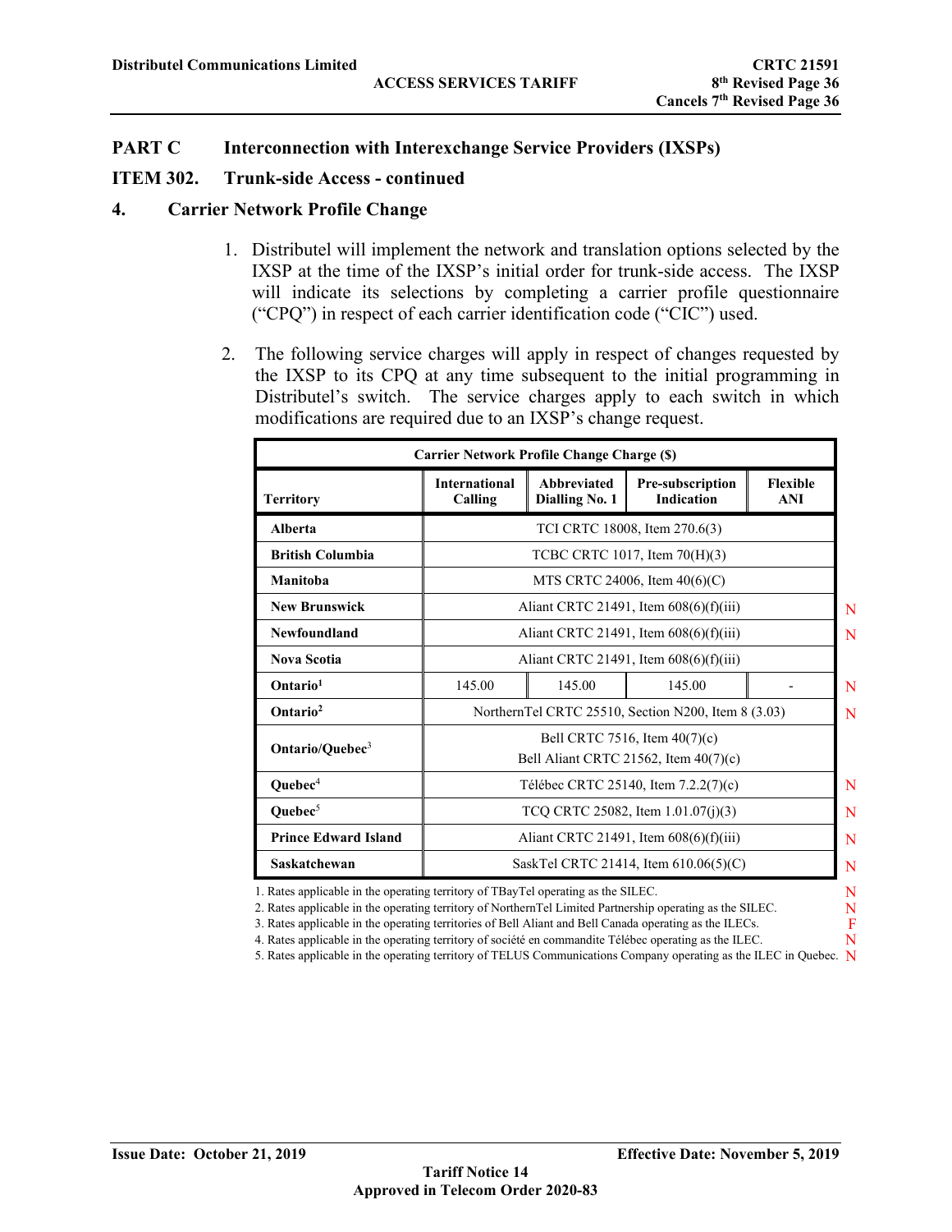# PART C Interconnection with Interexchange Service Providers (IXSPs)

## ITEM 302. Trunk-side Access - continued

### 4. Carrier Network Profile Change

1. Distributel will implement the network and translation options selected by the IXSP at the time of the IXSP's initial order for trunk-side access. The IXSP will indicate its selections by completing a carrier profile questionnaire ("CPQ") in respect of each carrier identification code ("CIC") used.

2. The following service charges will apply in respect of changes requested by the IXSP to its CPQ at any time subsequent to the initial programming in Distributel's switch. The service charges apply to each switch in which modifications are required due to an IXSP's change request.

| Carrier Network Profile Change Charge ($) | | | | | |
|---|---|---|---|---|---|
| **Territory** | **International Calling** | **Abbreviated Dialling No. 1** | **Pre-subscription Indication** | **Flexible ANI** | |
| **Alberta** | TCI CRTC 18008, Item 270.6(3) | | | | |
| **British Columbia** | TCBC CRTC 1017, Item 70(H)(3) | | | | |
| **Manitoba** | MTS CRTC 24006, Item 40(6)(C) | | | | |
| **New Brunswick** | Aliant CRTC 21491, Item 608(6)(f)(iii) | | | | N |
| **Newfoundland** | Aliant CRTC 21491, Item 608(6)(f)(iii) | | | | N |
| **Nova Scotia** | Aliant CRTC 21491, Item 608(6)(f)(iii) | | | | |
| **Ontario[1]** | 145.00 | 145.00 | 145.00 | - | N |
| **Ontario[2]** | NorthernTel CRTC 25510, Section N200, Item 8 (3.03) | | | | N |
| **Ontario/Quebec[3]** | Bell CRTC 7516, Item 40(7)(c)<br>Bell Aliant CRTC 21562, Item 40(7)(c) | | | | |
| **Quebec[4]** | Télébec CRTC 25140, Item 7.2.2(7)(c) | | | | N |
| **Quebec[5]** | TCQ CRTC 25082, Item 1.01.07(j)(3) | | | | N |
| **Prince Edward Island** | Aliant CRTC 21491, Item 608(6)(f)(iii) | | | | N |
| **Saskatchewan** | SaskTel CRTC 21414, Item 610.06(5)(C) | | | | N |

1. Rates applicable in the operating territory of TBayTel operating as the SILEC. N
2. Rates applicable in the operating territory of NorthernTel Limited Partnership operating as the SILEC. N
3. Rates applicable in the operating territories of Bell Aliant and Bell Canada operating as the ILECs. F
4. Rates applicable in the operating territory of société en commandite Télébec operating as the ILEC. N
5. Rates applicable in the operating territory of TELUS Communications Company operating as the ILEC in Quebec. N

Issue Date: October 21, 2019 Effective Date: November 5, 2019

Tariff Notice 14
Approved in Telecom Order 2020-83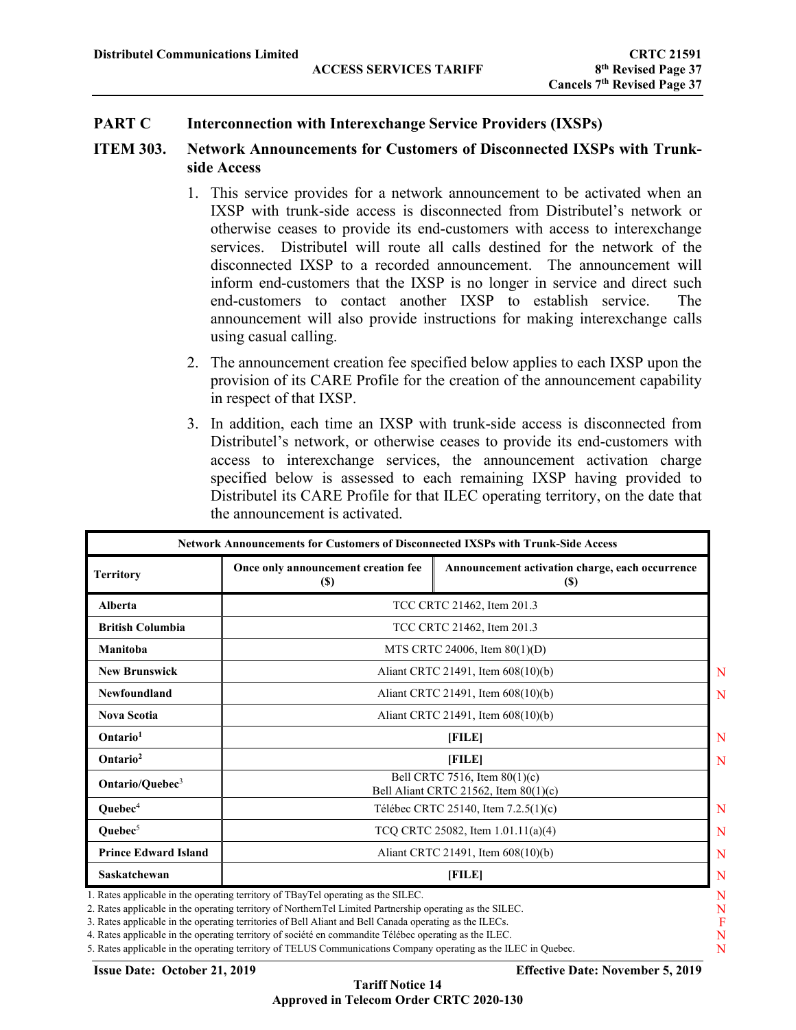**PART C Interconnection with Interexchange Service Providers (IXSPs)**

**ITEM 303. Network Announcements for Customers of Disconnected IXSPs with Trunk-side Access**

1. This service provides for a network announcement to be activated when an IXSP with trunk-side access is disconnected from Distributel's network or otherwise ceases to provide its end-customers with access to interexchange services. Distributel will route all calls destined for the network of the disconnected IXSP to a recorded announcement. The announcement will inform end-customers that the IXSP is no longer in service and direct such end-customers to contact another IXSP to establish service. The announcement will also provide instructions for making interexchange calls using casual calling.

2. The announcement creation fee specified below applies to each IXSP upon the provision of its CARE Profile for the creation of the announcement capability in respect of that IXSP.

3. In addition, each time an IXSP with trunk-side access is disconnected from Distributel's network, or otherwise ceases to provide its end-customers with access to interexchange services, the announcement activation charge specified below is assessed to each remaining IXSP having provided to Distributel its CARE Profile for that ILEC operating territory, on the date that the announcement is activated.

| Network Announcements for Customers of Disconnected IXSPs with Trunk-Side Access | | | |
|---|---|---|---|
| **Territory** | **Once only announcement creation fee ($)** | **Announcement activation charge, each occurrence ($)** | |
| **Alberta** | TCC CRTC 21462, Item 201.3 | | |
| **British Columbia** | TCC CRTC 21462, Item 201.3 | | |
| **Manitoba** | MTS CRTC 24006, Item 80(1)(D) | | |
| **New Brunswick** | Aliant CRTC 21491, Item 608(10)(b) | | N |
| **Newfoundland** | Aliant CRTC 21491, Item 608(10)(b) | | N |
| **Nova Scotia** | Aliant CRTC 21491, Item 608(10)(b) | | |
| **Ontario[1]** | **[FILE]** | | N |
| **Ontario[2]** | **[FILE]** | | N |
| **Ontario/Quebec[3]** | Bell CRTC 7516, Item 80(1)(c)<br>Bell Aliant CRTC 21562, Item 80(1)(c) | | |
| **Quebec[4]** | Télébec CRTC 25140, Item 7.2.5(1)(c) | | N |
| **Quebec[5]** | TCQ CRTC 25082, Item 1.01.11(a)(4) | | N |
| **Prince Edward Island** | Aliant CRTC 21491, Item 608(10)(b) | | N |
| **Saskatchewan** | **[FILE]** | | N |

1. Rates applicable in the operating territory of TBayTel operating as the SILEC. N
2. Rates applicable in the operating territory of NorthernTel Limited Partnership operating as the SILEC. N
3. Rates applicable in the operating territories of Bell Aliant and Bell Canada operating as the ILECs. F
4. Rates applicable in the operating territory of société en commandite Télébec operating as the ILEC. N
5. Rates applicable in the operating territory of TELUS Communications Company operating as the ILEC in Quebec. N

**Issue Date: October 21, 2019** **Effective Date: November 5, 2019**

**Tariff Notice 14**
**Approved in Telecom Order CRTC 2020-130**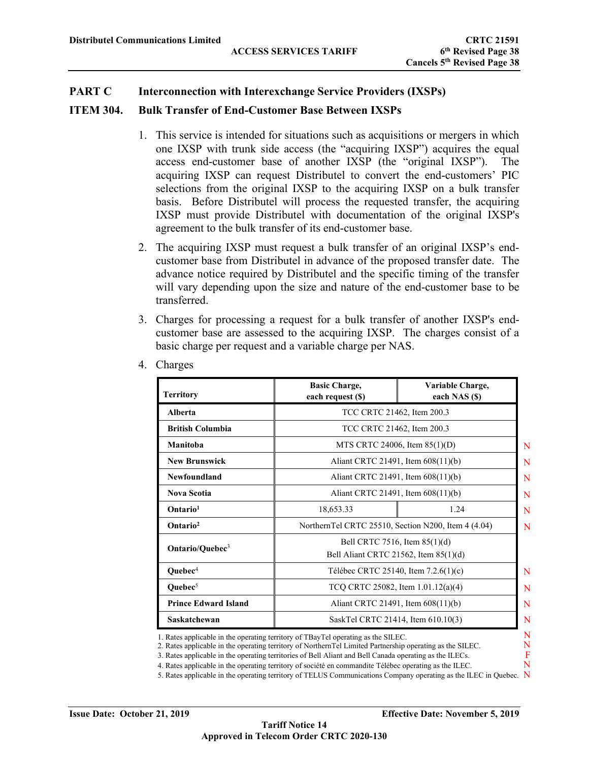## PART C Interconnection with Interexchange Service Providers (IXSPs)

### ITEM 304. Bulk Transfer of End-Customer Base Between IXSPs

1. This service is intended for situations such as acquisitions or mergers in which one IXSP with trunk side access (the "acquiring IXSP") acquires the equal access end-customer base of another IXSP (the "original IXSP"). The acquiring IXSP can request Distributel to convert the end-customers' PIC selections from the original IXSP to the acquiring IXSP on a bulk transfer basis. Before Distributel will process the requested transfer, the acquiring IXSP must provide Distributel with documentation of the original IXSP's agreement to the bulk transfer of its end-customer base.

2. The acquiring IXSP must request a bulk transfer of an original IXSP's end-customer base from Distributel in advance of the proposed transfer date. The advance notice required by Distributel and the specific timing of the transfer will vary depending upon the size and nature of the end-customer base to be transferred.

3. Charges for processing a request for a bulk transfer of another IXSP's end-customer base are assessed to the acquiring IXSP. The charges consist of a basic charge per request and a variable charge per NAS.

4. Charges

| Territory | Basic Charge, each request ($) | Variable Charge, each NAS ($) | |
|---|---|---|---|
| Alberta | TCC CRTC 21462, Item 200.3 | | |
| British Columbia | TCC CRTC 21462, Item 200.3 | | |
| Manitoba | MTS CRTC 24006, Item 85(1)(D) | | N |
| New Brunswick | Aliant CRTC 21491, Item 608(11)(b) | | N |
| Newfoundland | Aliant CRTC 21491, Item 608(11)(b) | | N |
| Nova Scotia | Aliant CRTC 21491, Item 608(11)(b) | | N |
| Ontario[1] | 18,653.33 | 1.24 | N |
| Ontario[2] | NorthernTel CRTC 25510, Section N200, Item 4 (4.04) | | N |
| Ontario/Quebec[3] | Bell CRTC 7516, Item 85(1)(d)<br>Bell Aliant CRTC 21562, Item 85(1)(d) | | |
| Quebec[4] | Télébec CRTC 25140, Item 7.2.6(1)(c) | | N |
| Quebec[5] | TCQ CRTC 25082, Item 1.01.12(a)(4) | | N |
| Prince Edward Island | Aliant CRTC 21491, Item 608(11)(b) | | N |
| Saskatchewan | SaskTel CRTC 21414, Item 610.10(3) | | N |

1. Rates applicable in the operating territory of TBayTel operating as the SILEC. N
2. Rates applicable in the operating territory of NorthernTel Limited Partnership operating as the SILEC. N
3. Rates applicable in the operating territories of Bell Aliant and Bell Canada operating as the ILECs. F
4. Rates applicable in the operating territory of société en commandite Télébec operating as the ILEC. N
5. Rates applicable in the operating territory of TELUS Communications Company operating as the ILEC in Quebec. N

Issue Date: October 21, 2019 | Effective Date: November 5, 2019

Tariff Notice 14
Approved in Telecom Order CRTC 2020-130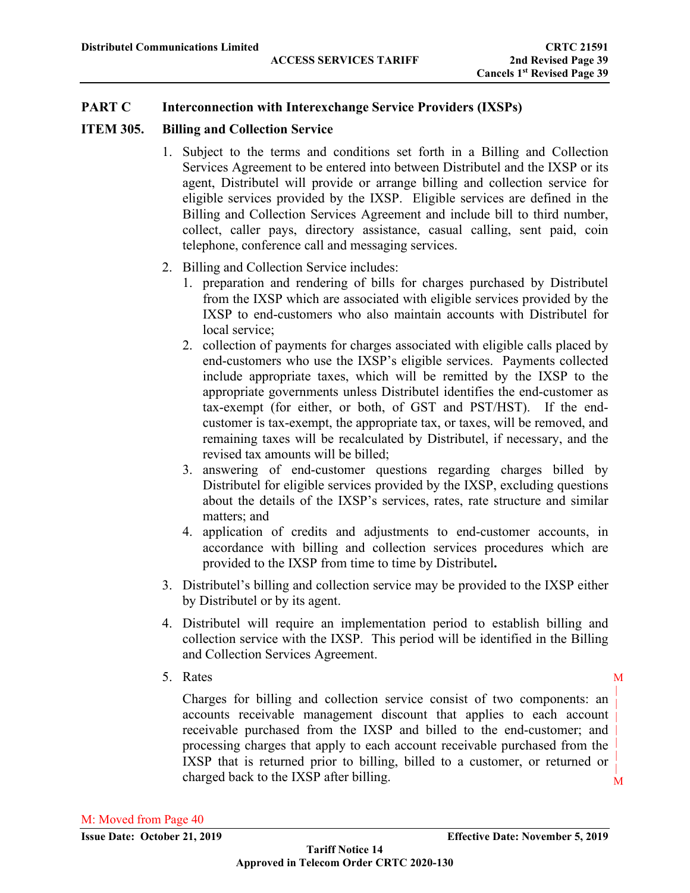## PART C Interconnection with Interexchange Service Providers (IXSPs)

### ITEM 305. Billing and Collection Service

1. Subject to the terms and conditions set forth in a Billing and Collection Services Agreement to be entered into between Distributel and the IXSP or its agent, Distributel will provide or arrange billing and collection service for eligible services provided by the IXSP. Eligible services are defined in the Billing and Collection Services Agreement and include bill to third number, collect, caller pays, directory assistance, casual calling, sent paid, coin telephone, conference call and messaging services.

2. Billing and Collection Service includes:
   1. preparation and rendering of bills for charges purchased by Distributel from the IXSP which are associated with eligible services provided by the IXSP to end-customers who also maintain accounts with Distributel for local service;
   2. collection of payments for charges associated with eligible calls placed by end-customers who use the IXSP's eligible services. Payments collected include appropriate taxes, which will be remitted by the IXSP to the appropriate governments unless Distributel identifies the end-customer as tax-exempt (for either, or both, of GST and PST/HST). If the end-customer is tax-exempt, the appropriate tax, or taxes, will be removed, and remaining taxes will be recalculated by Distributel, if necessary, and the revised tax amounts will be billed;
   3. answering of end-customer questions regarding charges billed by Distributel for eligible services provided by the IXSP, excluding questions about the details of the IXSP's services, rates, rate structure and similar matters; and
   4. application of credits and adjustments to end-customer accounts, in accordance with billing and collection services procedures which are provided to the IXSP from time to time by Distributel**.**

3. Distributel's billing and collection service may be provided to the IXSP either by Distributel or by its agent.

4. Distributel will require an implementation period to establish billing and collection service with the IXSP. This period will be identified in the Billing and Collection Services Agreement.

5. Rates (M)

   Charges for billing and collection service consist of two components: an accounts receivable management discount that applies to each account receivable purchased from the IXSP and billed to the end-customer; and processing charges that apply to each account receivable purchased from the IXSP that is returned prior to billing, billed to a customer, or returned or charged back to the IXSP after billing. (M)

M: Moved from Page 40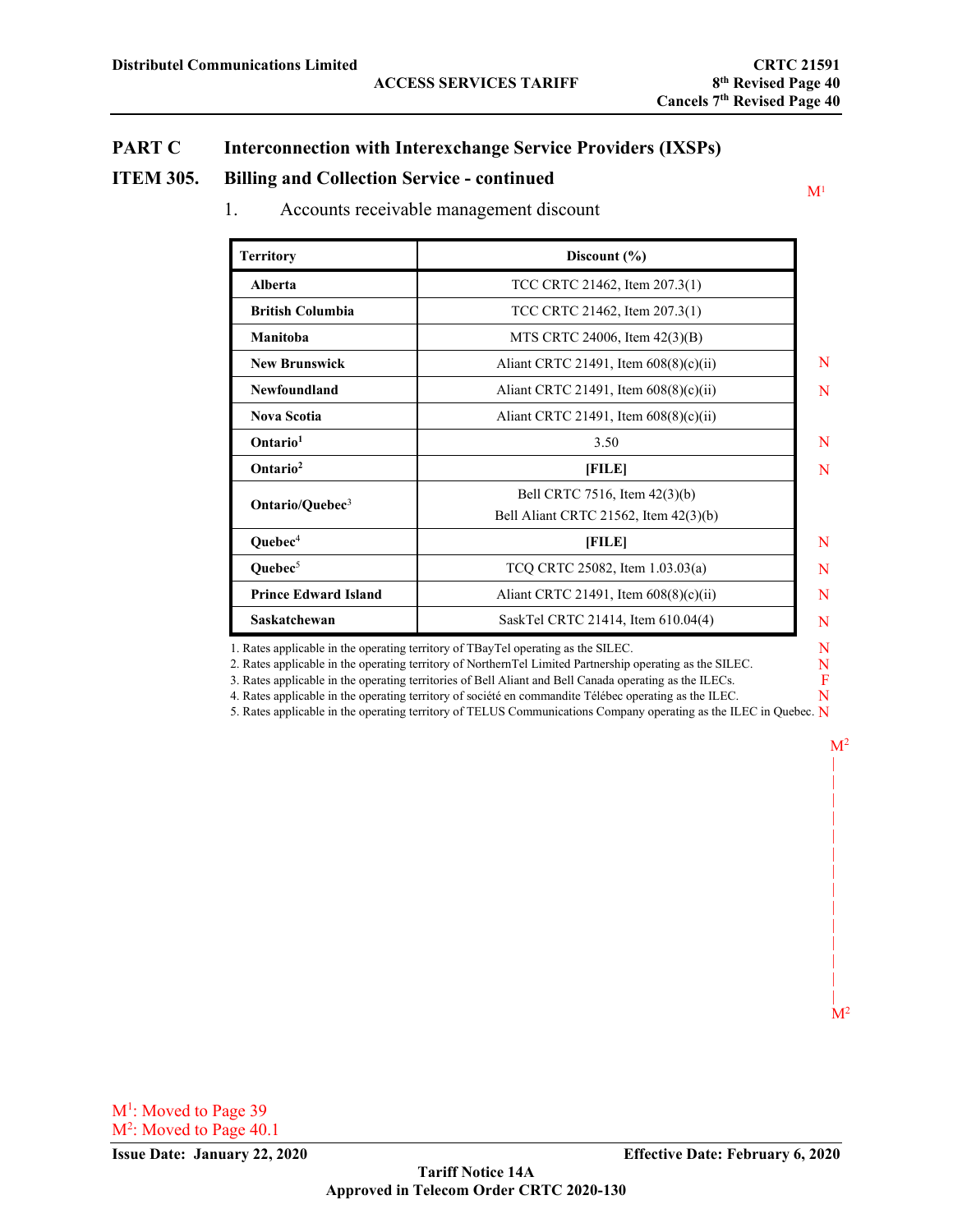## PART C Interconnection with Interexchange Service Providers (IXSPs)

### ITEM 305. Billing and Collection Service - continued

M1

1. Accounts receivable management discount

| Territory | Discount (%) | |
|---|---|---|
| **Alberta** | TCC CRTC 21462, Item 207.3(1) | |
| **British Columbia** | TCC CRTC 21462, Item 207.3(1) | |
| **Manitoba** | MTS CRTC 24006, Item 42(3)(B) | |
| **New Brunswick** | Aliant CRTC 21491, Item 608(8)(c)(ii) | N |
| **Newfoundland** | Aliant CRTC 21491, Item 608(8)(c)(ii) | N |
| **Nova Scotia** | Aliant CRTC 21491, Item 608(8)(c)(ii) | |
| **Ontario[1]** | 3.50 | N |
| **Ontario[2]** | **[FILE]** | N |
| **Ontario/Quebec[3]** | Bell CRTC 7516, Item 42(3)(b)<br>Bell Aliant CRTC 21562, Item 42(3)(b) | |
| **Quebec[4]** | **[FILE]** | N |
| **Quebec[5]** | TCQ CRTC 25082, Item 1.03.03(a) | N |
| **Prince Edward Island** | Aliant CRTC 21491, Item 608(8)(c)(ii) | N |
| **Saskatchewan** | SaskTel CRTC 21414, Item 610.04(4) | N |

1. Rates applicable in the operating territory of TBayTel operating as the SILEC. N
2. Rates applicable in the operating territory of NorthernTel Limited Partnership operating as the SILEC. N
3. Rates applicable in the operating territories of Bell Aliant and Bell Canada operating as the ILECs. F
4. Rates applicable in the operating territory of société en commandite Télébec operating as the ILEC. N
5. Rates applicable in the operating territory of TELUS Communications Company operating as the ILEC in Quebec. N

M2
M2

M1: Moved to Page 39
M2: Moved to Page 40.1

Issue Date: January 22, 2020 Effective Date: February 6, 2020

Tariff Notice 14A
Approved in Telecom Order CRTC 2020-130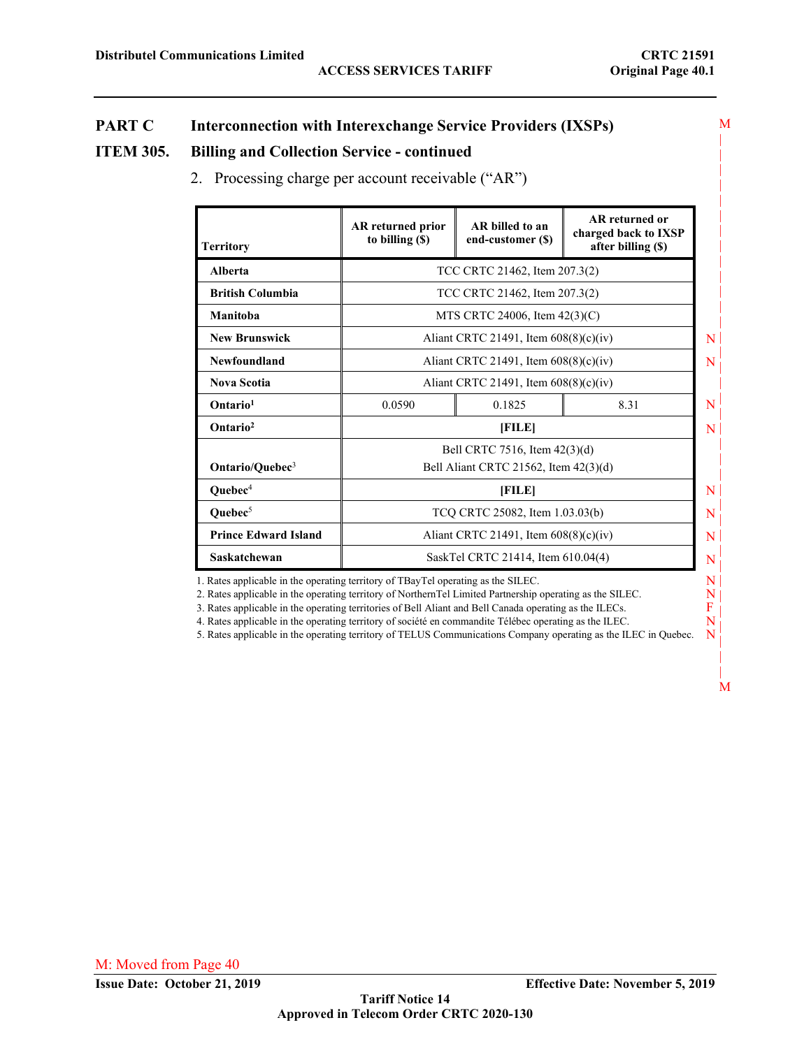## PART C Interconnection with Interexchange Service Providers (IXSPs)

### ITEM 305. Billing and Collection Service - continued

2. Processing charge per account receivable ("AR")

| Territory | AR returned prior to billing ($) | AR billed to an end-customer ($) | AR returned or charged back to IXSP after billing ($) |
|---|---|---|---|
| Alberta | TCC CRTC 21462, Item 207.3(2) | | |
| British Columbia | TCC CRTC 21462, Item 207.3(2) | | |
| Manitoba | MTS CRTC 24006, Item 42(3)(C) | | |
| New Brunswick | Aliant CRTC 21491, Item 608(8)(c)(iv) | | |
| Newfoundland | Aliant CRTC 21491, Item 608(8)(c)(iv) | | |
| Nova Scotia | Aliant CRTC 21491, Item 608(8)(c)(iv) | | |
| Ontario[1] | 0.0590 | 0.1825 | 8.31 |
| Ontario[2] | [FILE] | | |
| Ontario/Quebec[3] | Bell CRTC 7516, Item 42(3)(d)<br>Bell Aliant CRTC 21562, Item 42(3)(d) | | |
| Quebec[4] | [FILE] | | |
| Quebec[5] | TCQ CRTC 25082, Item 1.03.03(b) | | |
| Prince Edward Island | Aliant CRTC 21491, Item 608(8)(c)(iv) | | |
| Saskatchewan | SaskTel CRTC 21414, Item 610.04(4) | | |

1. Rates applicable in the operating territory of TBayTel operating as the SILEC.
2. Rates applicable in the operating territory of NorthernTel Limited Partnership operating as the SILEC.
3. Rates applicable in the operating territories of Bell Aliant and Bell Canada operating as the ILECs.
4. Rates applicable in the operating territory of société en commandite Télébec operating as the ILEC.
5. Rates applicable in the operating territory of TELUS Communications Company operating as the ILEC in Quebec.

M: Moved from Page 40

Issue Date: October 21, 2019 | Effective Date: November 5, 2019

Tariff Notice 14
Approved in Telecom Order CRTC 2020-130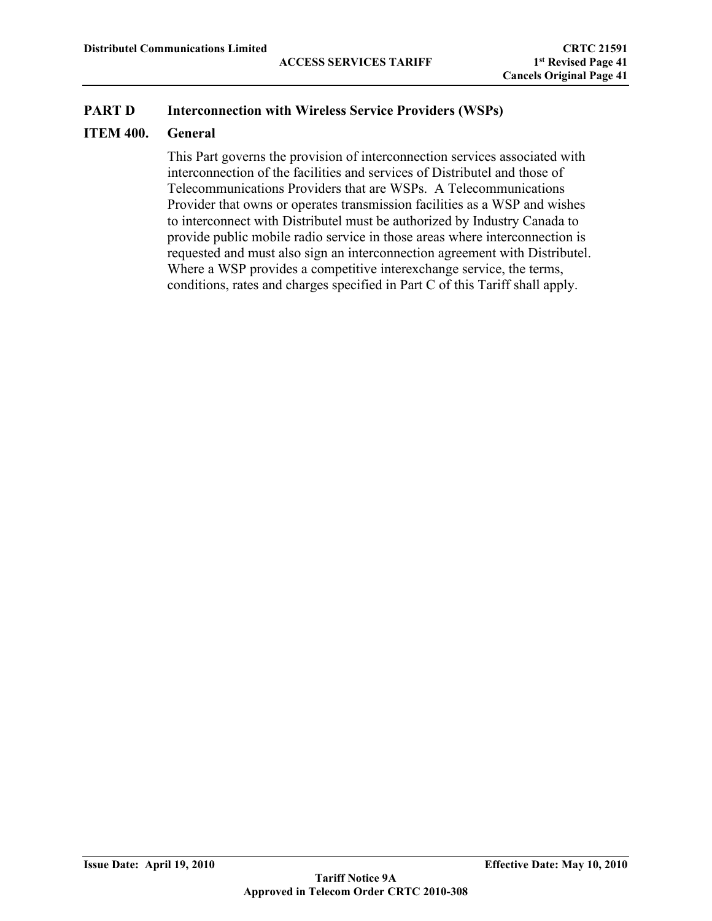## PART D Interconnection with Wireless Service Providers (WSPs)

### ITEM 400. General

This Part governs the provision of interconnection services associated with interconnection of the facilities and services of Distributel and those of Telecommunications Providers that are WSPs. A Telecommunications Provider that owns or operates transmission facilities as a WSP and wishes to interconnect with Distributel must be authorized by Industry Canada to provide public mobile radio service in those areas where interconnection is requested and must also sign an interconnection agreement with Distributel. Where a WSP provides a competitive interexchange service, the terms, conditions, rates and charges specified in Part C of this Tariff shall apply.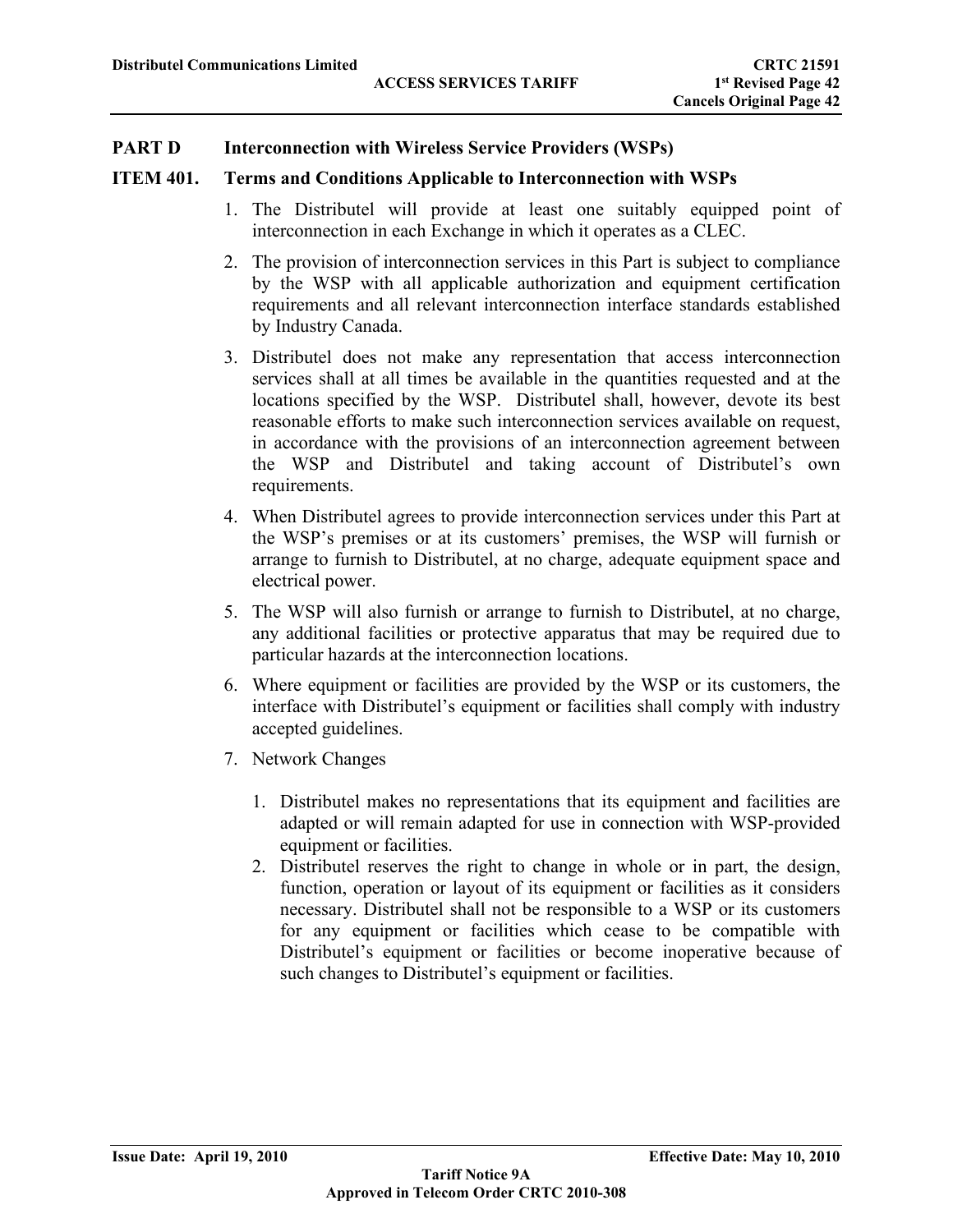## PART D Interconnection with Wireless Service Providers (WSPs)

### ITEM 401. Terms and Conditions Applicable to Interconnection with WSPs

1. The Distributel will provide at least one suitably equipped point of interconnection in each Exchange in which it operates as a CLEC.
2. The provision of interconnection services in this Part is subject to compliance by the WSP with all applicable authorization and equipment certification requirements and all relevant interconnection interface standards established by Industry Canada.
3. Distributel does not make any representation that access interconnection services shall at all times be available in the quantities requested and at the locations specified by the WSP. Distributel shall, however, devote its best reasonable efforts to make such interconnection services available on request, in accordance with the provisions of an interconnection agreement between the WSP and Distributel and taking account of Distributel's own requirements.
4. When Distributel agrees to provide interconnection services under this Part at the WSP's premises or at its customers' premises, the WSP will furnish or arrange to furnish to Distributel, at no charge, adequate equipment space and electrical power.
5. The WSP will also furnish or arrange to furnish to Distributel, at no charge, any additional facilities or protective apparatus that may be required due to particular hazards at the interconnection locations.
6. Where equipment or facilities are provided by the WSP or its customers, the interface with Distributel's equipment or facilities shall comply with industry accepted guidelines.
7. Network Changes
    1. Distributel makes no representations that its equipment and facilities are adapted or will remain adapted for use in connection with WSP-provided equipment or facilities.
    2. Distributel reserves the right to change in whole or in part, the design, function, operation or layout of its equipment or facilities as it considers necessary. Distributel shall not be responsible to a WSP or its customers for any equipment or facilities which cease to be compatible with Distributel's equipment or facilities or become inoperative because of such changes to Distributel's equipment or facilities.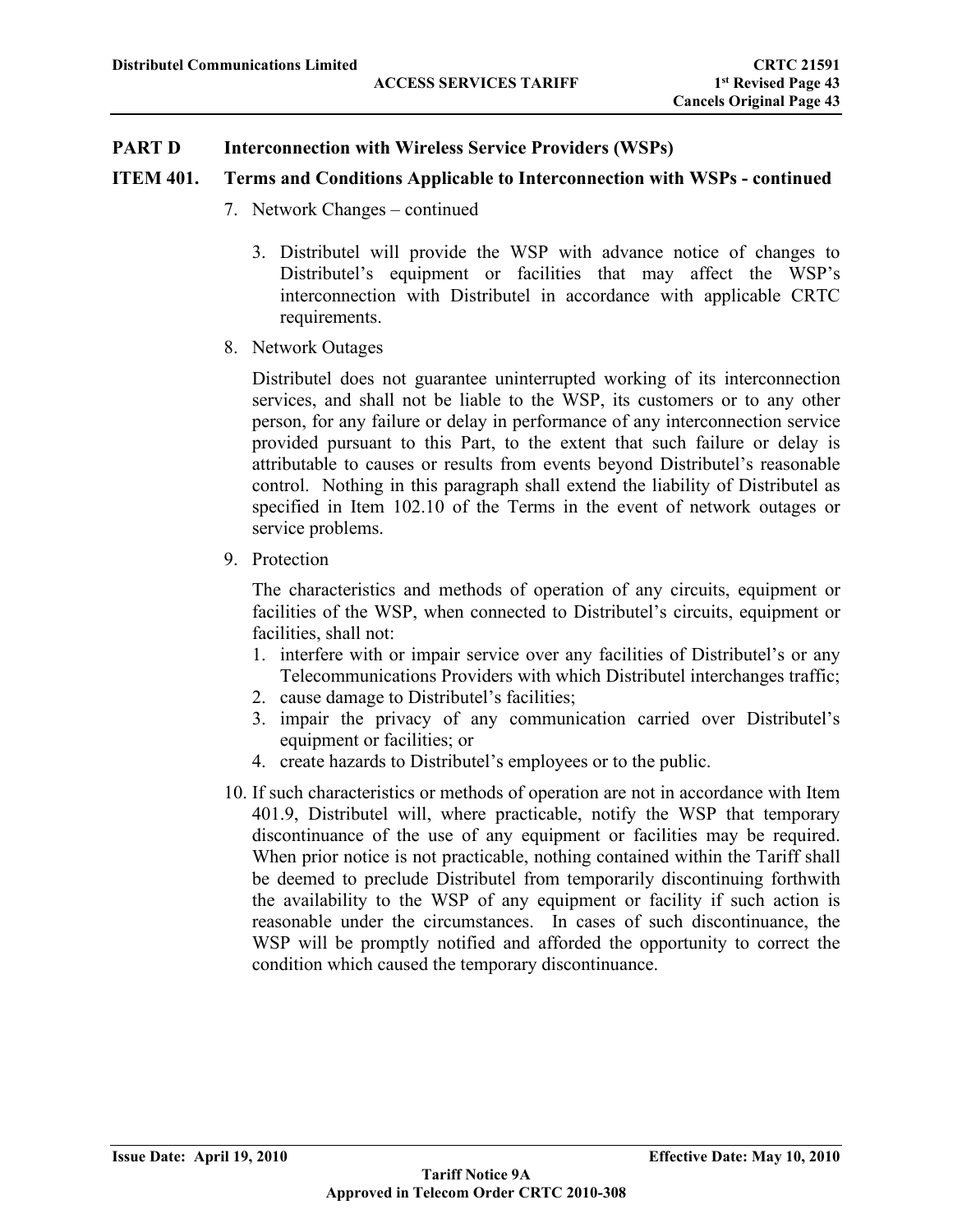## PART D Interconnection with Wireless Service Providers (WSPs)

### ITEM 401. Terms and Conditions Applicable to Interconnection with WSPs - continued

7. Network Changes – continued

   3. Distributel will provide the WSP with advance notice of changes to Distributel's equipment or facilities that may affect the WSP's interconnection with Distributel in accordance with applicable CRTC requirements.

8. Network Outages

   Distributel does not guarantee uninterrupted working of its interconnection services, and shall not be liable to the WSP, its customers or to any other person, for any failure or delay in performance of any interconnection service provided pursuant to this Part, to the extent that such failure or delay is attributable to causes or results from events beyond Distributel's reasonable control. Nothing in this paragraph shall extend the liability of Distributel as specified in Item 102.10 of the Terms in the event of network outages or service problems.

9. Protection

   The characteristics and methods of operation of any circuits, equipment or facilities of the WSP, when connected to Distributel's circuits, equipment or facilities, shall not:

   1. interfere with or impair service over any facilities of Distributel's or any Telecommunications Providers with which Distributel interchanges traffic;
   2. cause damage to Distributel's facilities;
   3. impair the privacy of any communication carried over Distributel's equipment or facilities; or
   4. create hazards to Distributel's employees or to the public.

10. If such characteristics or methods of operation are not in accordance with Item 401.9, Distributel will, where practicable, notify the WSP that temporary discontinuance of the use of any equipment or facilities may be required. When prior notice is not practicable, nothing contained within the Tariff shall be deemed to preclude Distributel from temporarily discontinuing forthwith the availability to the WSP of any equipment or facility if such action is reasonable under the circumstances. In cases of such discontinuance, the WSP will be promptly notified and afforded the opportunity to correct the condition which caused the temporary discontinuance.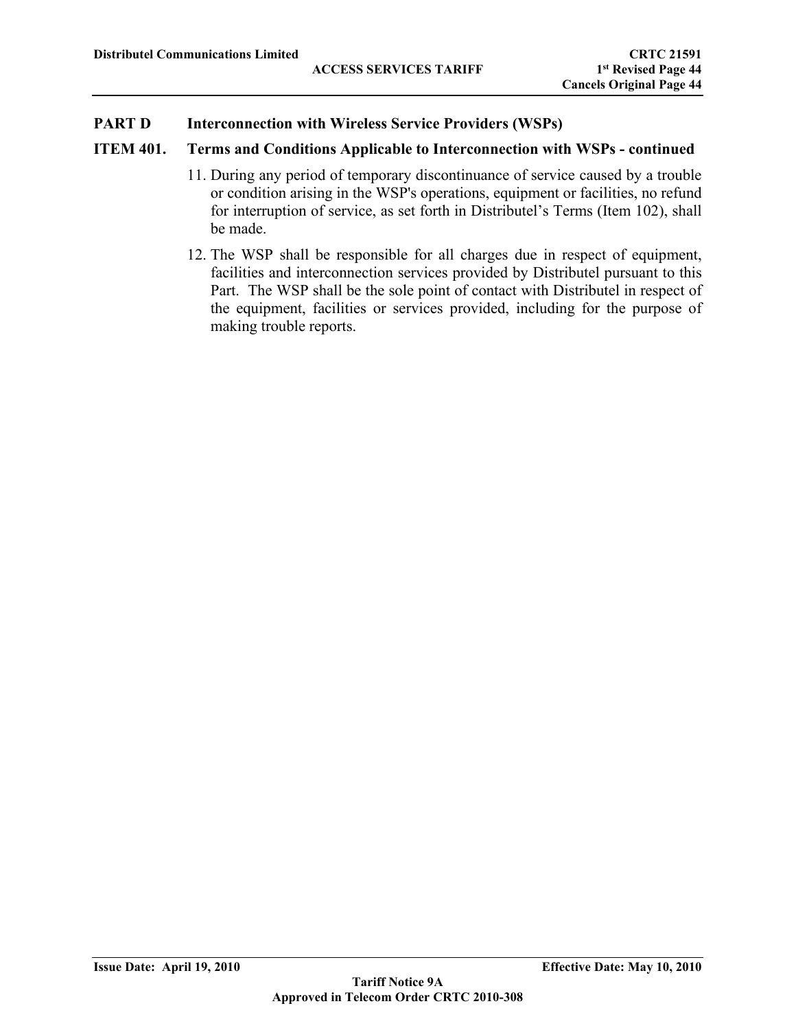## PART D Interconnection with Wireless Service Providers (WSPs)

### ITEM 401. Terms and Conditions Applicable to Interconnection with WSPs - continued

11. During any period of temporary discontinuance of service caused by a trouble or condition arising in the WSP's operations, equipment or facilities, no refund for interruption of service, as set forth in Distributel's Terms (Item 102), shall be made.
12. The WSP shall be responsible for all charges due in respect of equipment, facilities and interconnection services provided by Distributel pursuant to this Part. The WSP shall be the sole point of contact with Distributel in respect of the equipment, facilities or services provided, including for the purpose of making trouble reports.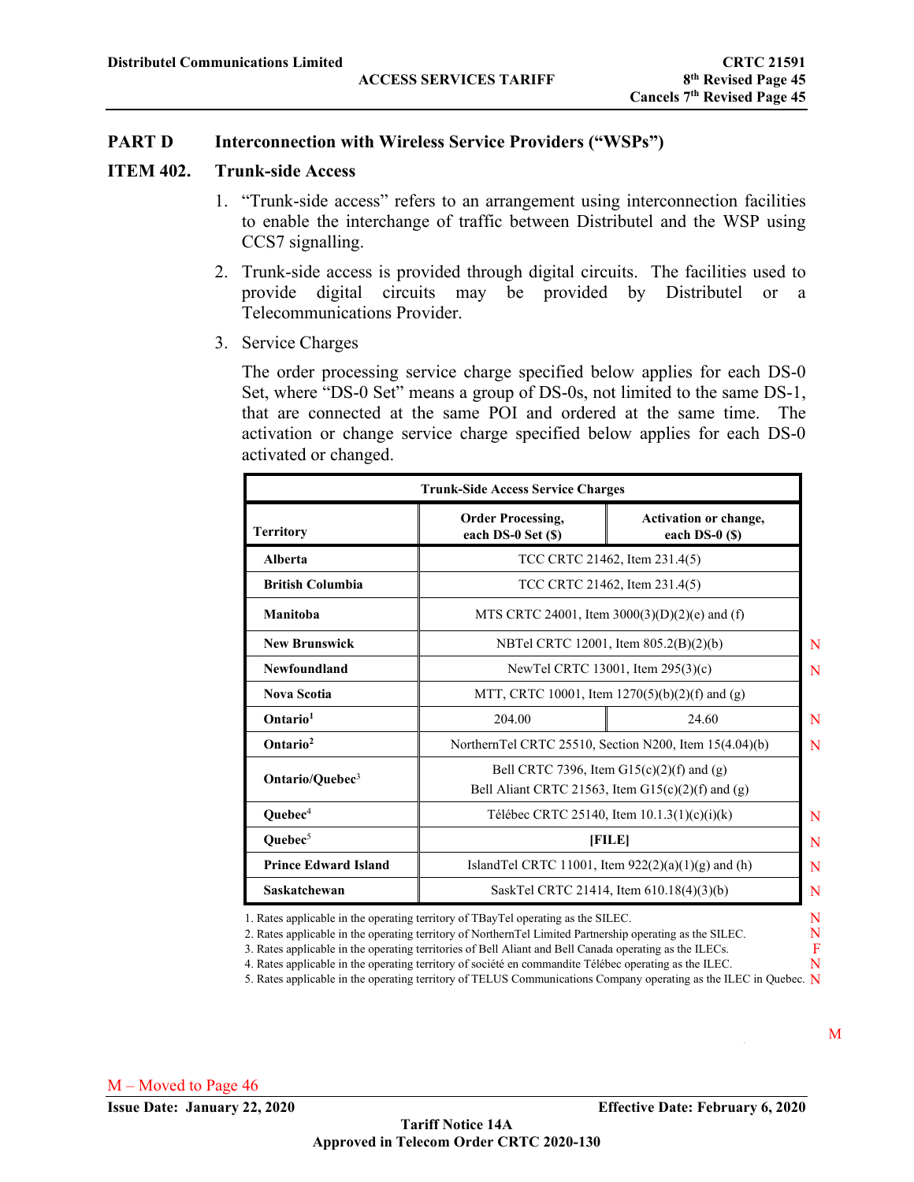## PART D Interconnection with Wireless Service Providers ("WSPs")

### ITEM 402. Trunk-side Access

1. "Trunk-side access" refers to an arrangement using interconnection facilities to enable the interchange of traffic between Distributel and the WSP using CCS7 signalling.

2. Trunk-side access is provided through digital circuits. The facilities used to provide digital circuits may be provided by Distributel or a Telecommunications Provider.

3. Service Charges

   The order processing service charge specified below applies for each DS-0 Set, where "DS-0 Set" means a group of DS-0s, not limited to the same DS-1, that are connected at the same POI and ordered at the same time. The activation or change service charge specified below applies for each DS-0 activated or changed.

| Trunk-Side Access Service Charges | | | |
|---|---|---|---|
| **Territory** | **Order Processing, each DS-0 Set ($)** | **Activation or change, each DS-0 ($)** | |
| **Alberta** | TCC CRTC 21462, Item 231.4(5) | | |
| **British Columbia** | TCC CRTC 21462, Item 231.4(5) | | |
| **Manitoba** | MTS CRTC 24001, Item 3000(3)(D)(2)(e) and (f) | | |
| **New Brunswick** | NBTel CRTC 12001, Item 805.2(B)(2)(b) | | N |
| **Newfoundland** | NewTel CRTC 13001, Item 295(3)(c) | | N |
| **Nova Scotia** | MTT, CRTC 10001, Item 1270(5)(b)(2)(f) and (g) | | |
| **Ontario**[1] | 204.00 | 24.60 | N |
| **Ontario**[2] | NorthernTel CRTC 25510, Section N200, Item 15(4.04)(b) | | N |
| **Ontario/Quebec**[3] | Bell CRTC 7396, Item G15(c)(2)(f) and (g)<br>Bell Aliant CRTC 21563, Item G15(c)(2)(f) and (g) | | |
| **Quebec**[4] | Télébec CRTC 25140, Item 10.1.3(1)(c)(i)(k) | | N |
| **Quebec**[5] | **[FILE]** | | N |
| **Prince Edward Island** | IslandTel CRTC 11001, Item 922(2)(a)(1)(g) and (h) | | N |
| **Saskatchewan** | SaskTel CRTC 21414, Item 610.18(4)(3)(b) | | N |

1. Rates applicable in the operating territory of TBayTel operating as the SILEC. N
2. Rates applicable in the operating territory of NorthernTel Limited Partnership operating as the SILEC. N
3. Rates applicable in the operating territories of Bell Aliant and Bell Canada operating as the ILECs. F
4. Rates applicable in the operating territory of société en commandite Télébec operating as the ILEC. N
5. Rates applicable in the operating territory of TELUS Communications Company operating as the ILEC in Quebec. N

M

M – Moved to Page 46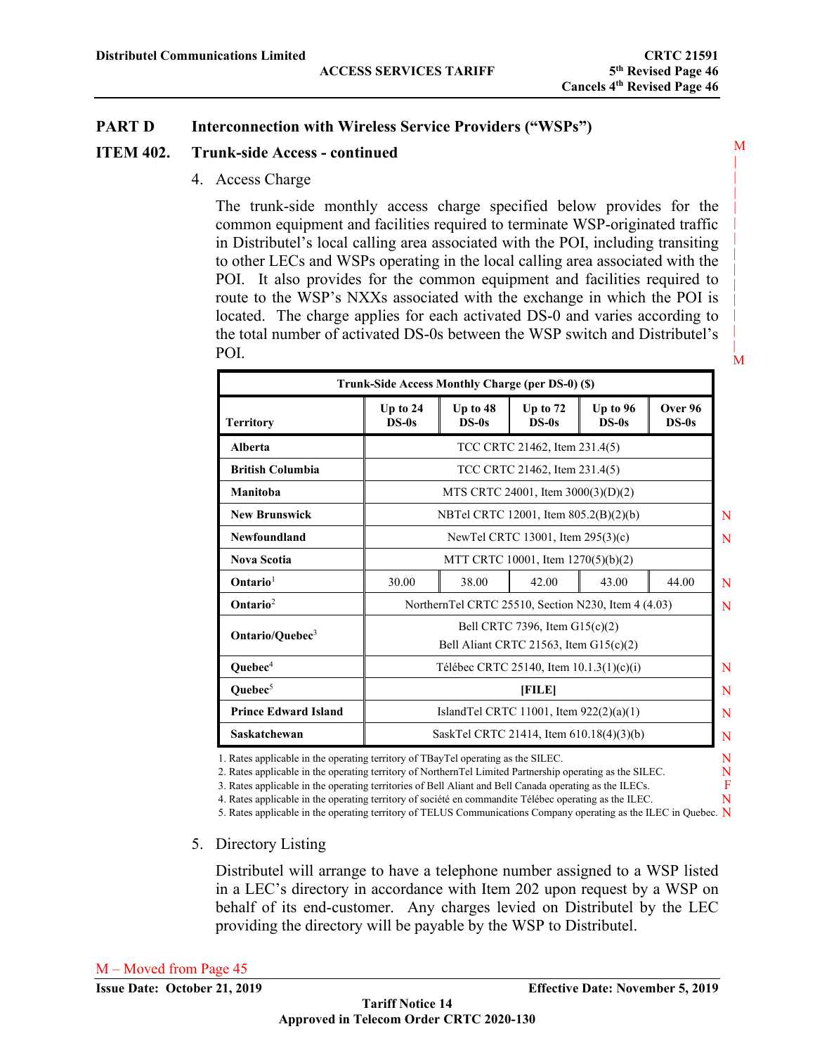## PART D Interconnection with Wireless Service Providers ("WSPs")

### ITEM 402. Trunk-side Access - continued

4. Access Charge

   The trunk-side monthly access charge specified below provides for the common equipment and facilities required to terminate WSP-originated traffic in Distributel's local calling area associated with the POI, including transiting to other LECs and WSPs operating in the local calling area associated with the POI. It also provides for the common equipment and facilities required to route to the WSP's NXXs associated with the exchange in which the POI is located. The charge applies for each activated DS-0 and varies according to the total number of activated DS-0s between the WSP switch and Distributel's POI.

| Trunk-Side Access Monthly Charge (per DS-0) ($) | | | | | |
|---|---|---|---|---|---|
| Territory | Up to 24 DS-0s | Up to 48 DS-0s | Up to 72 DS-0s | Up to 96 DS-0s | Over 96 DS-0s |
| Alberta | TCC CRTC 21462, Item 231.4(5) | | | | |
| British Columbia | TCC CRTC 21462, Item 231.4(5) | | | | |
| Manitoba | MTS CRTC 24001, Item 3000(3)(D)(2) | | | | |
| New Brunswick | NBTel CRTC 12001, Item 805.2(B)(2)(b) | | | | |
| Newfoundland | NewTel CRTC 13001, Item 295(3)(c) | | | | |
| Nova Scotia | MTT CRTC 10001, Item 1270(5)(b)(2) | | | | |
| Ontario[1] | 30.00 | 38.00 | 42.00 | 43.00 | 44.00 |
| Ontario[2] | NorthernTel CRTC 25510, Section N230, Item 4 (4.03) | | | | |
| Ontario/Quebec[3] | Bell CRTC 7396, Item G15(c)(2) Bell Aliant CRTC 21563, Item G15(c)(2) | | | | |
| Quebec[4] | Télébec CRTC 25140, Item 10.1.3(1)(c)(i) | | | | |
| Quebec[5] | **[FILE]** | | | | |
| Prince Edward Island | IslandTel CRTC 11001, Item 922(2)(a)(1) | | | | |
| Saskatchewan | SaskTel CRTC 21414, Item 610.18(4)(3)(b) | | | | |

1. Rates applicable in the operating territory of TBayTel operating as the SILEC.
2. Rates applicable in the operating territory of NorthernTel Limited Partnership operating as the SILEC.
3. Rates applicable in the operating territories of Bell Aliant and Bell Canada operating as the ILECs.
4. Rates applicable in the operating territory of société en commandite Télébec operating as the ILEC.
5. Rates applicable in the operating territory of TELUS Communications Company operating as the ILEC in Quebec.

5. Directory Listing

   Distributel will arrange to have a telephone number assigned to a WSP listed in a LEC's directory in accordance with Item 202 upon request by a WSP on behalf of its end-customer. Any charges levied on Distributel by the LEC providing the directory will be payable by the WSP to Distributel.

M – Moved from Page 45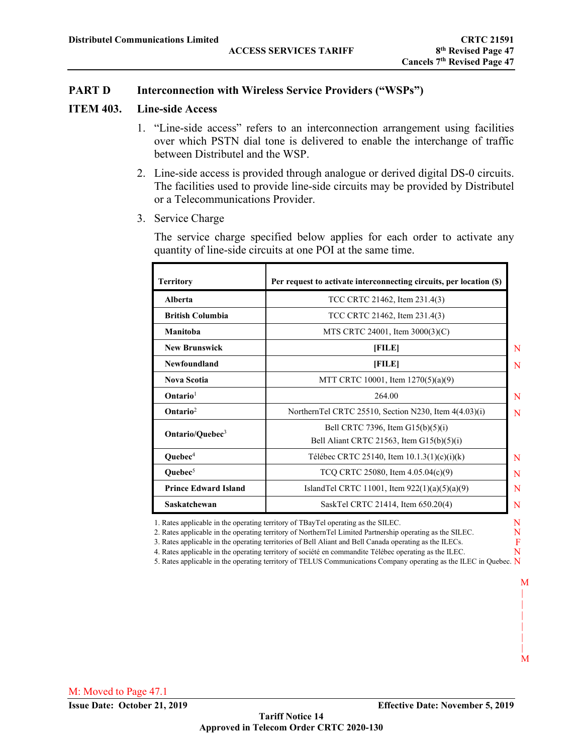## PART D Interconnection with Wireless Service Providers ("WSPs")

### ITEM 403. Line-side Access

1. "Line-side access" refers to an interconnection arrangement using facilities over which PSTN dial tone is delivered to enable the interchange of traffic between Distributel and the WSP.
2. Line-side access is provided through analogue or derived digital DS-0 circuits. The facilities used to provide line-side circuits may be provided by Distributel or a Telecommunications Provider.
3. Service Charge

   The service charge specified below applies for each order to activate any quantity of line-side circuits at one POI at the same time.

| Territory | Per request to activate interconnecting circuits, per location ($) | |
|---|---|---|
| Alberta | TCC CRTC 21462, Item 231.4(3) | |
| British Columbia | TCC CRTC 21462, Item 231.4(3) | |
| Manitoba | MTS CRTC 24001, Item 3000(3)(C) | |
| New Brunswick | [FILE] | N |
| Newfoundland | [FILE] | N |
| Nova Scotia | MTT CRTC 10001, Item 1270(5)(a)(9) | |
| Ontario[1] | 264.00 | N |
| Ontario[2] | NorthernTel CRTC 25510, Section N230, Item 4(4.03)(i) | N |
| Ontario/Quebec[3] | Bell CRTC 7396, Item G15(b)(5)(i)<br>Bell Aliant CRTC 21563, Item G15(b)(5)(i) | |
| Quebec[4] | Télébec CRTC 25140, Item 10.1.3(1)(c)(i)(k) | N |
| Quebec[5] | TCQ CRTC 25080, Item 4.05.04(c)(9) | N |
| Prince Edward Island | IslandTel CRTC 11001, Item 922(1)(a)(5)(a)(9) | N |
| Saskatchewan | SaskTel CRTC 21414, Item 650.20(4) | N |

1. Rates applicable in the operating territory of TBayTel operating as the SILEC. N
2. Rates applicable in the operating territory of NorthernTel Limited Partnership operating as the SILEC. N
3. Rates applicable in the operating territories of Bell Aliant and Bell Canada operating as the ILECs. F
4. Rates applicable in the operating territory of société en commandite Télébec operating as the ILEC. N
5. Rates applicable in the operating territory of TELUS Communications Company operating as the ILEC in Quebec. N

M
|
M

M: Moved to Page 47.1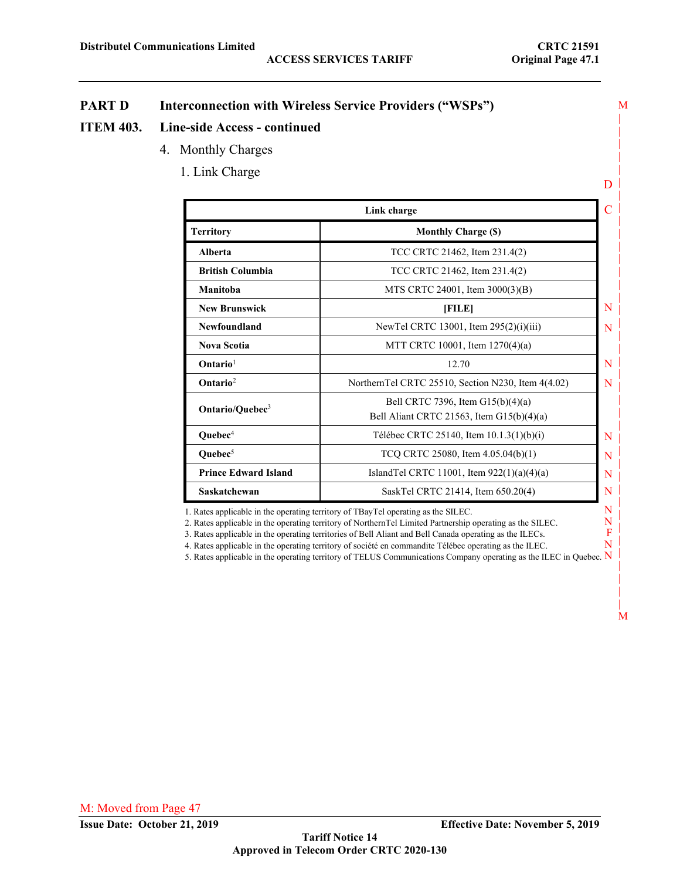**PART D Interconnection with Wireless Service Providers ("WSPs")**

**ITEM 403. Line-side Access - continued**

4. Monthly Charges

   1. Link Charge

| Link charge | |
|---|---|
| **Territory** | **Monthly Charge ($)** |
| **Alberta** | TCC CRTC 21462, Item 231.4(2) |
| **British Columbia** | TCC CRTC 21462, Item 231.4(2) |
| **Manitoba** | MTS CRTC 24001, Item 3000(3)(B) |
| **New Brunswick** | **[FILE]** |
| **Newfoundland** | NewTel CRTC 13001, Item 295(2)(i)(iii) |
| **Nova Scotia** | MTT CRTC 10001, Item 1270(4)(a) |
| **Ontario**[1] | 12.70 |
| **Ontario**[2] | NorthernTel CRTC 25510, Section N230, Item 4(4.02) |
| **Ontario/Quebec**[3] | Bell CRTC 7396, Item G15(b)(4)(a)<br>Bell Aliant CRTC 21563, Item G15(b)(4)(a) |
| **Quebec**[4] | Télébec CRTC 25140, Item 10.1.3(1)(b)(i) |
| **Quebec**[5] | TCQ CRTC 25080, Item 4.05.04(b)(1) |
| **Prince Edward Island** | IslandTel CRTC 11001, Item 922(1)(a)(4)(a) |
| **Saskatchewan** | SaskTel CRTC 21414, Item 650.20(4) |

1. Rates applicable in the operating territory of TBayTel operating as the SILEC.
2. Rates applicable in the operating territory of NorthernTel Limited Partnership operating as the SILEC.
3. Rates applicable in the operating territories of Bell Aliant and Bell Canada operating as the ILECs.
4. Rates applicable in the operating territory of société en commandite Télébec operating as the ILEC.
5. Rates applicable in the operating territory of TELUS Communications Company operating as the ILEC in Quebec.

M: Moved from Page 47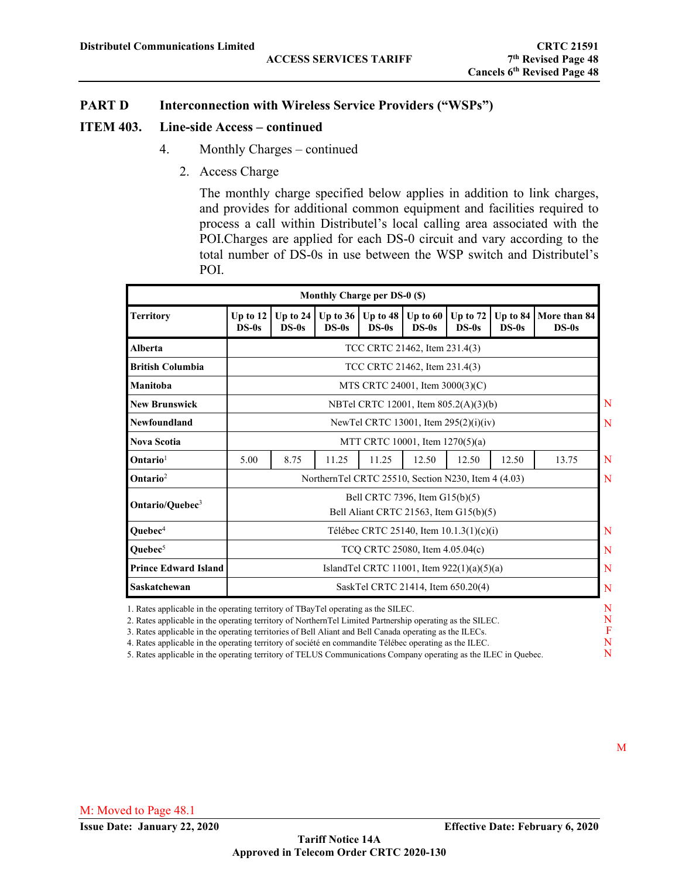## PART D Interconnection with Wireless Service Providers ("WSPs")

### ITEM 403. Line-side Access – continued

4. Monthly Charges – continued

   2. Access Charge

      The monthly charge specified below applies in addition to link charges, and provides for additional common equipment and facilities required to process a call within Distributel's local calling area associated with the POI.Charges are applied for each DS-0 circuit and vary according to the total number of DS-0s in use between the WSP switch and Distributel's POI.

| Monthly Charge per DS-0 ($) | | | | | | | | | |
|---|---|---|---|---|---|---|---|---|---|
| **Territory** | **Up to 12 DS-0s** | **Up to 24 DS-0s** | **Up to 36 DS-0s** | **Up to 48 DS-0s** | **Up to 60 DS-0s** | **Up to 72 DS-0s** | **Up to 84 DS-0s** | **More than 84 DS-0s** | |
| **Alberta** | TCC CRTC 21462, Item 231.4(3) | | | | | | | | |
| **British Columbia** | TCC CRTC 21462, Item 231.4(3) | | | | | | | | |
| **Manitoba** | MTS CRTC 24001, Item 3000(3)(C) | | | | | | | | |
| **New Brunswick** | NBTel CRTC 12001, Item 805.2(A)(3)(b) | | | | | | | | N |
| **Newfoundland** | NewTel CRTC 13001, Item 295(2)(i)(iv) | | | | | | | | N |
| **Nova Scotia** | MTT CRTC 10001, Item 1270(5)(a) | | | | | | | | |
| **Ontario**[1] | 5.00 | 8.75 | 11.25 | 11.25 | 12.50 | 12.50 | 12.50 | 13.75 | N |
| **Ontario**[2] | NorthernTel CRTC 25510, Section N230, Item 4 (4.03) | | | | | | | | N |
| **Ontario/Quebec**[3] | Bell CRTC 7396, Item G15(b)(5)<br>Bell Aliant CRTC 21563, Item G15(b)(5) | | | | | | | | |
| **Quebec**[4] | Télébec CRTC 25140, Item 10.1.3(1)(c)(i) | | | | | | | | N |
| **Quebec**[5] | TCQ CRTC 25080, Item 4.05.04(c) | | | | | | | | N |
| **Prince Edward Island** | IslandTel CRTC 11001, Item 922(1)(a)(5)(a) | | | | | | | | N |
| **Saskatchewan** | SaskTel CRTC 21414, Item 650.20(4) | | | | | | | | N |

1. Rates applicable in the operating territory of TBayTel operating as the SILEC. N
2. Rates applicable in the operating territory of NorthernTel Limited Partnership operating as the SILEC. N
3. Rates applicable in the operating territories of Bell Aliant and Bell Canada operating as the ILECs. F
4. Rates applicable in the operating territory of société en commandite Télébec operating as the ILEC. N
5. Rates applicable in the operating territory of TELUS Communications Company operating as the ILEC in Quebec. N

M

M: Moved to Page 48.1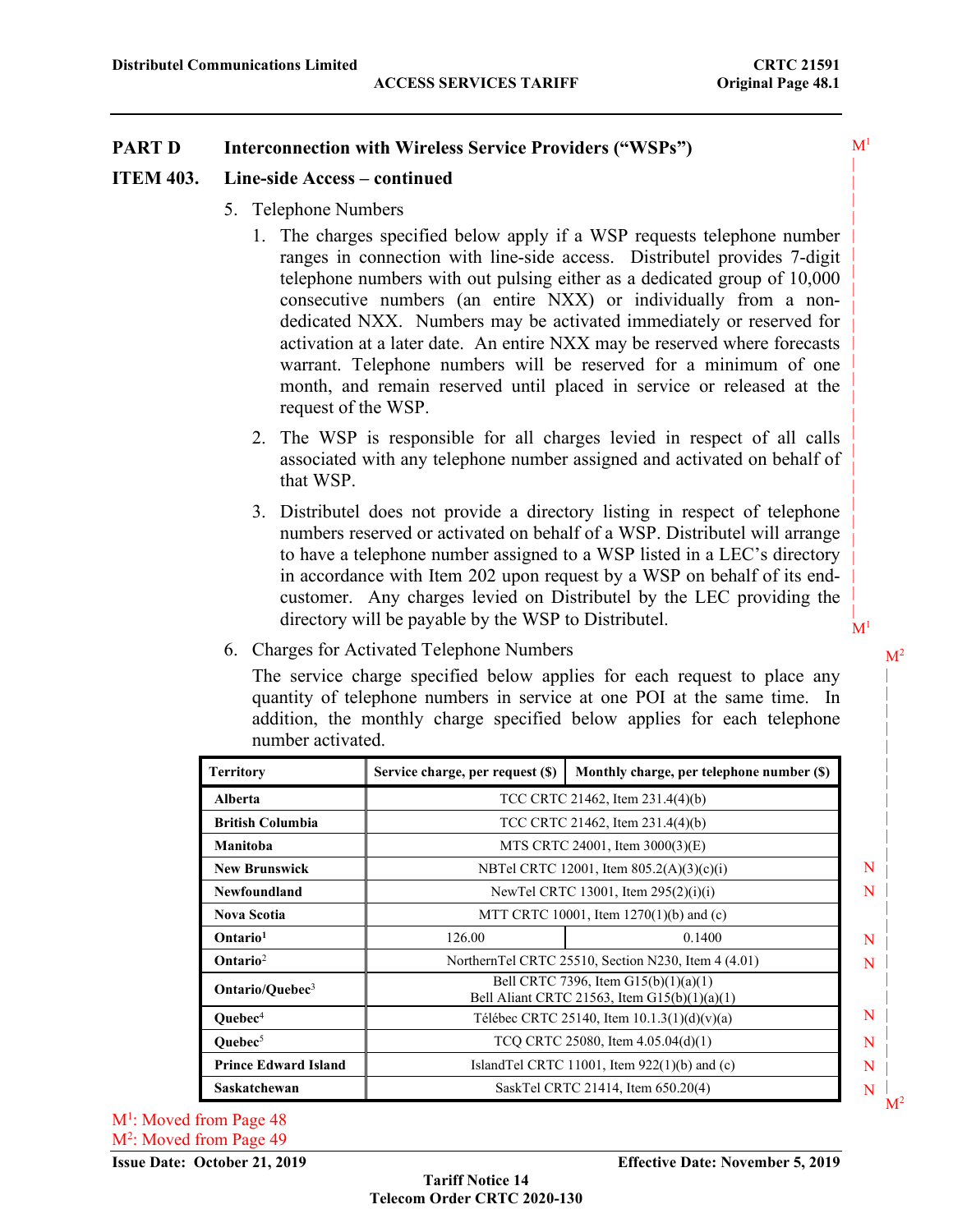## PART D Interconnection with Wireless Service Providers ("WSPs")

### ITEM 403. Line-side Access – continued

5. Telephone Numbers

   1. The charges specified below apply if a WSP requests telephone number ranges in connection with line-side access. Distributel provides 7-digit telephone numbers with out pulsing either as a dedicated group of 10,000 consecutive numbers (an entire NXX) or individually from a non-dedicated NXX. Numbers may be activated immediately or reserved for activation at a later date. An entire NXX may be reserved where forecasts warrant. Telephone numbers will be reserved for a minimum of one month, and remain reserved until placed in service or released at the request of the WSP.

   2. The WSP is responsible for all charges levied in respect of all calls associated with any telephone number assigned and activated on behalf of that WSP.

   3. Distributel does not provide a directory listing in respect of telephone numbers reserved or activated on behalf of a WSP. Distributel will arrange to have a telephone number assigned to a WSP listed in a LEC's directory in accordance with Item 202 upon request by a WSP on behalf of its end-customer. Any charges levied on Distributel by the LEC providing the directory will be payable by the WSP to Distributel.

6. Charges for Activated Telephone Numbers

   The service charge specified below applies for each request to place any quantity of telephone numbers in service at one POI at the same time. In addition, the monthly charge specified below applies for each telephone number activated.

| Territory | Service charge, per request ($) | Monthly charge, per telephone number ($) |
|---|---|---|
| Alberta | TCC CRTC 21462, Item 231.4(4)(b) | |
| British Columbia | TCC CRTC 21462, Item 231.4(4)(b) | |
| Manitoba | MTS CRTC 24001, Item 3000(3)(E) | |
| New Brunswick | NBTel CRTC 12001, Item 805.2(A)(3)(c)(i) | |
| Newfoundland | NewTel CRTC 13001, Item 295(2)(i)(i) | |
| Nova Scotia | MTT CRTC 10001, Item 1270(1)(b) and (c) | |
| Ontario[1] | 126.00 | 0.1400 |
| Ontario[2] | NorthernTel CRTC 25510, Section N230, Item 4 (4.01) | |
| Ontario/Quebec[3] | Bell CRTC 7396, Item G15(b)(1)(a)(1) Bell Aliant CRTC 21563, Item G15(b)(1)(a)(1) | |
| Quebec[4] | Télébec CRTC 25140, Item 10.1.3(1)(d)(v)(a) | |
| Quebec[5] | TCQ CRTC 25080, Item 4.05.04(d)(1) | |
| Prince Edward Island | IslandTel CRTC 11001, Item 922(1)(b) and (c) | |
| Saskatchewan | SaskTel CRTC 21414, Item 650.20(4) | |

M[1]: Moved from Page 48
M[2]: Moved from Page 49

Issue Date: October 21, 2019 | Effective Date: November 5, 2019

Tariff Notice 14
Telecom Order CRTC 2020-130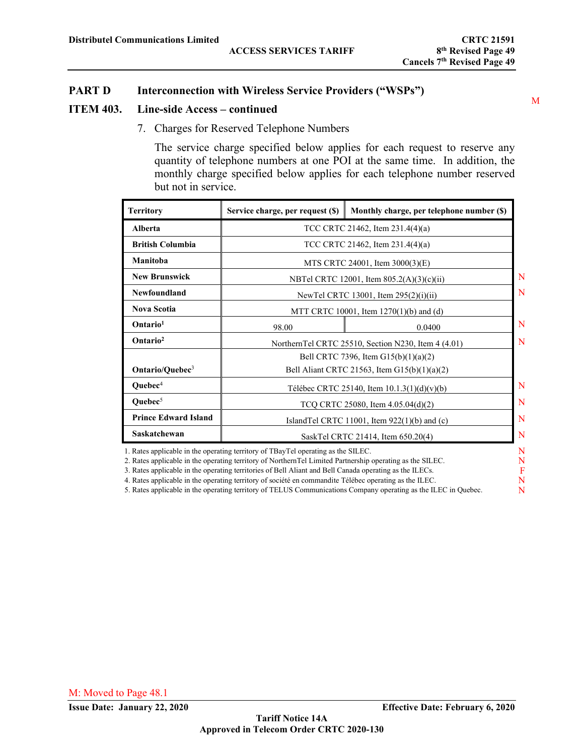## PART D Interconnection with Wireless Service Providers ("WSPs")

M

### ITEM 403. Line-side Access – continued

7. Charges for Reserved Telephone Numbers

   The service charge specified below applies for each request to reserve any quantity of telephone numbers at one POI at the same time. In addition, the monthly charge specified below applies for each telephone number reserved but not in service.

| Territory | Service charge, per request ($) | Monthly charge, per telephone number ($) | |
|---|---|---|---|
| Alberta | TCC CRTC 21462, Item 231.4(4)(a) | | |
| British Columbia | TCC CRTC 21462, Item 231.4(4)(a) | | |
| Manitoba | MTS CRTC 24001, Item 3000(3)(E) | | |
| New Brunswick | NBTel CRTC 12001, Item 805.2(A)(3)(c)(ii) | | N |
| Newfoundland | NewTel CRTC 13001, Item 295(2)(i)(ii) | | N |
| Nova Scotia | MTT CRTC 10001, Item 1270(1)(b) and (d) | | |
| Ontario[1] | 98.00 | 0.0400 | N |
| Ontario[2] | NorthernTel CRTC 25510, Section N230, Item 4 (4.01) | | N |
| Ontario/Quebec[3] | Bell CRTC 7396, Item G15(b)(1)(a)(2)<br>Bell Aliant CRTC 21563, Item G15(b)(1)(a)(2) | | |
| Quebec[4] | Télébec CRTC 25140, Item 10.1.3(1)(d)(v)(b) | | N |
| Quebec[5] | TCQ CRTC 25080, Item 4.05.04(d)(2) | | N |
| Prince Edward Island | IslandTel CRTC 11001, Item 922(1)(b) and (c) | | N |
| Saskatchewan | SaskTel CRTC 21414, Item 650.20(4) | | N |

1. Rates applicable in the operating territory of TBayTel operating as the SILEC. N
2. Rates applicable in the operating territory of NorthernTel Limited Partnership operating as the SILEC. N
3. Rates applicable in the operating territories of Bell Aliant and Bell Canada operating as the ILECs. F
4. Rates applicable in the operating territory of société en commandite Télébec operating as the ILEC. N
5. Rates applicable in the operating territory of TELUS Communications Company operating as the ILEC in Quebec. N

M: Moved to Page 48.1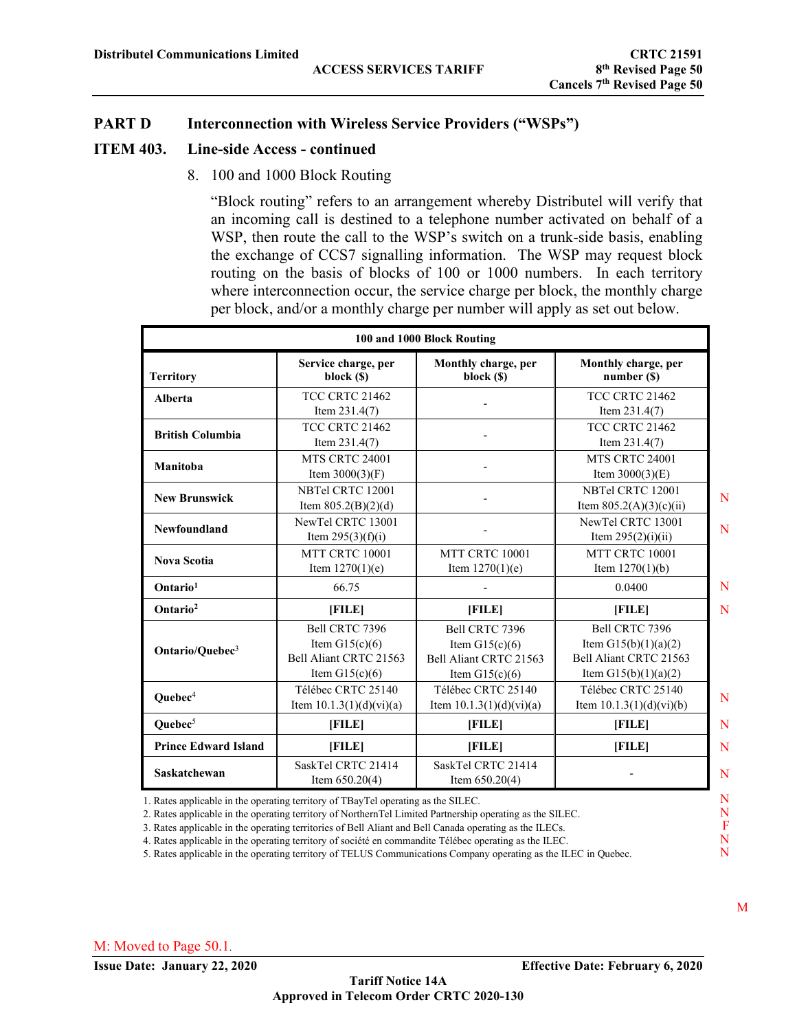## PART D Interconnection with Wireless Service Providers ("WSPs")

### ITEM 403. Line-side Access - continued

8. 100 and 1000 Block Routing

"Block routing" refers to an arrangement whereby Distributel will verify that an incoming call is destined to a telephone number activated on behalf of a WSP, then route the call to the WSP's switch on a trunk-side basis, enabling the exchange of CCS7 signalling information. The WSP may request block routing on the basis of blocks of 100 or 1000 numbers. In each territory where interconnection occur, the service charge per block, the monthly charge per block, and/or a monthly charge per number will apply as set out below.

| 100 and 1000 Block Routing | | | | |
|---|---|---|---|---|
| **Territory** | **Service charge, per block ($)** | **Monthly charge, per block ($)** | **Monthly charge, per number ($)** | |
| **Alberta** | TCC CRTC 21462 Item 231.4(7) | - | TCC CRTC 21462 Item 231.4(7) | |
| **British Columbia** | TCC CRTC 21462 Item 231.4(7) | - | TCC CRTC 21462 Item 231.4(7) | |
| **Manitoba** | MTS CRTC 24001 Item 3000(3)(F) | - | MTS CRTC 24001 Item 3000(3)(E) | |
| **New Brunswick** | NBTel CRTC 12001 Item 805.2(B)(2)(d) | - | NBTel CRTC 12001 Item 805.2(A)(3)(c)(ii) | N |
| **Newfoundland** | NewTel CRTC 13001 Item 295(3)(f)(i) | - | NewTel CRTC 13001 Item 295(2)(i)(ii) | N |
| **Nova Scotia** | MTT CRTC 10001 Item 1270(1)(e) | MTT CRTC 10001 Item 1270(1)(e) | MTT CRTC 10001 Item 1270(1)(b) | |
| **Ontario**[1] | 66.75 | - | 0.0400 | N |
| **Ontario**[2] | **[FILE]** | **[FILE]** | **[FILE]** | N |
| **Ontario/Quebec**[3] | Bell CRTC 7396 Item G15(c)(6) Bell Aliant CRTC 21563 Item G15(c)(6) | Bell CRTC 7396 Item G15(c)(6) Bell Aliant CRTC 21563 Item G15(c)(6) | Bell CRTC 7396 Item G15(b)(1)(a)(2) Bell Aliant CRTC 21563 Item G15(b)(1)(a)(2) | |
| **Quebec**[4] | Télébec CRTC 25140 Item 10.1.3(1)(d)(vi)(a) | Télébec CRTC 25140 Item 10.1.3(1)(d)(vi)(a) | Télébec CRTC 25140 Item 10.1.3(1)(d)(vi)(b) | N |
| **Quebec**[5] | **[FILE]** | **[FILE]** | **[FILE]** | N |
| **Prince Edward Island** | **[FILE]** | **[FILE]** | **[FILE]** | N |
| **Saskatchewan** | SaskTel CRTC 21414 Item 650.20(4) | SaskTel CRTC 21414 Item 650.20(4) | - | N |

1. Rates applicable in the operating territory of TBayTel operating as the SILEC. N
2. Rates applicable in the operating territory of NorthernTel Limited Partnership operating as the SILEC. N
3. Rates applicable in the operating territories of Bell Aliant and Bell Canada operating as the ILECs. F
4. Rates applicable in the operating territory of société en commandite Télébec operating as the ILEC. N
5. Rates applicable in the operating territory of TELUS Communications Company operating as the ILEC in Quebec. N

M

M: Moved to Page 50.1.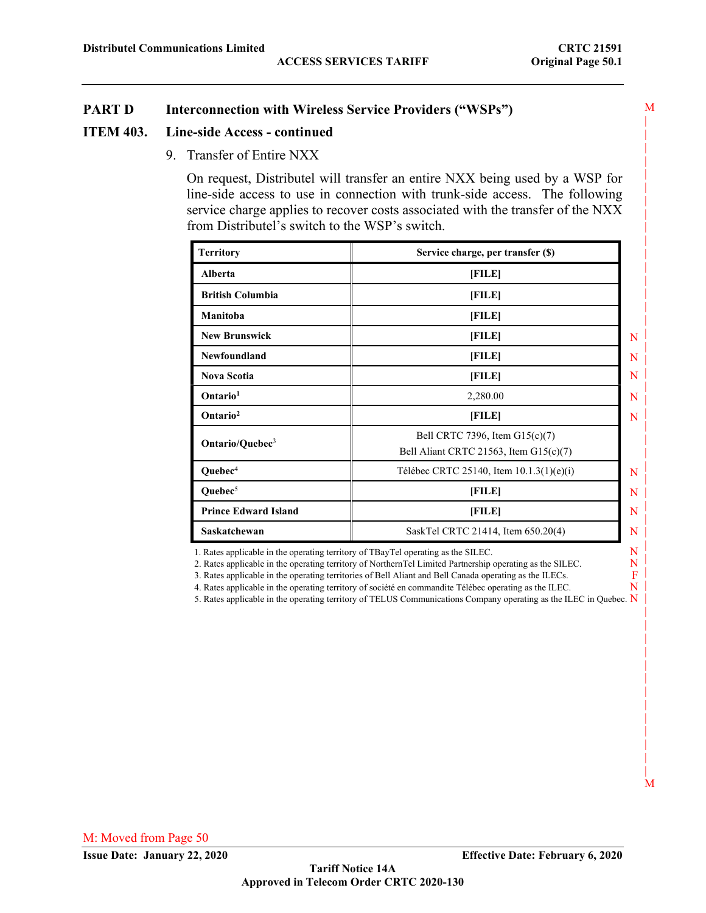## PART D Interconnection with Wireless Service Providers ("WSPs")

### ITEM 403. Line-side Access - continued

9. Transfer of Entire NXX

   On request, Distributel will transfer an entire NXX being used by a WSP for line-side access to use in connection with trunk-side access. The following service charge applies to recover costs associated with the transfer of the NXX from Distributel's switch to the WSP's switch.

| Territory | Service charge, per transfer ($) |
|---|---|
| **Alberta** | **[FILE]** |
| **British Columbia** | **[FILE]** |
| **Manitoba** | **[FILE]** |
| **New Brunswick** | **[FILE]** |
| **Newfoundland** | **[FILE]** |
| **Nova Scotia** | **[FILE]** |
| **Ontario**[1] | 2,280.00 |
| **Ontario**[2] | **[FILE]** |
| **Ontario/Quebec**[3] | Bell CRTC 7396, Item G15(c)(7)<br>Bell Aliant CRTC 21563, Item G15(c)(7) |
| **Quebec**[4] | Télébec CRTC 25140, Item 10.1.3(1)(e)(i) |
| **Quebec**[5] | **[FILE]** |
| **Prince Edward Island** | **[FILE]** |
| **Saskatchewan** | SaskTel CRTC 21414, Item 650.20(4) |

1. Rates applicable in the operating territory of TBayTel operating as the SILEC.
2. Rates applicable in the operating territory of NorthernTel Limited Partnership operating as the SILEC.
3. Rates applicable in the operating territories of Bell Aliant and Bell Canada operating as the ILECs.
4. Rates applicable in the operating territory of société en commandite Télébec operating as the ILEC.
5. Rates applicable in the operating territory of TELUS Communications Company operating as the ILEC in Quebec.

M: Moved from Page 50

**Issue Date: January 22, 2020** **Effective Date: February 6, 2020**

**Tariff Notice 14A**
**Approved in Telecom Order CRTC 2020-130**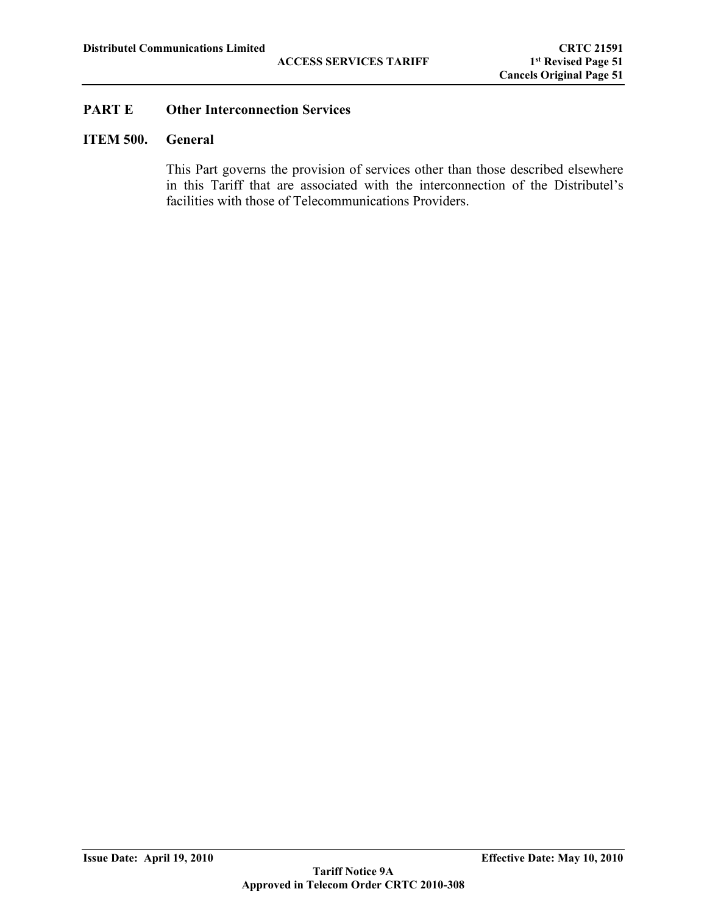## PART E Other Interconnection Services

### ITEM 500. General

This Part governs the provision of services other than those described elsewhere in this Tariff that are associated with the interconnection of the Distributel's facilities with those of Telecommunications Providers.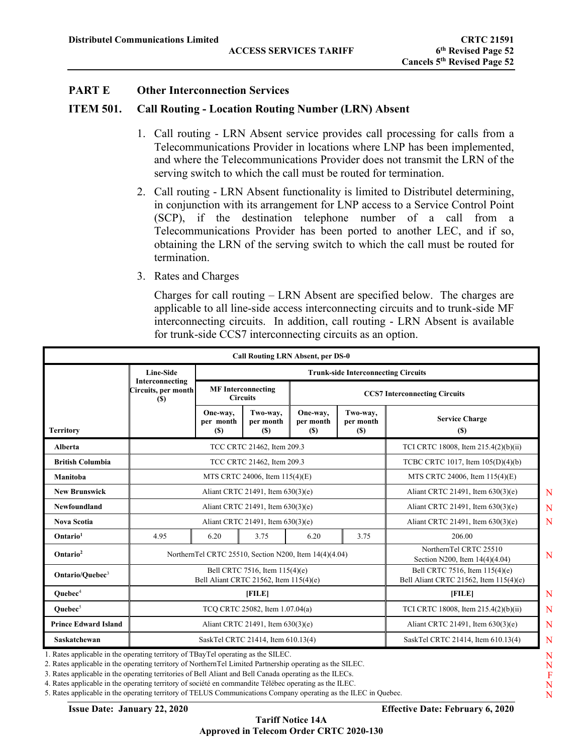## PART E Other Interconnection Services

### ITEM 501. Call Routing - Location Routing Number (LRN) Absent

1. Call routing - LRN Absent service provides call processing for calls from a Telecommunications Provider in locations where LNP has been implemented, and where the Telecommunications Provider does not transmit the LRN of the serving switch to which the call must be routed for termination.

2. Call routing - LRN Absent functionality is limited to Distributel determining, in conjunction with its arrangement for LNP access to a Service Control Point (SCP), if the destination telephone number of a call from a Telecommunications Provider has been ported to another LEC, and if so, obtaining the LRN of the serving switch to which the call must be routed for termination.

3. Rates and Charges

   Charges for call routing – LRN Absent are specified below. The charges are applicable to all line-side access interconnecting circuits and to trunk-side MF interconnecting circuits. In addition, call routing - LRN Absent is available for trunk-side CCS7 interconnecting circuits as an option.

| Call Routing LRN Absent, per DS-0 | | | | | | |
|---|---|---|---|---|---|---|
| | Line-Side Interconnecting Circuits, per month ($) | Trunk-side Interconnecting Circuits | | | | |
| | | MF Interconnecting Circuits | | CCS7 Interconnecting Circuits | | |
| Territory | | One-way, per month ($) | Two-way, per month ($) | One-way, per month ($) | Two-way, per month ($) | Service Charge ($) |
| Alberta | TCC CRTC 21462, Item 209.3 | | | | | TCI CRTC 18008, Item 215.4(2)(b)(ii) |
| British Columbia | TCC CRTC 21462, Item 209.3 | | | | | TCBC CRTC 1017, Item 105(D)(4)(b) |
| Manitoba | MTS CRTC 24006, Item 115(4)(E) | | | | | MTS CRTC 24006, Item 115(4)(E) |
| New Brunswick | Aliant CRTC 21491, Item 630(3)(e) | | | | | Aliant CRTC 21491, Item 630(3)(e) |
| Newfoundland | Aliant CRTC 21491, Item 630(3)(e) | | | | | Aliant CRTC 21491, Item 630(3)(e) |
| Nova Scotia | Aliant CRTC 21491, Item 630(3)(e) | | | | | Aliant CRTC 21491, Item 630(3)(e) |
| Ontario[1] | 4.95 | 6.20 | 3.75 | 6.20 | 3.75 | 206.00 |
| Ontario[2] | NorthernTel CRTC 25510, Section N200, Item 14(4)(4.04) | | | | | NorthernTel CRTC 25510 Section N200, Item 14(4)(4.04) |
| Ontario/Quebec[3] | Bell CRTC 7516, Item 115(4)(e) Bell Aliant CRTC 21562, Item 115(4)(e) | | | | | Bell CRTC 7516, Item 115(4)(e) Bell Aliant CRTC 21562, Item 115(4)(e) |
| Quebec[4] | [FILE] | | | | | [FILE] |
| Quebec[5] | TCQ CRTC 25082, Item 1.07.04(a) | | | | | TCI CRTC 18008, Item 215.4(2)(b)(ii) |
| Prince Edward Island | Aliant CRTC 21491, Item 630(3)(e) | | | | | Aliant CRTC 21491, Item 630(3)(e) |
| Saskatchewan | SaskTel CRTC 21414, Item 610.13(4) | | | | | SaskTel CRTC 21414, Item 610.13(4) |

1. Rates applicable in the operating territory of TBayTel operating as the SILEC.
2. Rates applicable in the operating territory of NorthernTel Limited Partnership operating as the SILEC.
3. Rates applicable in the operating territories of Bell Aliant and Bell Canada operating as the ILECs.
4. Rates applicable in the operating territory of société en commandite Télébec operating as the ILEC.
5. Rates applicable in the operating territory of TELUS Communications Company operating as the ILEC in Quebec.

Issue Date: January 22, 2020 | Effective Date: February 6, 2020

Tariff Notice 14A
Approved in Telecom Order CRTC 2020-130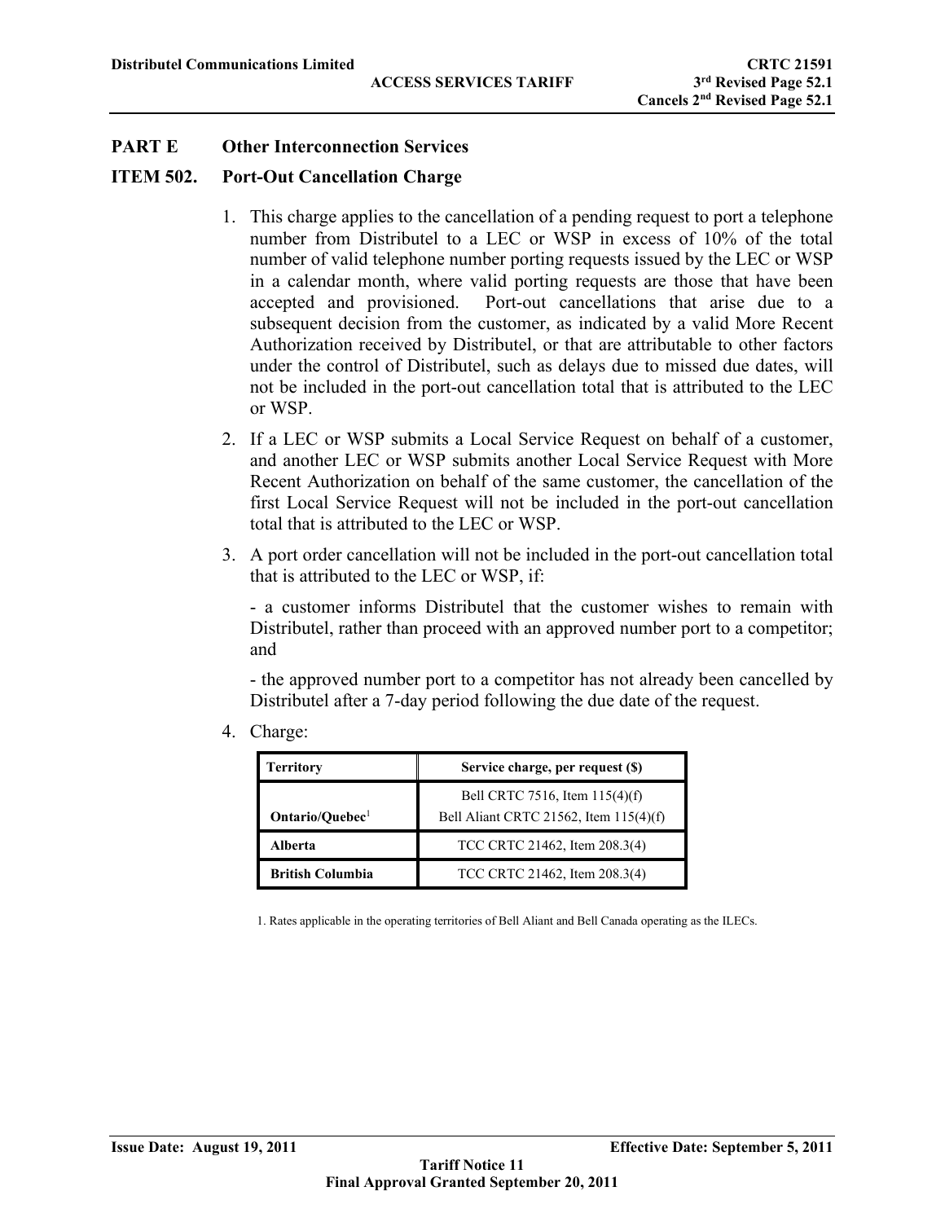## PART E Other Interconnection Services

### ITEM 502. Port-Out Cancellation Charge

1. This charge applies to the cancellation of a pending request to port a telephone number from Distributel to a LEC or WSP in excess of 10% of the total number of valid telephone number porting requests issued by the LEC or WSP in a calendar month, where valid porting requests are those that have been accepted and provisioned. Port-out cancellations that arise due to a subsequent decision from the customer, as indicated by a valid More Recent Authorization received by Distributel, or that are attributable to other factors under the control of Distributel, such as delays due to missed due dates, will not be included in the port-out cancellation total that is attributed to the LEC or WSP.

2. If a LEC or WSP submits a Local Service Request on behalf of a customer, and another LEC or WSP submits another Local Service Request with More Recent Authorization on behalf of the same customer, the cancellation of the first Local Service Request will not be included in the port-out cancellation total that is attributed to the LEC or WSP.

3. A port order cancellation will not be included in the port-out cancellation total that is attributed to the LEC or WSP, if:

   - a customer informs Distributel that the customer wishes to remain with Distributel, rather than proceed with an approved number port to a competitor; and

   - the approved number port to a competitor has not already been cancelled by Distributel after a 7-day period following the due date of the request.

4. Charge:

| Territory | Service charge, per request ($) |
|---|---|
| **Ontario/Quebec**[1] | Bell CRTC 7516, Item 115(4)(f)<br>Bell Aliant CRTC 21562, Item 115(4)(f) |
| **Alberta** | TCC CRTC 21462, Item 208.3(4) |
| **British Columbia** | TCC CRTC 21462, Item 208.3(4) |

1. Rates applicable in the operating territories of Bell Aliant and Bell Canada operating as the ILECs.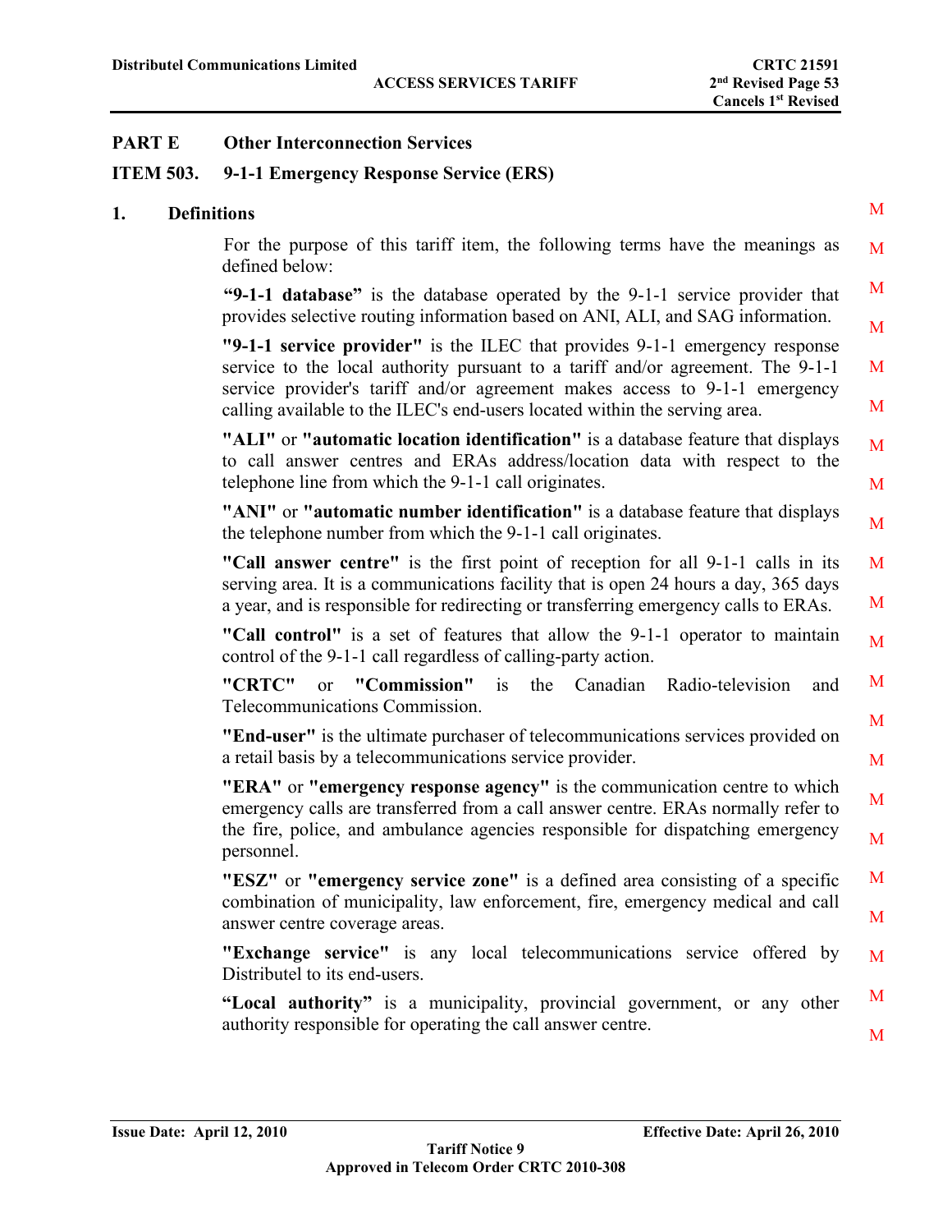## PART E Other Interconnection Services

### ITEM 503. 9-1-1 Emergency Response Service (ERS)

### 1. Definitions

For the purpose of this tariff item, the following terms have the meanings as defined below:

**"9-1-1 database"** is the database operated by the 9-1-1 service provider that provides selective routing information based on ANI, ALI, and SAG information.

**"9-1-1 service provider"** is the ILEC that provides 9-1-1 emergency response service to the local authority pursuant to a tariff and/or agreement. The 9-1-1 service provider's tariff and/or agreement makes access to 9-1-1 emergency calling available to the ILEC's end-users located within the serving area.

**"ALI"** or **"automatic location identification"** is a database feature that displays to call answer centres and ERAs address/location data with respect to the telephone line from which the 9-1-1 call originates.

**"ANI"** or **"automatic number identification"** is a database feature that displays the telephone number from which the 9-1-1 call originates.

**"Call answer centre"** is the first point of reception for all 9-1-1 calls in its serving area. It is a communications facility that is open 24 hours a day, 365 days a year, and is responsible for redirecting or transferring emergency calls to ERAs.

**"Call control"** is a set of features that allow the 9-1-1 operator to maintain control of the 9-1-1 call regardless of calling-party action.

**"CRTC"** or **"Commission"** is the Canadian Radio-television and Telecommunications Commission.

**"End-user"** is the ultimate purchaser of telecommunications services provided on a retail basis by a telecommunications service provider.

**"ERA"** or **"emergency response agency"** is the communication centre to which emergency calls are transferred from a call answer centre. ERAs normally refer to the fire, police, and ambulance agencies responsible for dispatching emergency personnel.

**"ESZ"** or **"emergency service zone"** is a defined area consisting of a specific combination of municipality, law enforcement, fire, emergency medical and call answer centre coverage areas.

**"Exchange service"** is any local telecommunications service offered by Distributel to its end-users.

**"Local authority"** is a municipality, provincial government, or any other authority responsible for operating the call answer centre.

Issue Date: April 12, 2010 — Effective Date: April 26, 2010

Tariff Notice 9

Approved in Telecom Order CRTC 2010-308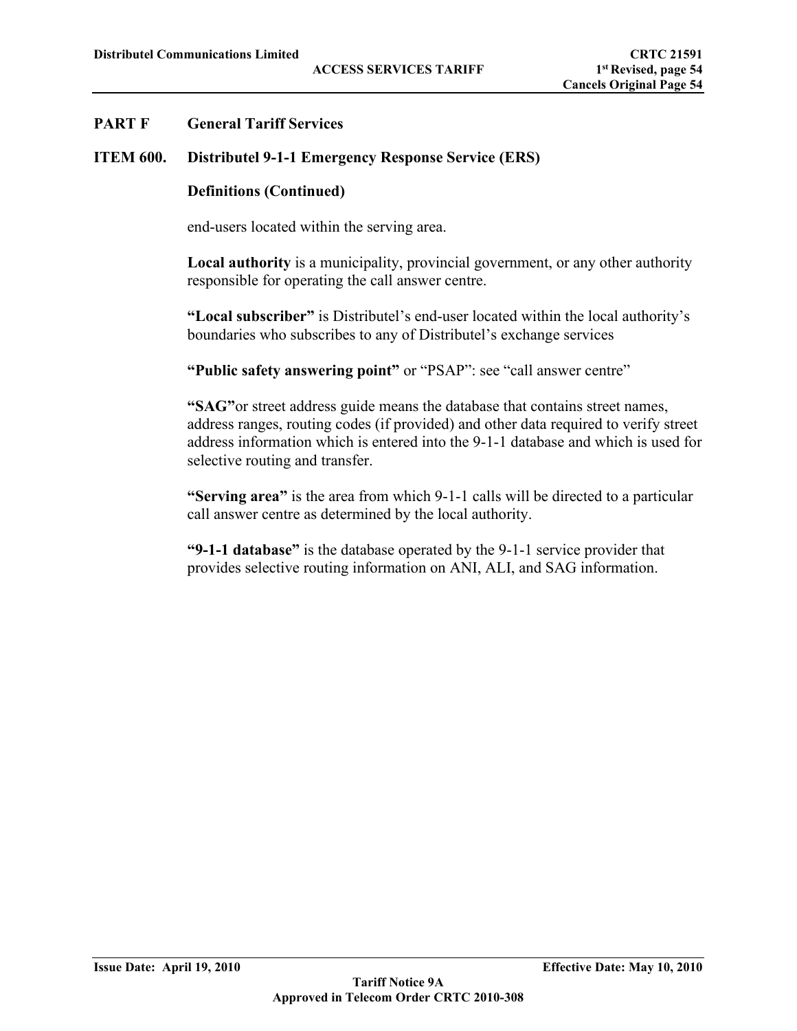## PART F General Tariff Services

### ITEM 600. Distributel 9-1-1 Emergency Response Service (ERS)

**Definitions (Continued)**

end-users located within the serving area.

**Local authority** is a municipality, provincial government, or any other authority responsible for operating the call answer centre.

**"Local subscriber"** is Distributel's end-user located within the local authority's boundaries who subscribes to any of Distributel's exchange services

**"Public safety answering point"** or "PSAP": see "call answer centre"

**"SAG"**or street address guide means the database that contains street names, address ranges, routing codes (if provided) and other data required to verify street address information which is entered into the 9-1-1 database and which is used for selective routing and transfer.

**"Serving area"** is the area from which 9-1-1 calls will be directed to a particular call answer centre as determined by the local authority.

**"9-1-1 database"** is the database operated by the 9-1-1 service provider that provides selective routing information on ANI, ALI, and SAG information.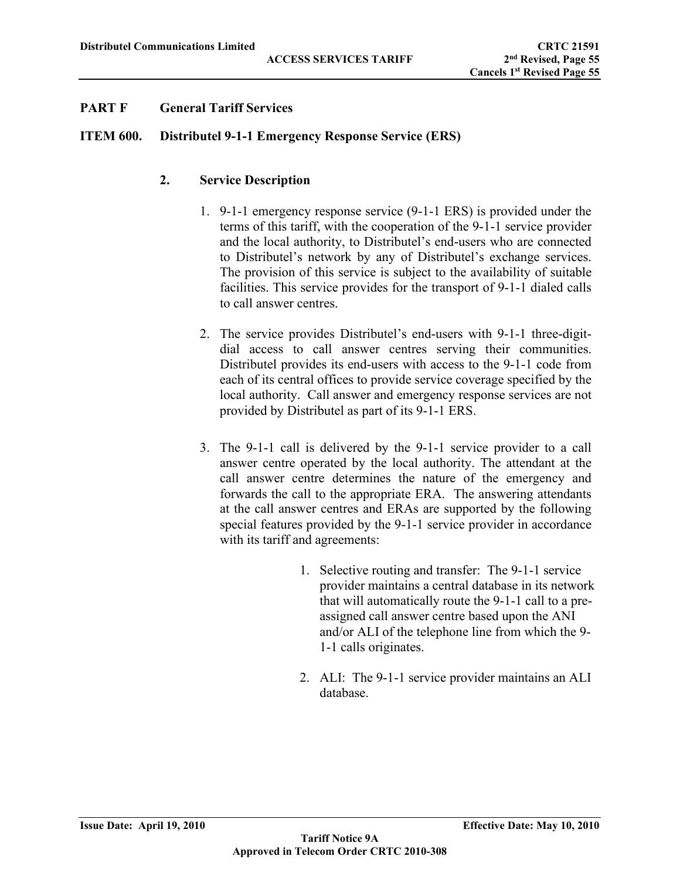## PART F General Tariff Services

### ITEM 600. Distributel 9-1-1 Emergency Response Service (ERS)

#### 2. Service Description

1. 9-1-1 emergency response service (9-1-1 ERS) is provided under the terms of this tariff, with the cooperation of the 9-1-1 service provider and the local authority, to Distributel's end-users who are connected to Distributel's network by any of Distributel's exchange services. The provision of this service is subject to the availability of suitable facilities. This service provides for the transport of 9-1-1 dialed calls to call answer centres.

2. The service provides Distributel's end-users with 9-1-1 three-digit-dial access to call answer centres serving their communities. Distributel provides its end-users with access to the 9-1-1 code from each of its central offices to provide service coverage specified by the local authority. Call answer and emergency response services are not provided by Distributel as part of its 9-1-1 ERS.

3. The 9-1-1 call is delivered by the 9-1-1 service provider to a call answer centre operated by the local authority. The attendant at the call answer centre determines the nature of the emergency and forwards the call to the appropriate ERA. The answering attendants at the call answer centres and ERAs are supported by the following special features provided by the 9-1-1 service provider in accordance with its tariff and agreements:

    1. Selective routing and transfer: The 9-1-1 service provider maintains a central database in its network that will automatically route the 9-1-1 call to a pre-assigned call answer centre based upon the ANI and/or ALI of the telephone line from which the 9-1-1 calls originates.

    2. ALI: The 9-1-1 service provider maintains an ALI database.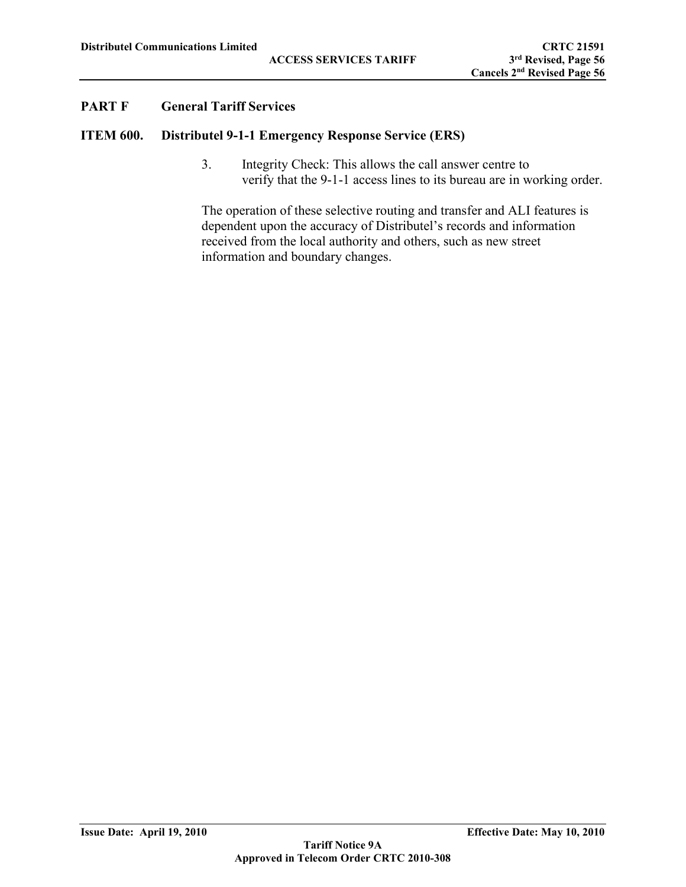## PART F General Tariff Services

### ITEM 600. Distributel 9-1-1 Emergency Response Service (ERS)

3. Integrity Check: This allows the call answer centre to verify that the 9-1-1 access lines to its bureau are in working order.

The operation of these selective routing and transfer and ALI features is dependent upon the accuracy of Distributel's records and information received from the local authority and others, such as new street information and boundary changes.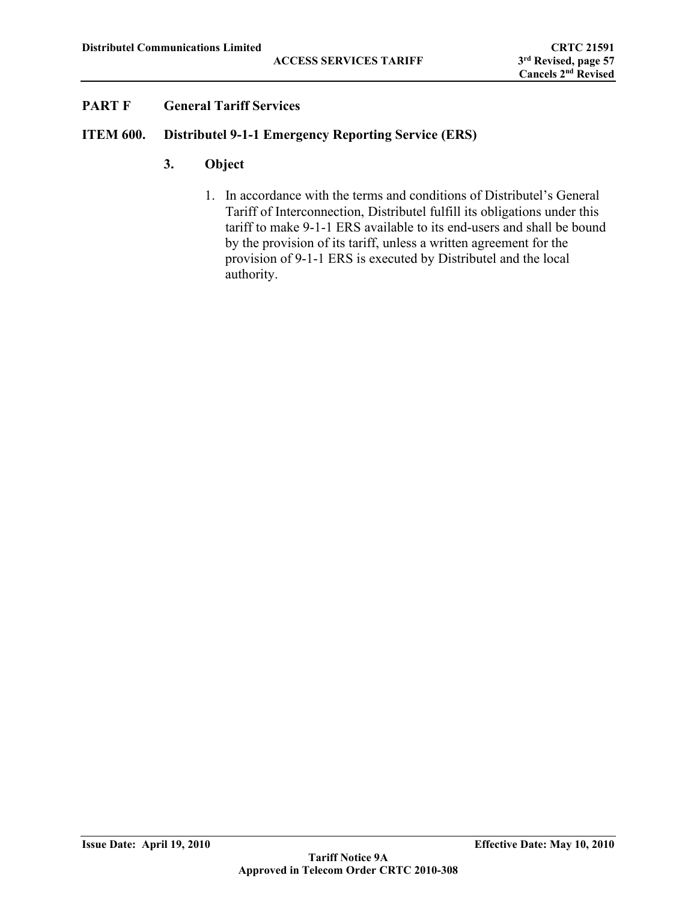## PART F General Tariff Services

### ITEM 600. Distributel 9-1-1 Emergency Reporting Service (ERS)

#### 3. Object

1. In accordance with the terms and conditions of Distributel's General Tariff of Interconnection, Distributel fulfill its obligations under this tariff to make 9-1-1 ERS available to its end-users and shall be bound by the provision of its tariff, unless a written agreement for the provision of 9-1-1 ERS is executed by Distributel and the local authority.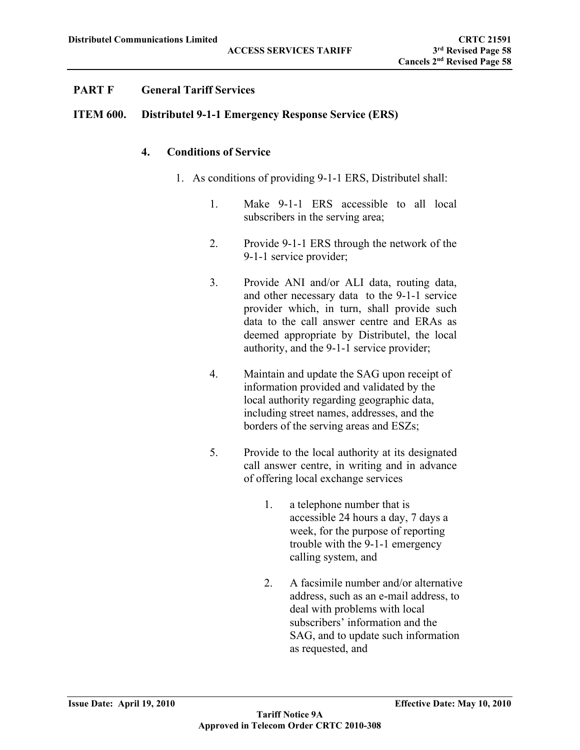## PART F General Tariff Services

## ITEM 600. Distributel 9-1-1 Emergency Response Service (ERS)

### 4. Conditions of Service

1. As conditions of providing 9-1-1 ERS, Distributel shall:

    1. Make 9-1-1 ERS accessible to all local subscribers in the serving area;

    2. Provide 9-1-1 ERS through the network of the 9-1-1 service provider;

    3. Provide ANI and/or ALI data, routing data, and other necessary data to the 9-1-1 service provider which, in turn, shall provide such data to the call answer centre and ERAs as deemed appropriate by Distributel, the local authority, and the 9-1-1 service provider;

    4. Maintain and update the SAG upon receipt of information provided and validated by the local authority regarding geographic data, including street names, addresses, and the borders of the serving areas and ESZs;

    5. Provide to the local authority at its designated call answer centre, in writing and in advance of offering local exchange services

        1. a telephone number that is accessible 24 hours a day, 7 days a week, for the purpose of reporting trouble with the 9-1-1 emergency calling system, and

        2. A facsimile number and/or alternative address, such as an e-mail address, to deal with problems with local subscribers' information and the SAG, and to update such information as requested, and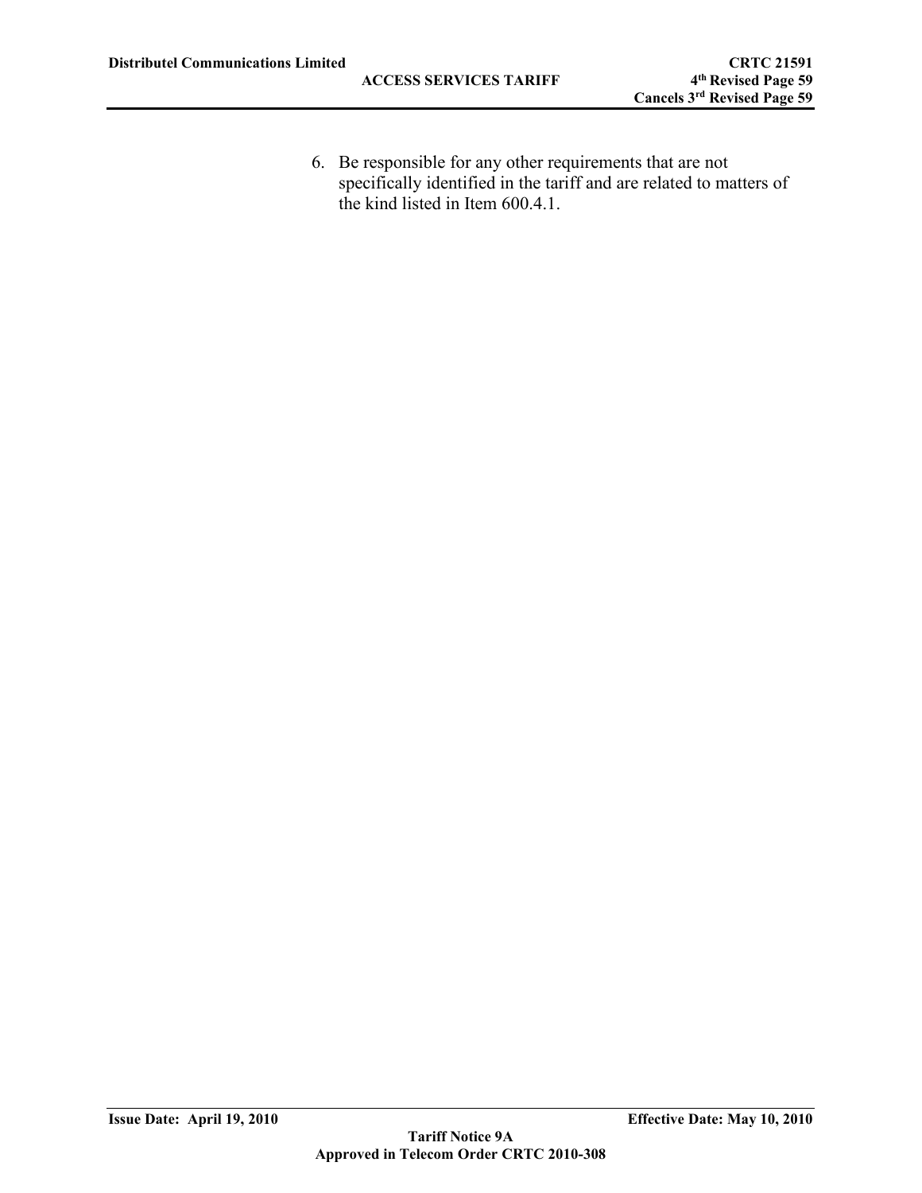6. Be responsible for any other requirements that are not specifically identified in the tariff and are related to matters of the kind listed in Item 600.4.1.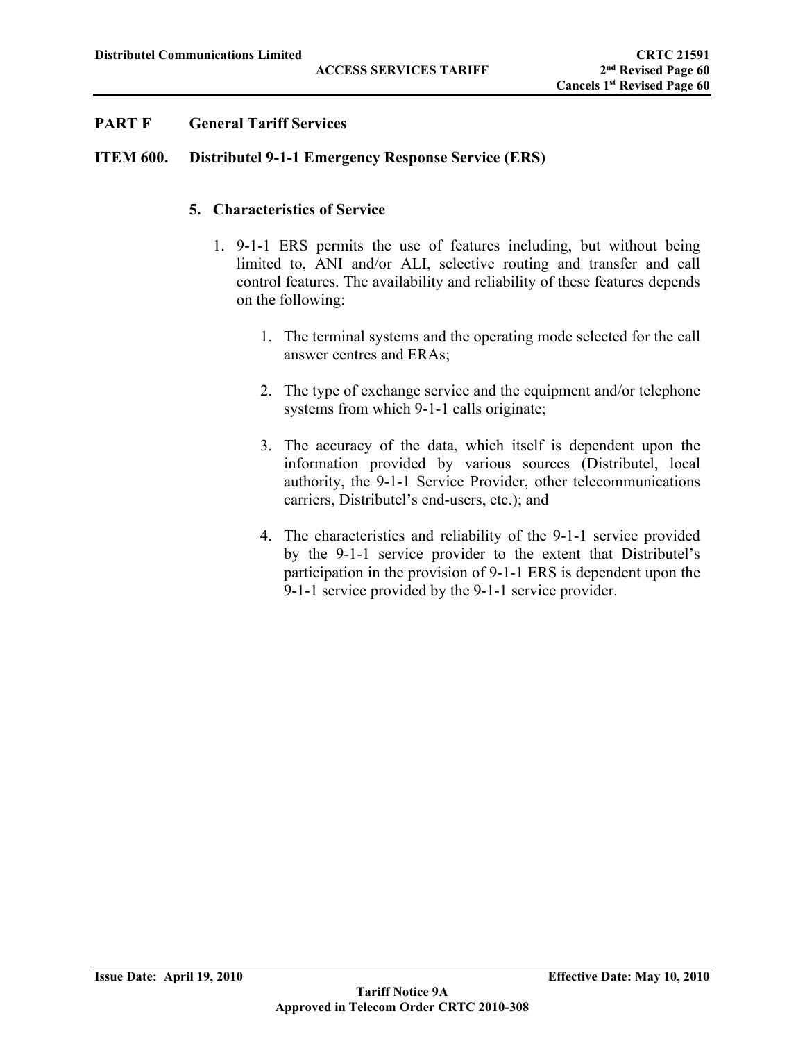## PART F General Tariff Services

### ITEM 600. Distributel 9-1-1 Emergency Response Service (ERS)

#### 5. Characteristics of Service

1. 9-1-1 ERS permits the use of features including, but without being limited to, ANI and/or ALI, selective routing and transfer and call control features. The availability and reliability of these features depends on the following:

    1. The terminal systems and the operating mode selected for the call answer centres and ERAs;

    2. The type of exchange service and the equipment and/or telephone systems from which 9-1-1 calls originate;

    3. The accuracy of the data, which itself is dependent upon the information provided by various sources (Distributel, local authority, the 9-1-1 Service Provider, other telecommunications carriers, Distributel's end-users, etc.); and

    4. The characteristics and reliability of the 9-1-1 service provided by the 9-1-1 service provider to the extent that Distributel's participation in the provision of 9-1-1 ERS is dependent upon the 9-1-1 service provided by the 9-1-1 service provider.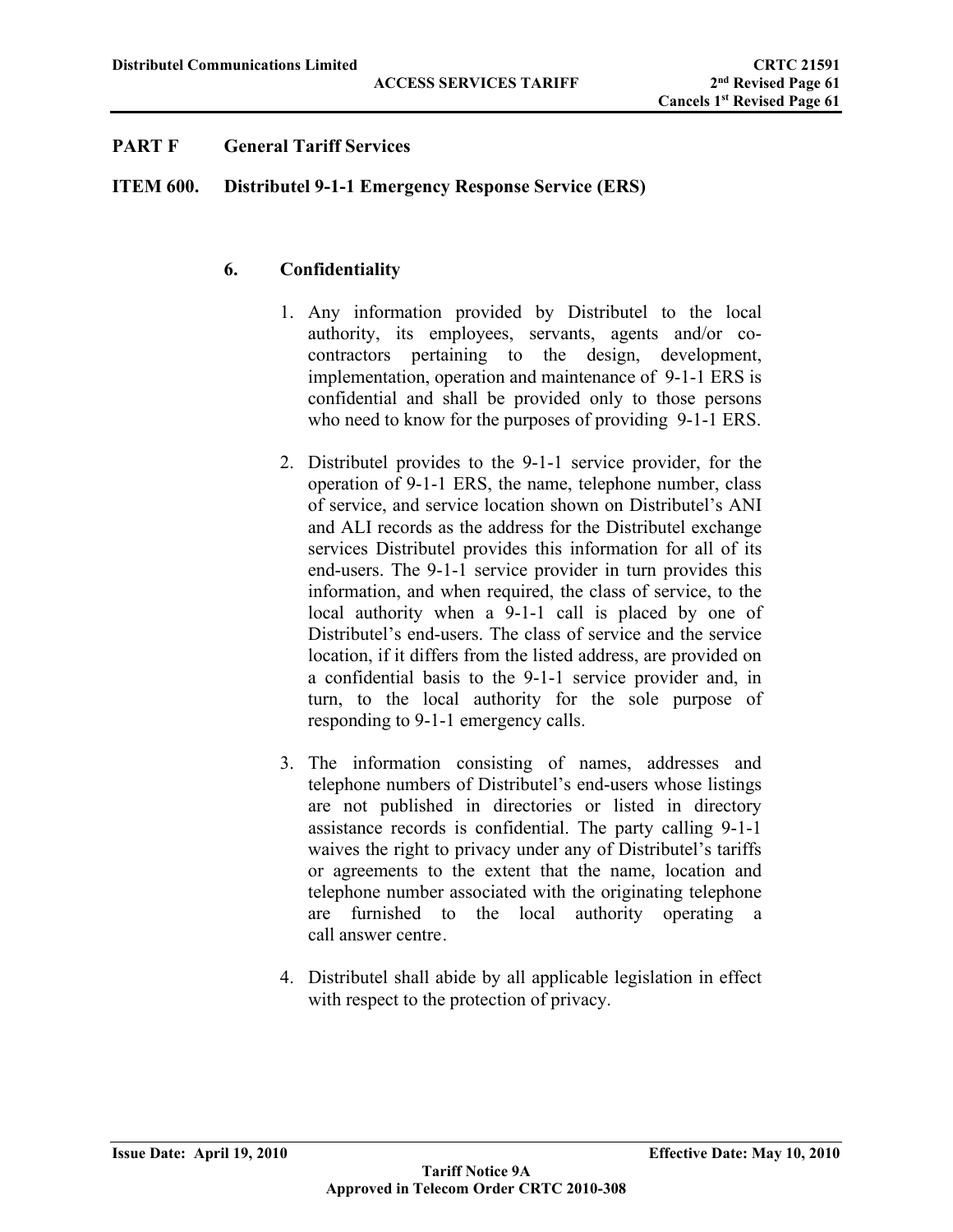## PART F General Tariff Services

### ITEM 600. Distributel 9-1-1 Emergency Response Service (ERS)

#### 6. Confidentiality

1. Any information provided by Distributel to the local authority, its employees, servants, agents and/or co-contractors pertaining to the design, development, implementation, operation and maintenance of 9-1-1 ERS is confidential and shall be provided only to those persons who need to know for the purposes of providing 9-1-1 ERS.

2. Distributel provides to the 9-1-1 service provider, for the operation of 9-1-1 ERS, the name, telephone number, class of service, and service location shown on Distributel's ANI and ALI records as the address for the Distributel exchange services Distributel provides this information for all of its end-users. The 9-1-1 service provider in turn provides this information, and when required, the class of service, to the local authority when a 9-1-1 call is placed by one of Distributel's end-users. The class of service and the service location, if it differs from the listed address, are provided on a confidential basis to the 9-1-1 service provider and, in turn, to the local authority for the sole purpose of responding to 9-1-1 emergency calls.

3. The information consisting of names, addresses and telephone numbers of Distributel's end-users whose listings are not published in directories or listed in directory assistance records is confidential. The party calling 9-1-1 waives the right to privacy under any of Distributel's tariffs or agreements to the extent that the name, location and telephone number associated with the originating telephone are furnished to the local authority operating a call answer centre.

4. Distributel shall abide by all applicable legislation in effect with respect to the protection of privacy.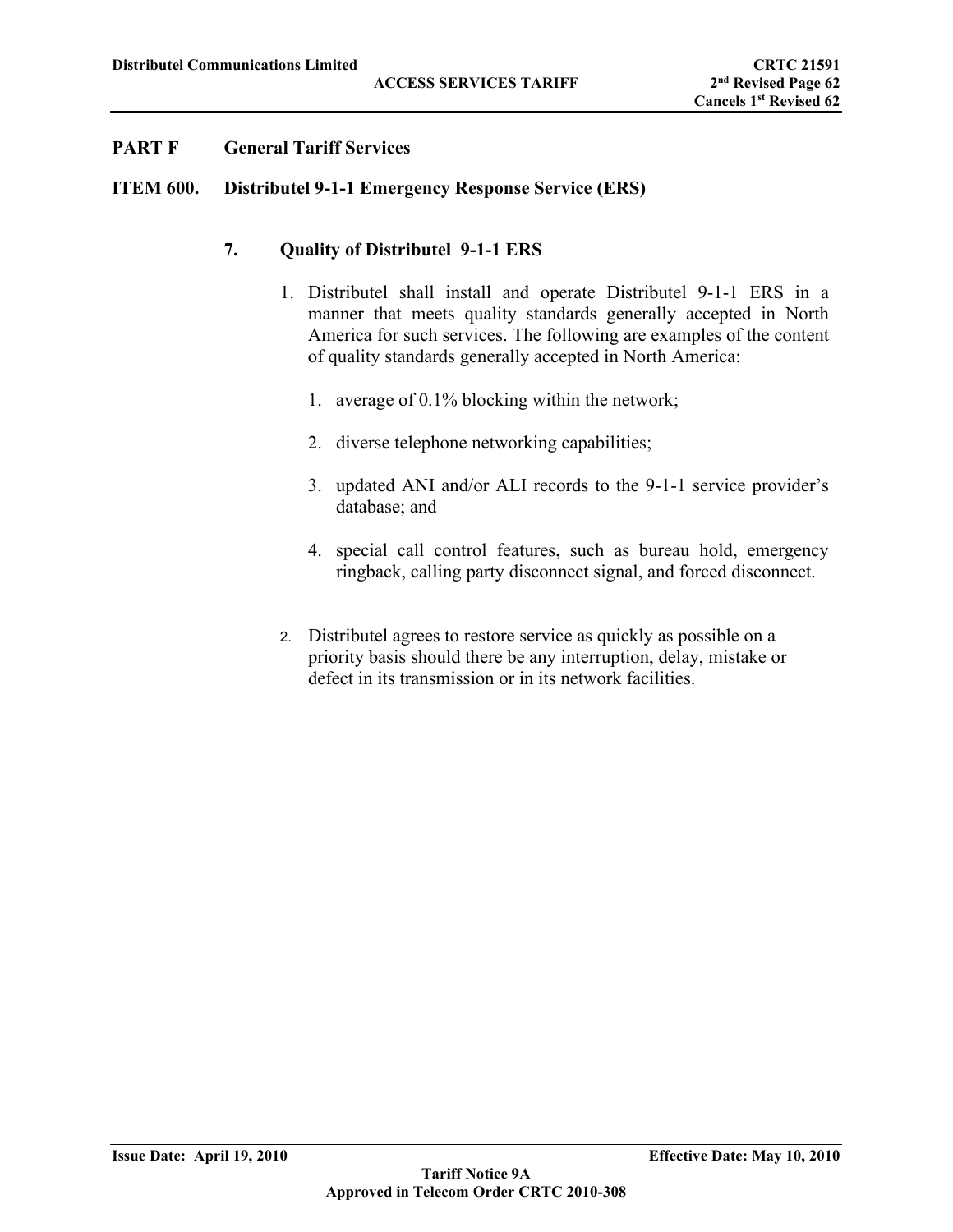## PART F General Tariff Services

### ITEM 600. Distributel 9-1-1 Emergency Response Service (ERS)

#### 7. Quality of Distributel 9-1-1 ERS

1. Distributel shall install and operate Distributel 9-1-1 ERS in a manner that meets quality standards generally accepted in North America for such services. The following are examples of the content of quality standards generally accepted in North America:

   1. average of 0.1% blocking within the network;

   2. diverse telephone networking capabilities;

   3. updated ANI and/or ALI records to the 9-1-1 service provider's database; and

   4. special call control features, such as bureau hold, emergency ringback, calling party disconnect signal, and forced disconnect.

2. Distributel agrees to restore service as quickly as possible on a priority basis should there be any interruption, delay, mistake or defect in its transmission or in its network facilities.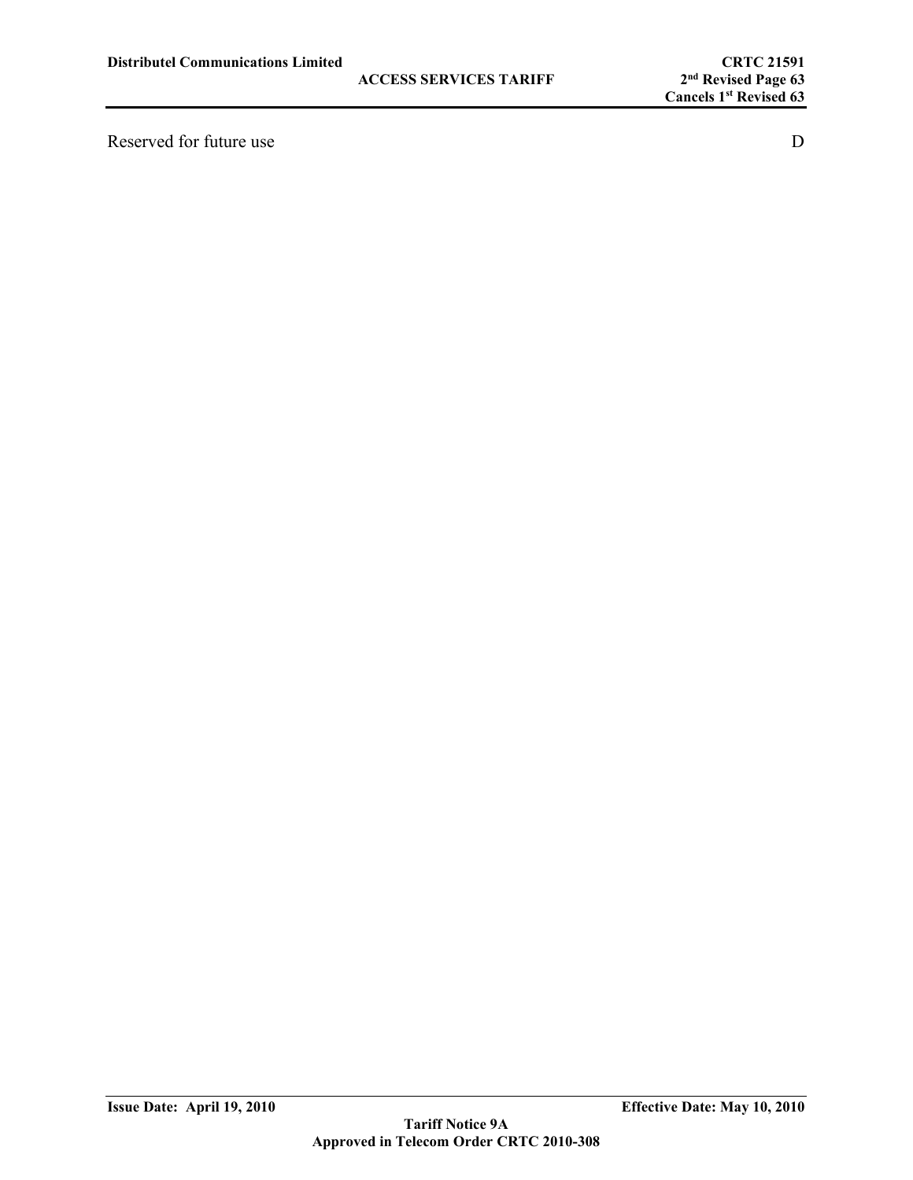Reserved for future use D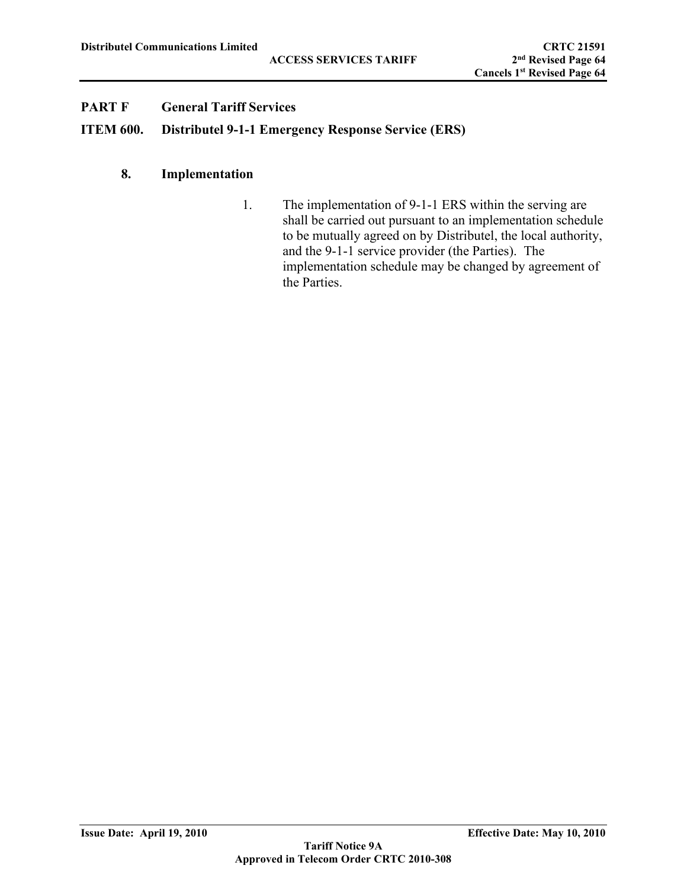**PART F General Tariff Services**

**ITEM 600. Distributel 9-1-1 Emergency Response Service (ERS)**

### 8. Implementation

1. The implementation of 9-1-1 ERS within the serving are shall be carried out pursuant to an implementation schedule to be mutually agreed on by Distributel, the local authority, and the 9-1-1 service provider (the Parties). The implementation schedule may be changed by agreement of the Parties.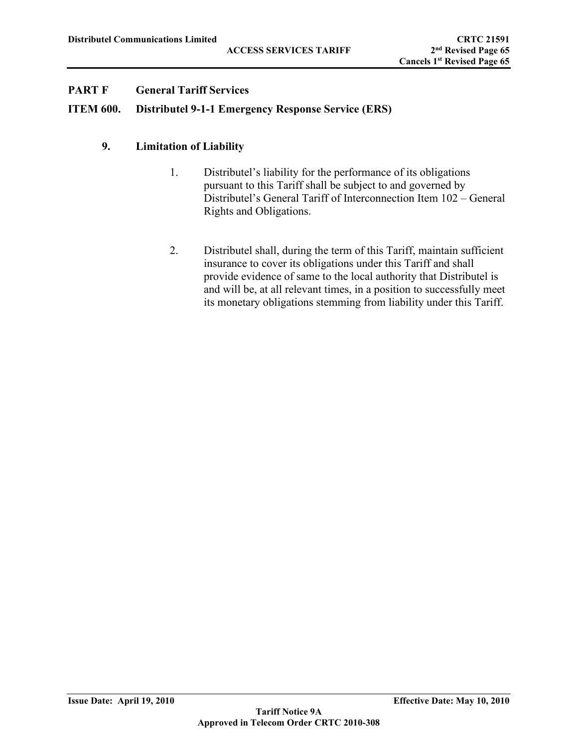**PART F General Tariff Services**

**ITEM 600. Distributel 9-1-1 Emergency Response Service (ERS)**

### 9. Limitation of Liability

1. Distributel's liability for the performance of its obligations pursuant to this Tariff shall be subject to and governed by Distributel's General Tariff of Interconnection Item 102 – General Rights and Obligations.

2. Distributel shall, during the term of this Tariff, maintain sufficient insurance to cover its obligations under this Tariff and shall provide evidence of same to the local authority that Distributel is and will be, at all relevant times, in a position to successfully meet its monetary obligations stemming from liability under this Tariff.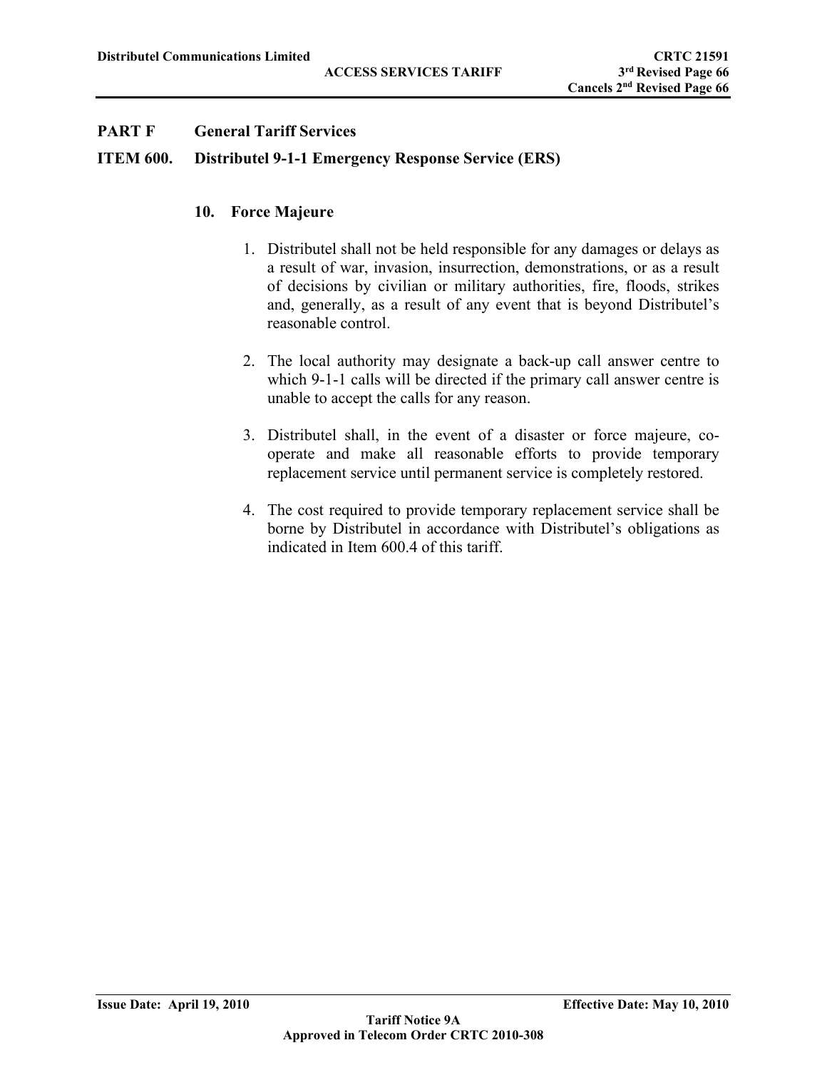# PART F General Tariff Services

## ITEM 600. Distributel 9-1-1 Emergency Response Service (ERS)

### 10. Force Majeure

1. Distributel shall not be held responsible for any damages or delays as a result of war, invasion, insurrection, demonstrations, or as a result of decisions by civilian or military authorities, fire, floods, strikes and, generally, as a result of any event that is beyond Distributel's reasonable control.

2. The local authority may designate a back-up call answer centre to which 9-1-1 calls will be directed if the primary call answer centre is unable to accept the calls for any reason.

3. Distributel shall, in the event of a disaster or force majeure, co-operate and make all reasonable efforts to provide temporary replacement service until permanent service is completely restored.

4. The cost required to provide temporary replacement service shall be borne by Distributel in accordance with Distributel's obligations as indicated in Item 600.4 of this tariff.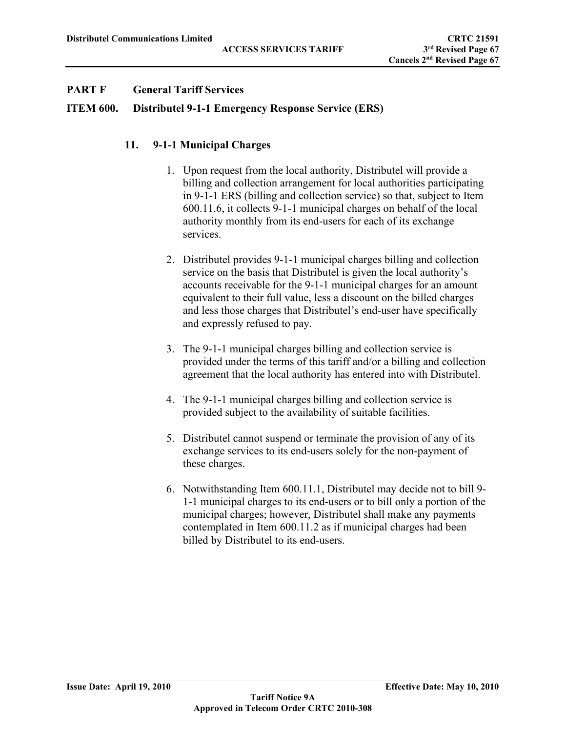## PART F General Tariff Services

## ITEM 600. Distributel 9-1-1 Emergency Response Service (ERS)

### 11. 9-1-1 Municipal Charges

1. Upon request from the local authority, Distributel will provide a billing and collection arrangement for local authorities participating in 9-1-1 ERS (billing and collection service) so that, subject to Item 600.11.6, it collects 9-1-1 municipal charges on behalf of the local authority monthly from its end-users for each of its exchange services.

2. Distributel provides 9-1-1 municipal charges billing and collection service on the basis that Distributel is given the local authority's accounts receivable for the 9-1-1 municipal charges for an amount equivalent to their full value, less a discount on the billed charges and less those charges that Distributel's end-user have specifically and expressly refused to pay.

3. The 9-1-1 municipal charges billing and collection service is provided under the terms of this tariff and/or a billing and collection agreement that the local authority has entered into with Distributel.

4. The 9-1-1 municipal charges billing and collection service is provided subject to the availability of suitable facilities.

5. Distributel cannot suspend or terminate the provision of any of its exchange services to its end-users solely for the non-payment of these charges.

6. Notwithstanding Item 600.11.1, Distributel may decide not to bill 9-1-1 municipal charges to its end-users or to bill only a portion of the municipal charges; however, Distributel shall make any payments contemplated in Item 600.11.2 as if municipal charges had been billed by Distributel to its end-users.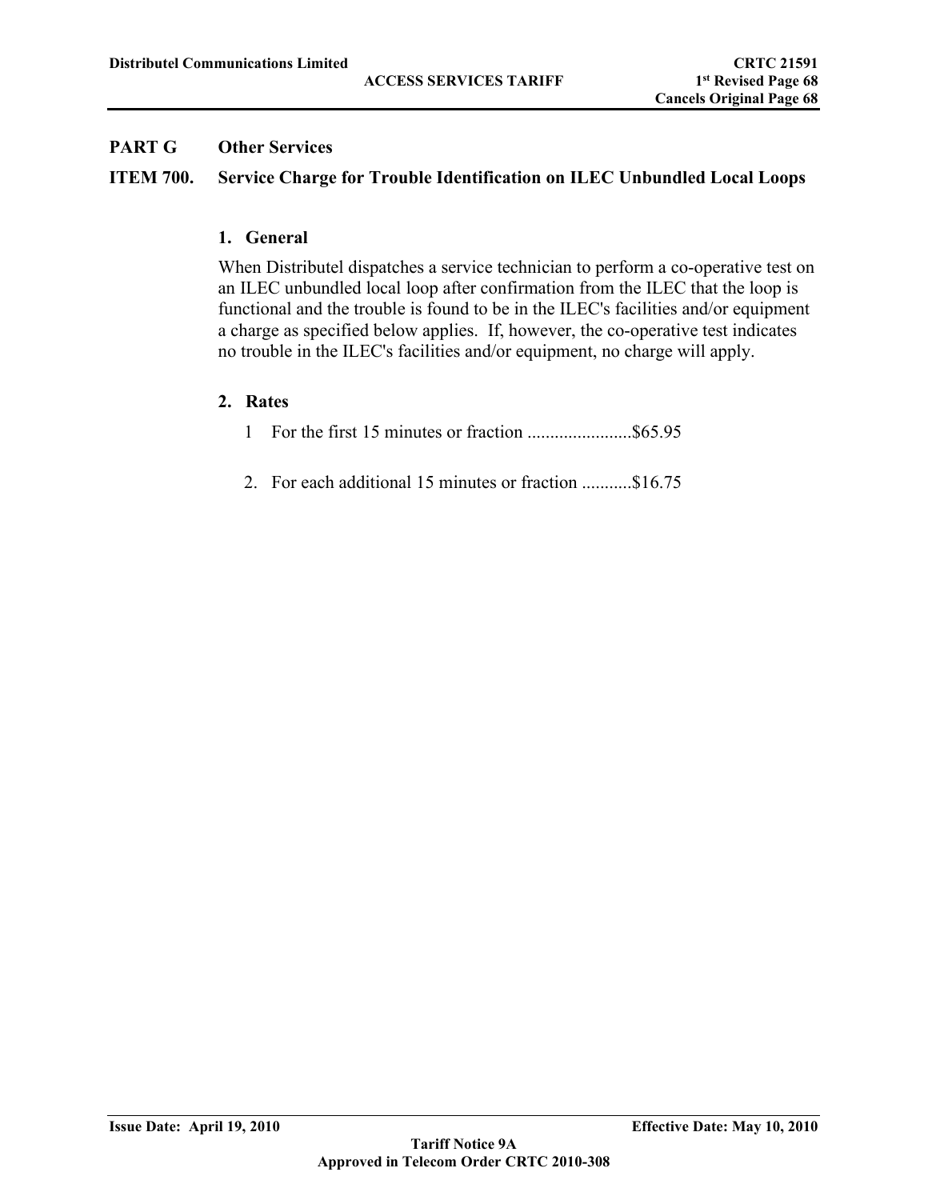## PART G Other Services

### ITEM 700. Service Charge for Trouble Identification on ILEC Unbundled Local Loops

**1. General**

When Distributel dispatches a service technician to perform a co-operative test on an ILEC unbundled local loop after confirmation from the ILEC that the loop is functional and the trouble is found to be in the ILEC's facilities and/or equipment a charge as specified below applies. If, however, the co-operative test indicates no trouble in the ILEC's facilities and/or equipment, no charge will apply.

**2. Rates**

1 For the first 15 minutes or fraction .......................$65.95

2. For each additional 15 minutes or fraction ...........$16.75